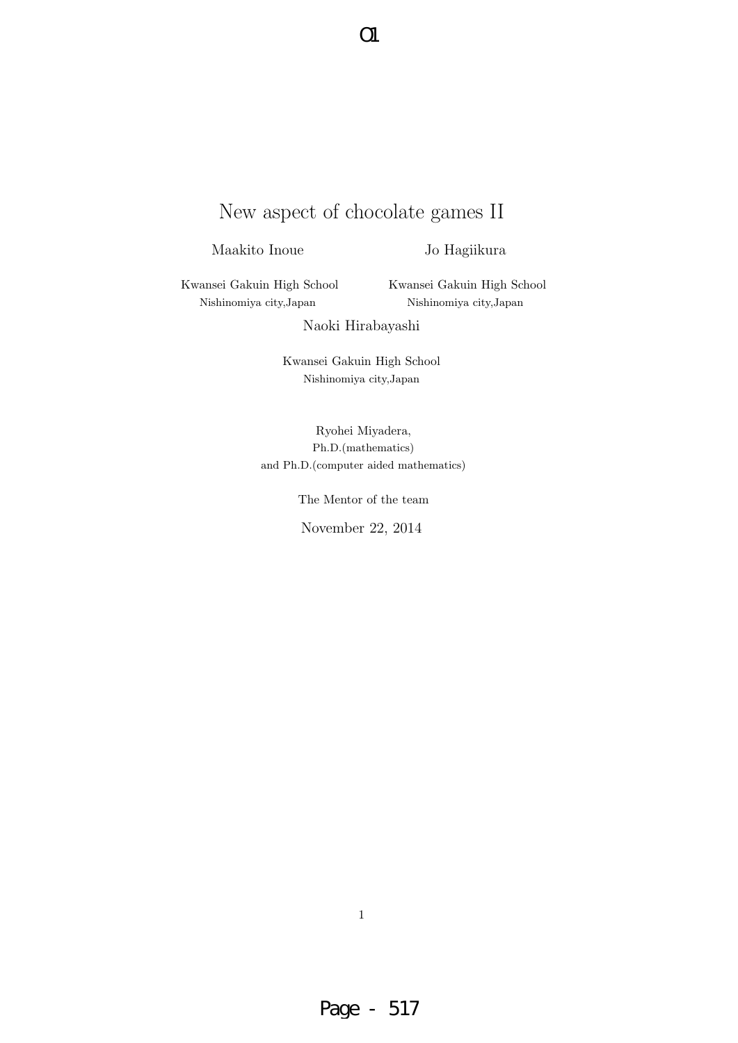# New aspect of chocolate games II

Maakito Inoue

Kwansei Gakuin High School
Nishinomiya city,Japan

Jo Hagiikura

Kwansei Gakuin High School
Nishinomiya city,Japan

Naoki Hirabayashi

Kwansei Gakuin High School
Nishinomiya city,Japan

Ryohei Miyadera,
Ph.D.(mathematics)
and Ph.D.(computer aided mathematics)

The Mentor of the team

November 22, 2014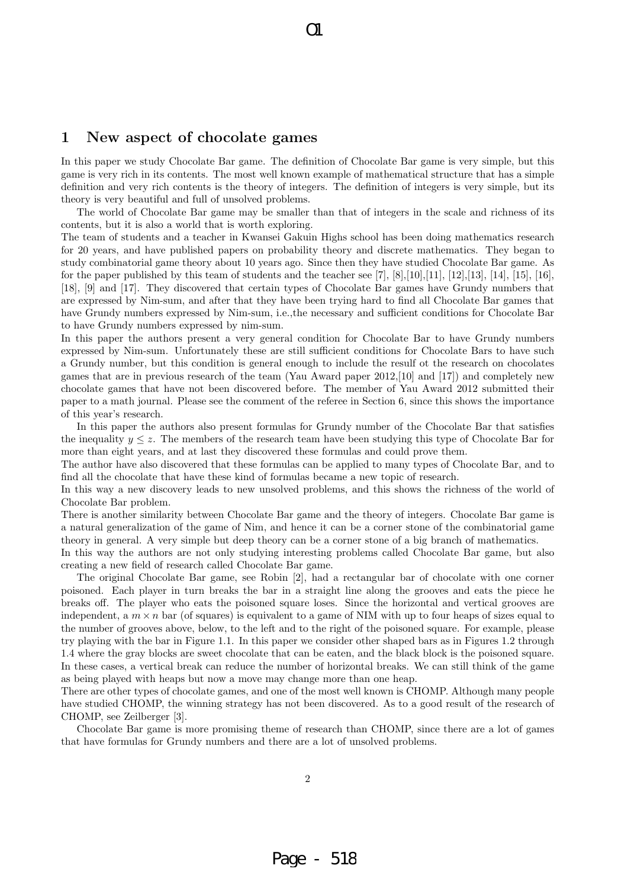## 1 New aspect of chocolate games

In this paper we study Chocolate Bar game. The definition of Chocolate Bar game is very simple, but this game is very rich in its contents. The most well known example of mathematical structure that has a simple definition and very rich contents is the theory of integers. The definition of integers is very simple, but its theory is very beautiful and full of unsolved problems.

The world of Chocolate Bar game may be smaller than that of integers in the scale and richness of its contents, but it is also a world that is worth exploring.

The team of students and a teacher in Kwansei Gakuin Highs school has been doing mathematics research for 20 years, and have published papers on probability theory and discrete mathematics. They began to study combinatorial game theory about 10 years ago. Since then they have studied Chocolate Bar game. As for the paper published by this team of students and the teacher see [7], [8],[10],[11], [12],[13], [14], [15], [16], [18], [9] and [17]. They discovered that certain types of Chocolate Bar games have Grundy numbers that are expressed by Nim-sum, and after that they have been trying hard to find all Chocolate Bar games that have Grundy numbers expressed by Nim-sum, i.e.,the necessary and sufficient conditions for Chocolate Bar to have Grundy numbers expressed by nim-sum.

In this paper the authors present a very general condition for Chocolate Bar to have Grundy numbers expressed by Nim-sum. Unfortunately these are still sufficient conditions for Chocolate Bars to have such a Grundy number, but this condition is general enough to include the resulf ot the research on chocolates games that are in previous research of the team (Yau Award paper 2012,[10] and [17]) and completely new chocolate games that have not been discovered before. The member of Yau Award 2012 submitted their paper to a math journal. Please see the comment of the referee in Section 6, since this shows the importance of this year's research.

In this paper the authors also present formulas for Grundy number of the Chocolate Bar that satisfies the inequality $y \leq z$. The members of the research team have been studying this type of Chocolate Bar for more than eight years, and at last they discovered these formulas and could prove them.

The author have also discovered that these formulas can be applied to many types of Chocolate Bar, and to find all the chocolate that have these kind of formulas became a new topic of research.

In this way a new discovery leads to new unsolved problems, and this shows the richness of the world of Chocolate Bar problem.

There is another similarity between Chocolate Bar game and the theory of integers. Chocolate Bar game is a natural generalization of the game of Nim, and hence it can be a corner stone of the combinatorial game theory in general. A very simple but deep theory can be a corner stone of a big branch of mathematics.

In this way the authors are not only studying interesting problems called Chocolate Bar game, but also creating a new field of research called Chocolate Bar game.

The original Chocolate Bar game, see Robin [2], had a rectangular bar of chocolate with one corner poisoned. Each player in turn breaks the bar in a straight line along the grooves and eats the piece he breaks off. The player who eats the poisoned square loses. Since the horizontal and vertical grooves are independent, a $m \times n$ bar (of squares) is equivalent to a game of NIM with up to four heaps of sizes equal to the number of grooves above, below, to the left and to the right of the poisoned square. For example, please try playing with the bar in Figure 1.1. In this paper we consider other shaped bars as in Figures 1.2 through 1.4 where the gray blocks are sweet chocolate that can be eaten, and the black block is the poisoned square. In these cases, a vertical break can reduce the number of horizontal breaks. We can still think of the game as being played with heaps but now a move may change more than one heap.

There are other types of chocolate games, and one of the most well known is CHOMP. Although many people have studied CHOMP, the winning strategy has not been discovered. As to a good result of the research of CHOMP, see Zeilberger [3].

Chocolate Bar game is more promising theme of research than CHOMP, since there are a lot of games that have formulas for Grundy numbers and there are a lot of unsolved problems.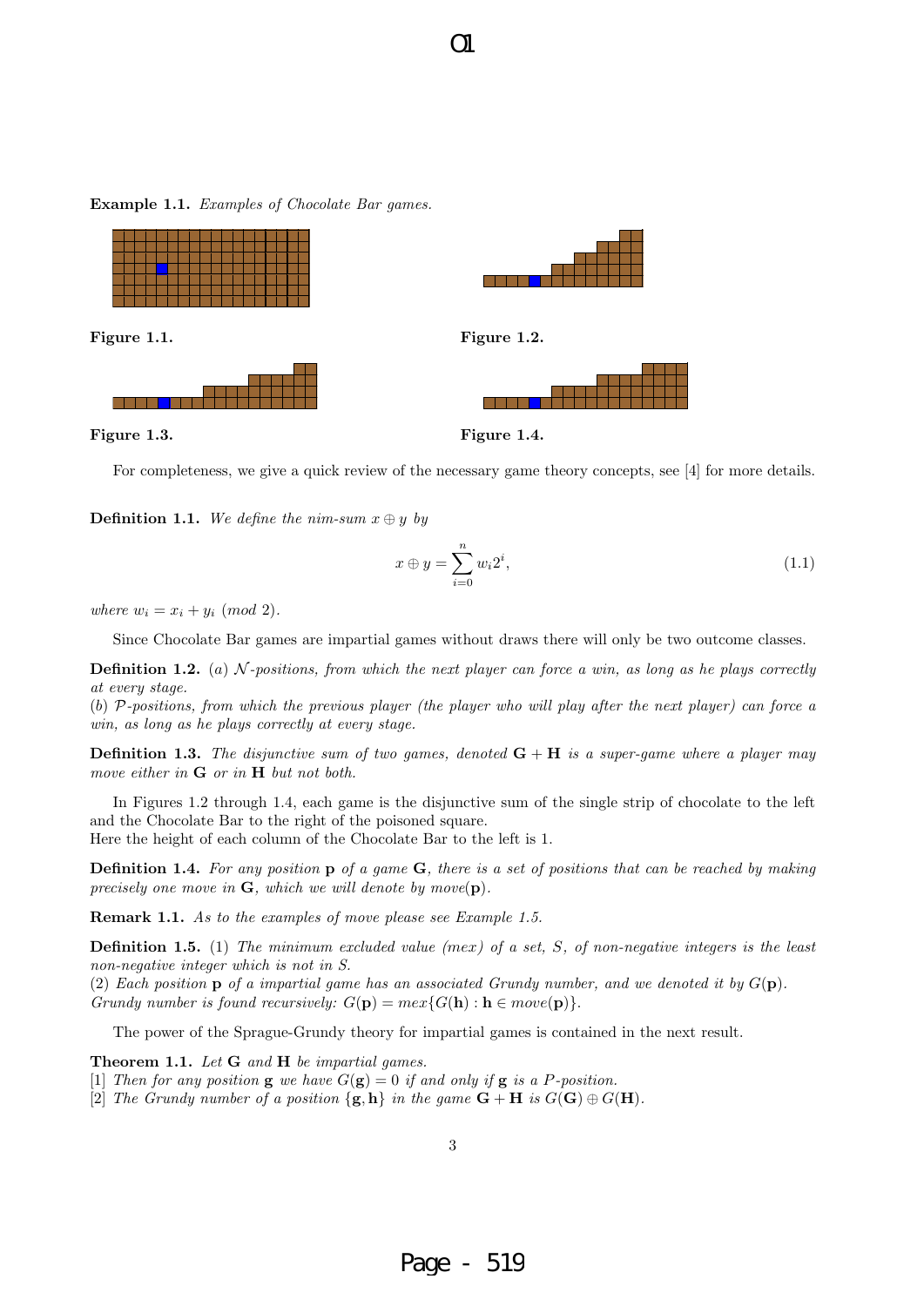**Example 1.1.** *Examples of Chocolate Bar games.*

**Figure 1.1.**

**Figure 1.2.**

**Figure 1.3.**

**Figure 1.4.**

For completeness, we give a quick review of the necessary game theory concepts, see [4] for more details.

**Definition 1.1.** *We define the nim-sum $x \oplus y$ by*

$$x \oplus y = \sum_{i=0}^{n} w_i 2^i, \tag{1.1}$$

*where $w_i = x_i + y_i \pmod 2$.*

Since Chocolate Bar games are impartial games without draws there will only be two outcome classes.

**Definition 1.2.** (*a*) *$\mathcal{N}$-positions, from which the next player can force a win, as long as he plays correctly at every stage.*
(*b*) *$\mathcal{P}$-positions, from which the previous player (the player who will play after the next player) can force a win, as long as he plays correctly at every stage.*

**Definition 1.3.** *The disjunctive sum of two games, denoted $\mathbf{G} + \mathbf{H}$ is a super-game where a player may move either in $\mathbf{G}$ or in $\mathbf{H}$ but not both.*

In Figures 1.2 through 1.4, each game is the disjunctive sum of the single strip of chocolate to the left and the Chocolate Bar to the right of the poisoned square.
Here the height of each column of the Chocolate Bar to the left is 1.

**Definition 1.4.** *For any position $\mathbf{p}$ of a game $\mathbf{G}$, there is a set of positions that can be reached by making precisely one move in $\mathbf{G}$, which we will denote by $move(\mathbf{p})$.*

**Remark 1.1.** *As to the examples of move please see Example 1.5.*

**Definition 1.5.** (1) *The minimum excluded value (mex) of a set, $S$, of non-negative integers is the least non-negative integer which is not in $S$.*
(2) *Each position $\mathbf{p}$ of a impartial game has an associated Grundy number, and we denoted it by $G(\mathbf{p})$. Grundy number is found recursively: $G(\mathbf{p}) = mex\{G(\mathbf{h}) : \mathbf{h} \in move(\mathbf{p})\}$.*

The power of the Sprague-Grundy theory for impartial games is contained in the next result.

**Theorem 1.1.** *Let $\mathbf{G}$ and $\mathbf{H}$ be impartial games.*
[1] *Then for any position $\mathbf{g}$ we have $G(\mathbf{g}) = 0$ if and only if $\mathbf{g}$ is a $P$-position.*
[2] *The Grundy number of a position $\{\mathbf{g}, \mathbf{h}\}$ in the game $\mathbf{G} + \mathbf{H}$ is $G(\mathbf{G}) \oplus G(\mathbf{H})$.*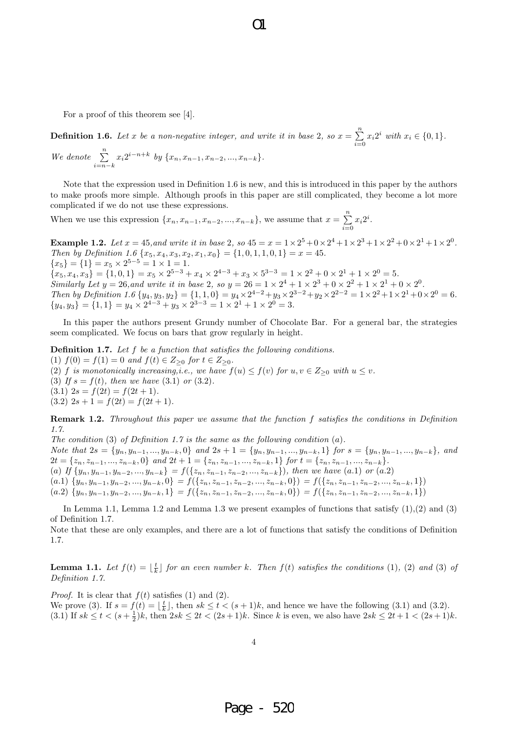For a proof of this theorem see [4].

**Definition 1.6.** *Let $x$ be a non-negative integer, and write it in base 2, so $x = \sum_{i=0}^{n} x_i 2^i$ with $x_i \in \{0,1\}$. We denote $\sum_{i=n-k}^{n} x_i 2^{i-n+k}$ by $\{x_n, x_{n-1}, x_{n-2}, ..., x_{n-k}\}$.*

Note that the expression used in Definition 1.6 is new, and this is introduced in this paper by the authors to make proofs more simple. Although proofs in this paper are still complicated, they become a lot more complicated if we do not use these expressions.

When we use this expression $\{x_n, x_{n-1}, x_{n-2}, ..., x_{n-k}\}$, we assume that $x = \sum_{i=0}^{n} x_i 2^i$.

**Example 1.2.** *Let $x = 45$, and write it in base 2, so $45 = x = 1 \times 2^5 + 0 \times 2^4 + 1 \times 2^3 + 1 \times 2^2 + 0 \times 2^1 + 1 \times 2^0$. Then by Definition 1.6 $\{x_5, x_4, x_3, x_2, x_1, x_0\} = \{1, 0, 1, 1, 0, 1\} = x = 45$.*
*$\{x_5\} = \{1\} = x_5 \times 2^{5-5} = 1 \times 1 = 1$.*
*$\{x_5, x_4, x_3\} = \{1, 0, 1\} = x_5 \times 2^{5-3} + x_4 \times 2^{4-3} + x_3 \times 5^{3-3} = 1 \times 2^2 + 0 \times 2^1 + 1 \times 2^0 = 5$.*
*Similarly Let $y = 26$, and write it in base 2, so $y = 26 = 1 \times 2^4 + 1 \times 2^3 + 0 \times 2^2 + 1 \times 2^1 + 0 \times 2^0$. Then by Definition 1.6 $\{y_4, y_3, y_2\} = \{1, 1, 0\} = y_4 \times 2^{4-2} + y_3 \times 2^{3-2} + y_2 \times 2^{2-2} = 1 \times 2^2 + 1 \times 2^1 + 0 \times 2^0 = 6$.*
*$\{y_4, y_3\} = \{1, 1\} = y_4 \times 2^{4-3} + y_3 \times 2^{3-3} = 1 \times 2^1 + 1 \times 2^0 = 3$.*

In this paper the authors present Grundy number of Chocolate Bar. For a general bar, the strategies seem complicated. We focus on bars that grow regularly in height.

**Definition 1.7.** *Let $f$ be a function that satisfies the following conditions.*
*(1) $f(0) = f(1) = 0$ and $f(t) \in Z_{\geq 0}$ for $t \in Z_{\geq 0}$.*
*(2) $f$ is monotonically increasing, i.e., we have $f(u) \leq f(v)$ for $u, v \in Z_{\geq 0}$ with $u \leq v$.*
*(3) If $s = f(t)$, then we have (3.1) or (3.2).*
*(3.1) $2s = f(2t) = f(2t+1)$.*
*(3.2) $2s + 1 = f(2t) = f(2t+1)$.*

**Remark 1.2.** *Throughout this paper we assume that the function $f$ satisfies the conditions in Definition 1.7.*
*The condition (3) of Definition 1.7 is the same as the following condition (a).*
*Note that $2s = \{y_n, y_{n-1}, ..., y_{n-k}, 0\}$ and $2s + 1 = \{y_n, y_{n-1}, ..., y_{n-k}, 1\}$ for $s = \{y_n, y_{n-1}, ..., y_{n-k}\}$, and $2t = \{z_n, z_{n-1}, ..., z_{n-k}, 0\}$ and $2t + 1 = \{z_n, z_{n-1}, ..., z_{n-k}, 1\}$ for $t = \{z_n, z_{n-1}, ..., z_{n-k}\}$.*
*(a) If $\{y_n, y_{n-1}, y_{n-2}, ..., y_{n-k}\} = f(\{z_n, z_{n-1}, z_{n-2}, ..., z_{n-k}\})$, then we have (a.1) or (a.2)*
*(a.1) $\{y_n, y_{n-1}, y_{n-2}, ..., y_{n-k}, 0\} = f(\{z_n, z_{n-1}, z_{n-2}, ..., z_{n-k}, 0\}) = f(\{z_n, z_{n-1}, z_{n-2}, ..., z_{n-k}, 1\})$*
*(a.2) $\{y_n, y_{n-1}, y_{n-2}, ..., y_{n-k}, 1\} = f(\{z_n, z_{n-1}, z_{n-2}, ..., z_{n-k}, 0\}) = f(\{z_n, z_{n-1}, z_{n-2}, ..., z_{n-k}, 1\})$*

In Lemma 1.1, Lemma 1.2 and Lemma 1.3 we present examples of functions that satisfy (1),(2) and (3) of Definition 1.7.

Note that these are only examples, and there are a lot of functions that satisfy the conditions of Definition 1.7.

**Lemma 1.1.** *Let $f(t) = \lfloor \frac{t}{k} \rfloor$ for an even number $k$. Then $f(t)$ satisfies the conditions (1), (2) and (3) of Definition 1.7.*

*Proof.* It is clear that $f(t)$ satisfies (1) and (2).
We prove (3). If $s = f(t) = \lfloor \frac{t}{k} \rfloor$, then $sk \leq t < (s+1)k$, and hence we have the following (3.1) and (3.2).
(3.1) If $sk \leq t < (s + \frac{1}{2})k$, then $2sk \leq 2t < (2s+1)k$. Since $k$ is even, we also have $2sk \leq 2t+1 < (2s+1)k$.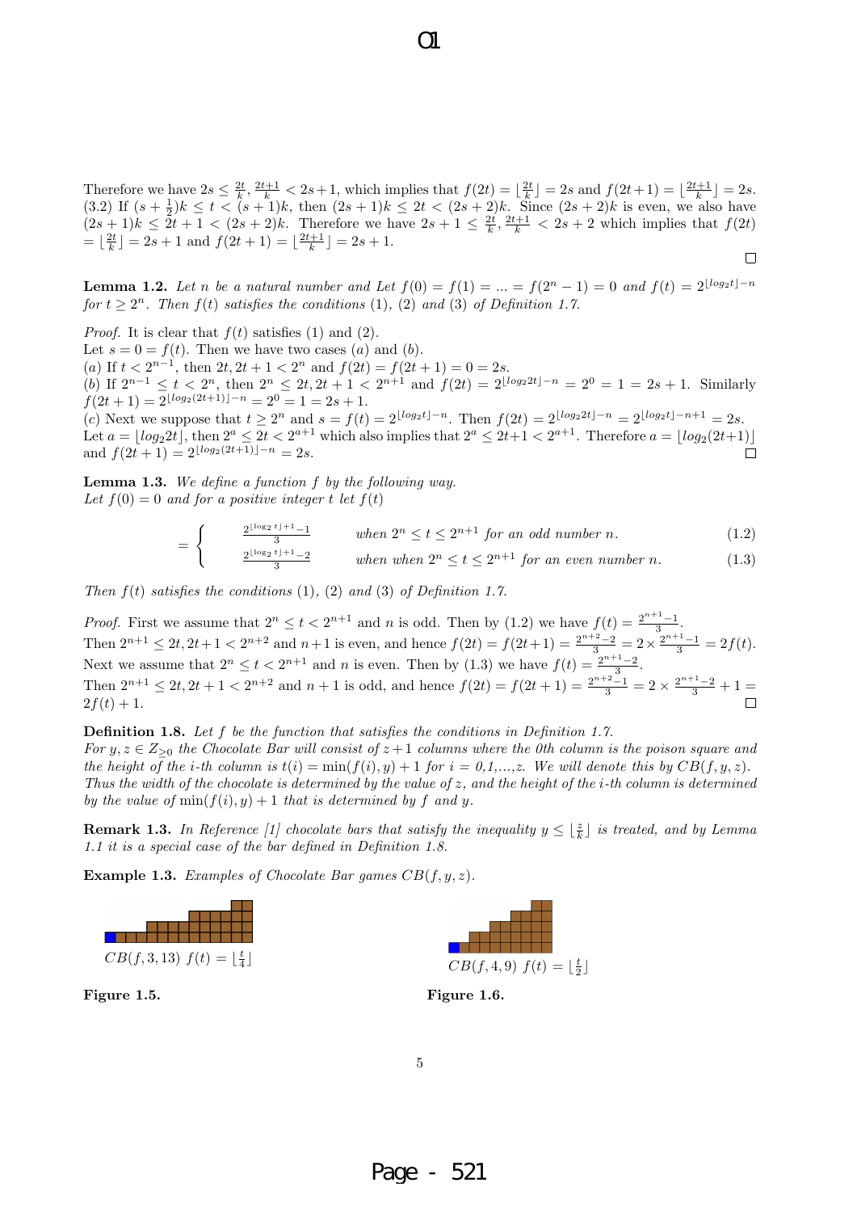Therefore we have $2s \leq \frac{2t}{k}, \frac{2t+1}{k} < 2s+1$, which implies that $f(2t) = \lfloor \frac{2t}{k} \rfloor = 2s$ and $f(2t+1) = \lfloor \frac{2t+1}{k} \rfloor = 2s$.
(3.2) If $(s+\frac{1}{2})k \leq t < (s+1)k$, then $(2s+1)k \leq 2t < (2s+2)k$. Since $(2s+2)k$ is even, we also have $(2s+1)k \leq 2t+1 < (2s+2)k$. Therefore we have $2s+1 \leq \frac{2t}{k}, \frac{2t+1}{k} < 2s+2$ which implies that $f(2t) = \lfloor \frac{2t}{k} \rfloor = 2s+1$ and $f(2t+1) = \lfloor \frac{2t+1}{k} \rfloor = 2s+1$. □

**Lemma 1.2.** *Let $n$ be a natural number and Let $f(0) = f(1) = ... = f(2^n - 1) = 0$ and $f(t) = 2^{\lfloor log_2 t \rfloor - n}$ for $t \geq 2^n$. Then $f(t)$ satisfies the conditions (1), (2) and (3) of Definition 1.7.*

*Proof.* It is clear that $f(t)$ satisfies (1) and (2).
Let $s = 0 = f(t)$. Then we have two cases $(a)$ and $(b)$.
$(a)$ If $t < 2^{n-1}$, then $2t, 2t+1 < 2^n$ and $f(2t) = f(2t+1) = 0 = 2s$.
$(b)$ If $2^{n-1} \leq t < 2^n$, then $2^n \leq 2t, 2t+1 < 2^{n+1}$ and $f(2t) = 2^{\lfloor log_2 2t \rfloor - n} = 2^0 = 1 = 2s+1$. Similarly $f(2t+1) = 2^{\lfloor log_2(2t+1) \rfloor - n} = 2^0 = 1 = 2s+1$.
$(c)$ Next we suppose that $t \geq 2^n$ and $s = f(t) = 2^{\lfloor log_2 t \rfloor - n}$. Then $f(2t) = 2^{\lfloor log_2 2t \rfloor - n} = 2^{\lfloor log_2 t \rfloor - n+1} = 2s$. Let $a = \lfloor log_2 2t \rfloor$, then $2^a \leq 2t < 2^{a+1}$ which also implies that $2^a \leq 2t+1 < 2^{a+1}$. Therefore $a = \lfloor log_2(2t+1) \rfloor$ and $f(2t+1) = 2^{\lfloor log_2(2t+1) \rfloor - n} = 2s$. □

**Lemma 1.3.** *We define a function $f$ by the following way.*
*Let $f(0) = 0$ and for a positive integer $t$ let $f(t)$*

$$= \begin{cases} \frac{2^{\lfloor \log_2 t \rfloor + 1} - 1}{3} & \text{when } 2^n \leq t \leq 2^{n+1} \text{ for an odd number } n. \quad (1.2) \\ \frac{2^{\lfloor \log_2 t \rfloor + 1} - 2}{3} & \text{when when } 2^n \leq t \leq 2^{n+1} \text{ for an even number } n. \quad (1.3) \end{cases}$$

*Then $f(t)$ satisfies the conditions (1), (2) and (3) of Definition 1.7.*

*Proof.* First we assume that $2^n \leq t < 2^{n+1}$ and $n$ is odd. Then by (1.2) we have $f(t) = \frac{2^{n+1}-1}{3}$.
Then $2^{n+1} \leq 2t, 2t+1 < 2^{n+2}$ and $n+1$ is even, and hence $f(2t) = f(2t+1) = \frac{2^{n+2}-2}{3} = 2 \times \frac{2^{n+1}-1}{3} = 2f(t)$.
Next we assume that $2^n \leq t < 2^{n+1}$ and $n$ is even. Then by (1.3) we have $f(t) = \frac{2^{n+1}-2}{3}$.
Then $2^{n+1} \leq 2t, 2t+1 < 2^{n+2}$ and $n+1$ is odd, and hence $f(2t) = f(2t+1) = \frac{2^{n+2}-1}{3} = 2 \times \frac{2^{n+1}-2}{3} + 1 = 2f(t)+1$. □

**Definition 1.8.** *Let $f$ be the function that satisfies the conditions in Definition 1.7.*
*For $y, z \in Z_{\geq 0}$ the Chocolate Bar will consist of $z+1$ columns where the 0th column is the poison square and the height of the $i$-th column is $t(i) = \min(f(i), y) + 1$ for $i = 0,1,...,z$. We will denote this by $CB(f, y, z)$. Thus the width of the chocolate is determined by the value of $z$, and the height of the $i$-th column is determined by the value of $\min(f(i), y) + 1$ that is determined by $f$ and $y$.*

**Remark 1.3.** *In Reference [1] chocolate bars that satisfy the inequality $y \leq \lfloor \frac{z}{k} \rfloor$ is treated, and by Lemma 1.1 it is a special case of the bar defined in Definition 1.8.*

**Example 1.3.** *Examples of Chocolate Bar games $CB(f, y, z)$.*

$CB(f, 3, 13)$ $f(t) = \lfloor \frac{t}{4} \rfloor$

**Figure 1.5.**

$CB(f, 4, 9)$ $f(t) = \lfloor \frac{t}{2} \rfloor$

**Figure 1.6.**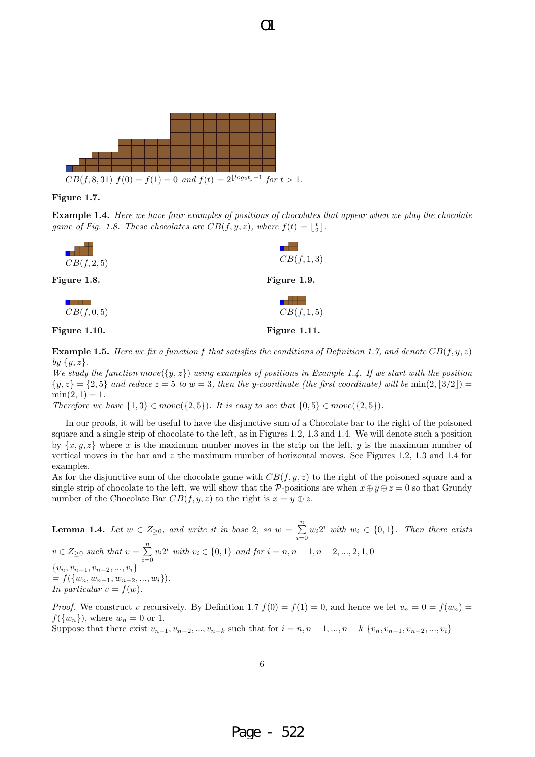$CB(f, 8, 31)$ $f(0) = f(1) = 0$ and $f(t) = 2^{\lfloor log_2 t \rfloor - 1}$ for $t > 1$.

**Figure 1.7.**

**Example 1.4.** *Here we have four examples of positions of chocolates that appear when we play the chocolate game of Fig. 1.8. These chocolates are $CB(f, y, z)$, where $f(t) = \lfloor \frac{t}{2} \rfloor$.*

$CB(f, 2, 5)$

**Figure 1.8.**

$CB(f, 1, 3)$

**Figure 1.9.**

$CB(f, 0, 5)$

**Figure 1.10.**

$CB(f, 1, 5)$

**Figure 1.11.**

**Example 1.5.** *Here we fix a function $f$ that satisfies the conditions of Definition 1.7, and denote $CB(f, y, z)$ by $\{y, z\}$.*
*We study the function $move(\{y, z\})$ using examples of positions in Example 1.4. If we start with the position $\{y, z\} = \{2, 5\}$ and reduce $z = 5$ to $w = 3$, then the y-coordinate (the first coordinate) will be $\min(2, \lfloor 3/2 \rfloor) = \min(2, 1) = 1$.*
*Therefore we have $\{1, 3\} \in move(\{2, 5\})$. It is easy to see that $\{0, 5\} \in move(\{2, 5\})$.*

In our proofs, it will be useful to have the disjunctive sum of a Chocolate bar to the right of the poisoned square and a single strip of chocolate to the left, as in Figures 1.2, 1.3 and 1.4. We will denote such a position by $\{x, y, z\}$ where $x$ is the maximum number moves in the strip on the left, $y$ is the maximum number of vertical moves in the bar and $z$ the maximum number of horizontal moves. See Figures 1.2, 1.3 and 1.4 for examples.
As for the disjunctive sum of the chocolate game with $CB(f, y, z)$ to the right of the poisoned square and a single strip of chocolate to the left, we will show that the $\mathcal{P}$-positions are when $x \oplus y \oplus z = 0$ so that Grundy number of the Chocolate Bar $CB(f, y, z)$ to the right is $x = y \oplus z$.

**Lemma 1.4.** *Let $w \in Z_{\geq 0}$, and write it in base 2, so $w = \sum_{i=0}^{n} w_i 2^i$ with $w_i \in \{0, 1\}$. Then there exists $v \in Z_{\geq 0}$ such that $v = \sum_{i=0}^{n} v_i 2^i$ with $v_i \in \{0, 1\}$ and for $i = n, n-1, n-2, ..., 2, 1, 0$*
*$\{v_n, v_{n-1}, v_{n-2}, ..., v_i\}$*
*$= f(\{w_n, w_{n-1}, w_{n-2}, ..., w_i\})$.*
*In particular $v = f(w)$.*

*Proof.* We construct $v$ recursively. By Definition 1.7 $f(0) = f(1) = 0$, and hence we let $v_n = 0 = f(w_n) = f(\{w_n\})$, where $w_n = 0$ or 1.
Suppose that there exist $v_{n-1}, v_{n-2}, ..., v_{n-k}$ such that for $i = n, n-1, ..., n-k$ $\{v_n, v_{n-1}, v_{n-2}, ..., v_i\}$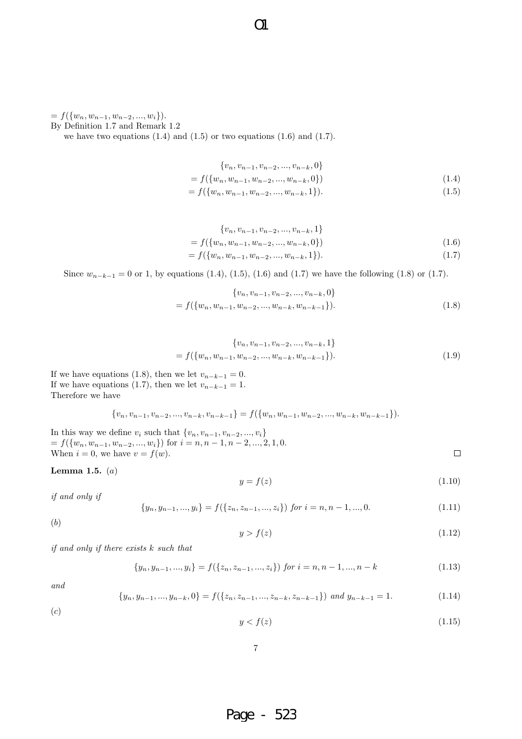$= f(\{w_n, w_{n-1}, w_{n-2}, ..., w_i\})$.
By Definition 1.7 and Remark 1.2

we have two equations (1.4) and (1.5) or two equations (1.6) and (1.7).

$$\{v_n, v_{n-1}, v_{n-2}, ..., v_{n-k}, 0\}$$
$$= f(\{w_n, w_{n-1}, w_{n-2}, ..., w_{n-k}, 0\}) \tag{1.4}$$
$$= f(\{w_n, w_{n-1}, w_{n-2}, ..., w_{n-k}, 1\}). \tag{1.5}$$

$$\{v_n, v_{n-1}, v_{n-2}, ..., v_{n-k}, 1\}$$
$$= f(\{w_n, w_{n-1}, w_{n-2}, ..., w_{n-k}, 0\}) \tag{1.6}$$
$$= f(\{w_n, w_{n-1}, w_{n-2}, ..., w_{n-k}, 1\}). \tag{1.7}$$

Since $w_{n-k-1} = 0$ or 1, by equations (1.4), (1.5), (1.6) and (1.7) we have the following (1.8) or (1.7).

$$\{v_n, v_{n-1}, v_{n-2}, ..., v_{n-k}, 0\}$$
$$= f(\{w_n, w_{n-1}, w_{n-2}, ..., w_{n-k}, w_{n-k-1}\}). \tag{1.8}$$

$$\{v_n, v_{n-1}, v_{n-2}, ..., v_{n-k}, 1\}$$
$$= f(\{w_n, w_{n-1}, w_{n-2}, ..., w_{n-k}, w_{n-k-1}\}). \tag{1.9}$$

If we have equations (1.8), then we let $v_{n-k-1} = 0$.
If we have equations (1.7), then we let $v_{n-k-1} = 1$.
Therefore we have

$$\{v_n, v_{n-1}, v_{n-2}, ..., v_{n-k}, v_{n-k-1}\} = f(\{w_n, w_{n-1}, w_{n-2}, ..., w_{n-k}, w_{n-k-1}\}).$$

In this way we define $v_i$ such that $\{v_n, v_{n-1}, v_{n-2}, ..., v_i\}$
$= f(\{w_n, w_{n-1}, w_{n-2}, ..., w_i\})$ for $i = n, n-1, n-2, ..., 2, 1, 0$.
When $i = 0$, we have $v = f(w)$. □

**Lemma 1.5.** *(a)*

$$y = f(z) \tag{1.10}$$

*if and only if*

$$\{y_n, y_{n-1}, ..., y_i\} = f(\{z_n, z_{n-1}, ..., z_i\}) \text{ for } i = n, n-1, ..., 0. \tag{1.11}$$

*(b)*

$$y > f(z) \tag{1.12}$$

*if and only if there exists $k$ such that*

$$\{y_n, y_{n-1}, ..., y_i\} = f(\{z_n, z_{n-1}, ..., z_i\}) \text{ for } i = n, n-1, ..., n-k \tag{1.13}$$

*and*

$$\{y_n, y_{n-1}, ..., y_{n-k}, 0\} = f(\{z_n, z_{n-1}, ..., z_{n-k}, z_{n-k-1}\}) \text{ and } y_{n-k-1} = 1. \tag{1.14}$$

*(c)*

$$y < f(z) \tag{1.15}$$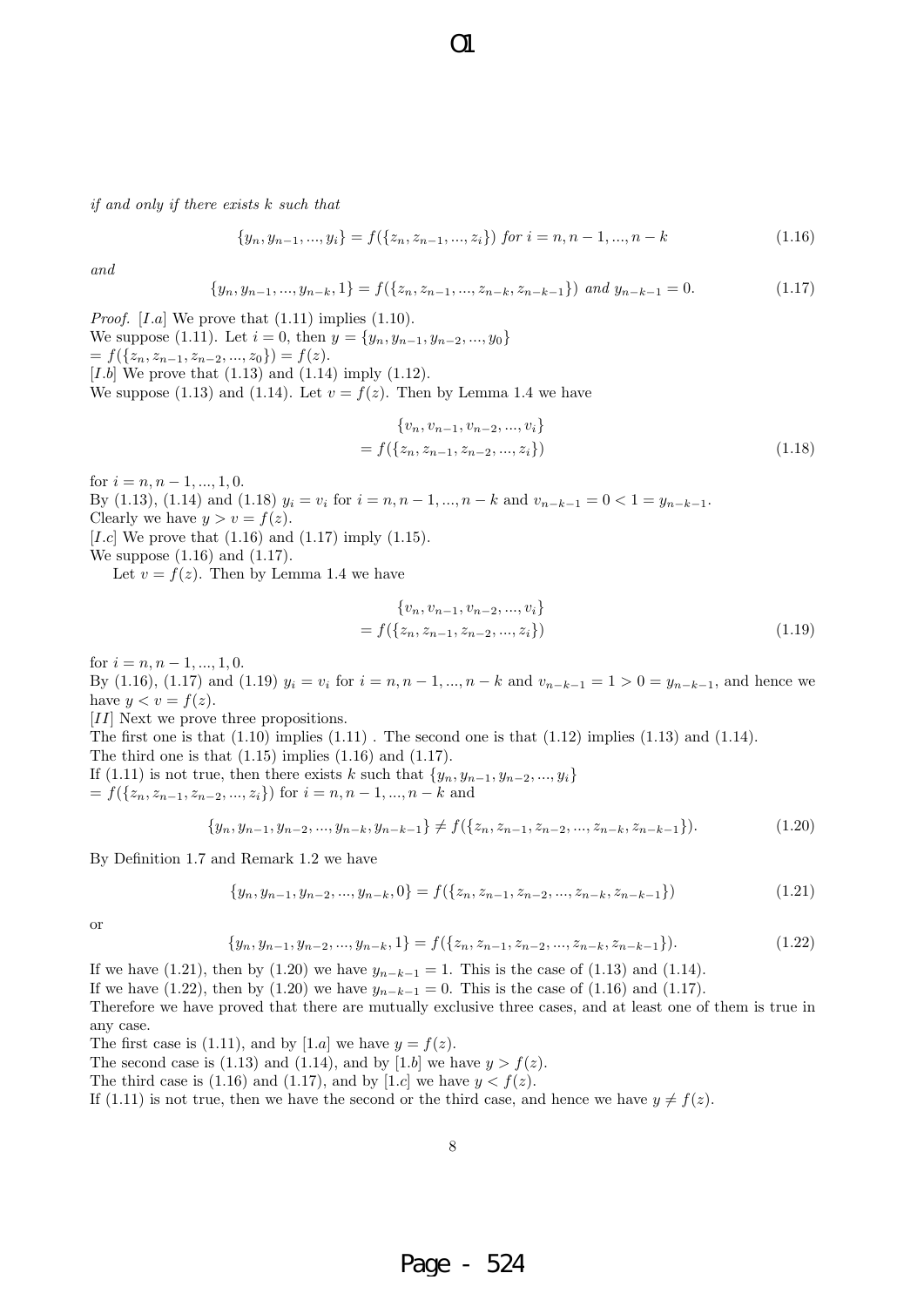*if and only if there exists $k$ such that*

$$\{y_n, y_{n-1}, ..., y_i\} = f(\{z_n, z_{n-1}, ..., z_i\}) \text{ for } i = n, n-1, ..., n-k \tag{1.16}$$

*and*

$$\{y_n, y_{n-1}, ..., y_{n-k}, 1\} = f(\{z_n, z_{n-1}, ..., z_{n-k}, z_{n-k-1}\}) \text{ and } y_{n-k-1} = 0. \tag{1.17}$$

*Proof.* [$I.a$] We prove that (1.11) implies (1.10).
We suppose (1.11). Let $i = 0$, then $y = \{y_n, y_{n-1}, y_{n-2}, ..., y_0\}$
$= f(\{z_n, z_{n-1}, z_{n-2}, ..., z_0\}) = f(z)$.
[$I.b$] We prove that (1.13) and (1.14) imply (1.12).
We suppose (1.13) and (1.14). Let $v = f(z)$. Then by Lemma 1.4 we have

$$\begin{aligned} &\{v_n, v_{n-1}, v_{n-2}, ..., v_i\} \\ &= f(\{z_n, z_{n-1}, z_{n-2}, ..., z_i\}) \end{aligned} \tag{1.18}$$

for $i = n, n-1, ..., 1, 0$.
By (1.13), (1.14) and (1.18) $y_i = v_i$ for $i = n, n-1, ..., n-k$ and $v_{n-k-1} = 0 < 1 = y_{n-k-1}$.
Clearly we have $y > v = f(z)$.
[$I.c$] We prove that (1.16) and (1.17) imply (1.15).
We suppose (1.16) and (1.17).
Let $v = f(z)$. Then by Lemma 1.4 we have

$$\begin{aligned} &\{v_n, v_{n-1}, v_{n-2}, ..., v_i\} \\ &= f(\{z_n, z_{n-1}, z_{n-2}, ..., z_i\}) \end{aligned} \tag{1.19}$$

for $i = n, n-1, ..., 1, 0$.
By (1.16), (1.17) and (1.19) $y_i = v_i$ for $i = n, n-1, ..., n-k$ and $v_{n-k-1} = 1 > 0 = y_{n-k-1}$, and hence we have $y < v = f(z)$.
[$II$] Next we prove three propositions.
The first one is that (1.10) implies (1.11) . The second one is that (1.12) implies (1.13) and (1.14).
The third one is that (1.15) implies (1.16) and (1.17).
If (1.11) is not true, then there exists $k$ such that $\{y_n, y_{n-1}, y_{n-2}, ..., y_i\}$
$= f(\{z_n, z_{n-1}, z_{n-2}, ..., z_i\})$ for $i = n, n-1, ..., n-k$ and

$$\{y_n, y_{n-1}, y_{n-2}, ..., y_{n-k}, y_{n-k-1}\} \neq f(\{z_n, z_{n-1}, z_{n-2}, ..., z_{n-k}, z_{n-k-1}\}). \tag{1.20}$$

By Definition 1.7 and Remark 1.2 we have

$$\{y_n, y_{n-1}, y_{n-2}, ..., y_{n-k}, 0\} = f(\{z_n, z_{n-1}, z_{n-2}, ..., z_{n-k}, z_{n-k-1}\}) \tag{1.21}$$

or

$$\{y_n, y_{n-1}, y_{n-2}, ..., y_{n-k}, 1\} = f(\{z_n, z_{n-1}, z_{n-2}, ..., z_{n-k}, z_{n-k-1}\}). \tag{1.22}$$

If we have (1.21), then by (1.20) we have $y_{n-k-1} = 1$. This is the case of (1.13) and (1.14).
If we have (1.22), then by (1.20) we have $y_{n-k-1} = 0$. This is the case of (1.16) and (1.17).
Therefore we have proved that there are mutually exclusive three cases, and at least one of them is true in any case.
The first case is (1.11), and by [$1.a$] we have $y = f(z)$.
The second case is (1.13) and (1.14), and by [$1.b$] we have $y > f(z)$.
The third case is (1.16) and (1.17), and by [$1.c$] we have $y < f(z)$.
If (1.11) is not true, then we have the second or the third case, and hence we have $y \neq f(z)$.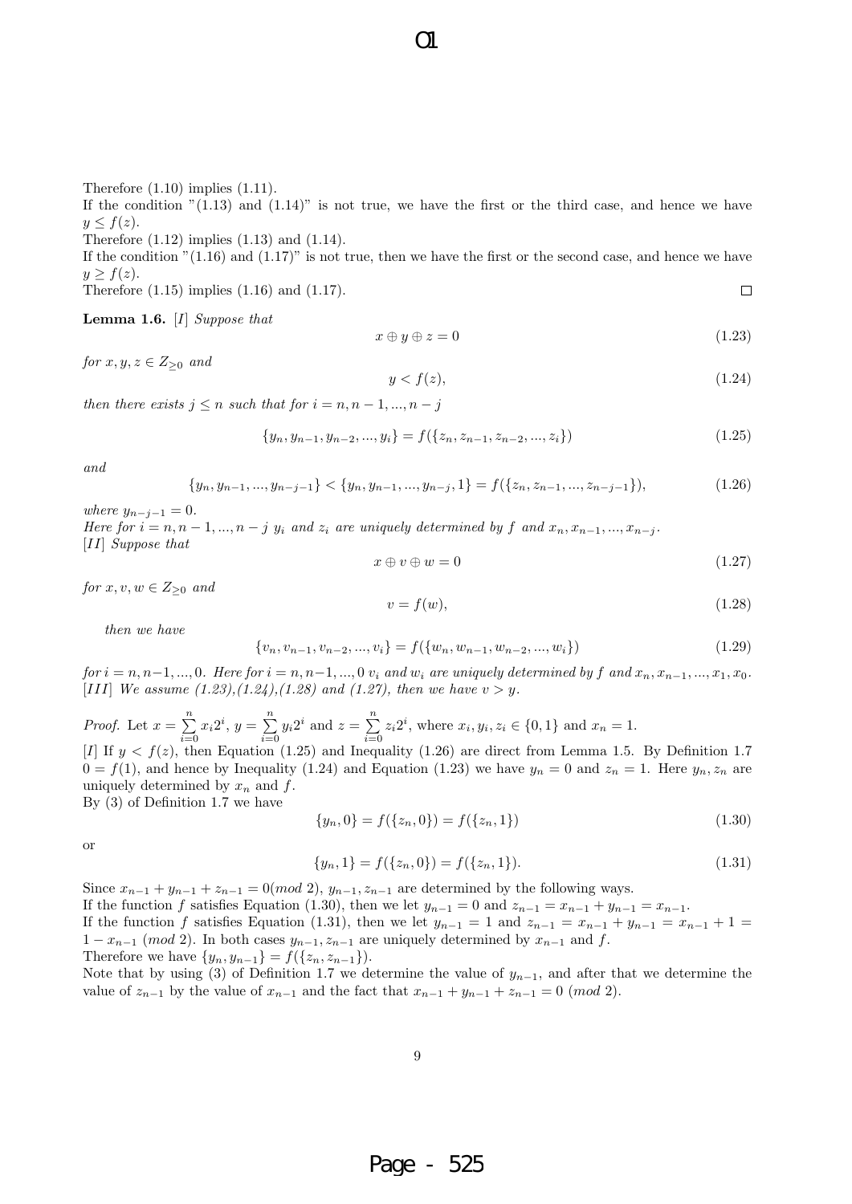Therefore (1.10) implies (1.11).
If the condition "(1.13) and (1.14)" is not true, we have the first or the third case, and hence we have $y \leq f(z)$.
Therefore (1.12) implies (1.13) and (1.14).
If the condition "(1.16) and (1.17)" is not true, then we have the first or the second case, and hence we have $y \geq f(z)$.
Therefore (1.15) implies (1.16) and (1.17). $\square$

**Lemma 1.6.** *[I] Suppose that*

$$x \oplus y \oplus z = 0 \tag{1.23}$$

*for $x, y, z \in Z_{\geq 0}$ and*

$$y < f(z), \tag{1.24}$$

*then there exists $j \leq n$ such that for $i = n, n-1, ..., n-j$*

$$\{y_n, y_{n-1}, y_{n-2}, ..., y_i\} = f(\{z_n, z_{n-1}, z_{n-2}, ..., z_i\}) \tag{1.25}$$

*and*

$$\{y_n, y_{n-1}, ..., y_{n-j-1}\} < \{y_n, y_{n-1}, ..., y_{n-j}, 1\} = f(\{z_n, z_{n-1}, ..., z_{n-j-1}\}), \tag{1.26}$$

*where $y_{n-j-1} = 0$.*
*Here for $i = n, n-1, ..., n-j$ $y_i$ and $z_i$ are uniquely determined by $f$ and $x_n, x_{n-1}, ..., x_{n-j}$.*
*[II] Suppose that*

$$x \oplus v \oplus w = 0 \tag{1.27}$$

*for $x, v, w \in Z_{\geq 0}$ and*

$$v = f(w), \tag{1.28}$$

*then we have*

$$\{v_n, v_{n-1}, v_{n-2}, ..., v_i\} = f(\{w_n, w_{n-1}, w_{n-2}, ..., w_i\}) \tag{1.29}$$

*for $i = n, n-1, ..., 0$. Here for $i = n, n-1, ..., 0$ $v_i$ and $w_i$ are uniquely determined by $f$ and $x_n, x_{n-1}, ..., x_1, x_0$.*
*[III] We assume (1.23),(1.24),(1.28) and (1.27), then we have $v > y$.*

*Proof.* Let $x = \sum_{i=0}^{n} x_i 2^i$, $y = \sum_{i=0}^{n} y_i 2^i$ and $z = \sum_{i=0}^{n} z_i 2^i$, where $x_i, y_i, z_i \in \{0, 1\}$ and $x_n = 1$.
[I] If $y < f(z)$, then Equation (1.25) and Inequality (1.26) are direct from Lemma 1.5. By Definition 1.7 $0 = f(1)$, and hence by Inequality (1.24) and Equation (1.23) we have $y_n = 0$ and $z_n = 1$. Here $y_n, z_n$ are uniquely determined by $x_n$ and $f$.
By (3) of Definition 1.7 we have

$$\{y_n, 0\} = f(\{z_n, 0\}) = f(\{z_n, 1\}) \tag{1.30}$$

or

$$\{y_n, 1\} = f(\{z_n, 0\}) = f(\{z_n, 1\}). \tag{1.31}$$

Since $x_{n-1} + y_{n-1} + z_{n-1} = 0 (mod\ 2)$, $y_{n-1}, z_{n-1}$ are determined by the following ways.
If the function $f$ satisfies Equation (1.30), then we let $y_{n-1} = 0$ and $z_{n-1} = x_{n-1} + y_{n-1} = x_{n-1}$.
If the function $f$ satisfies Equation (1.31), then we let $y_{n-1} = 1$ and $z_{n-1} = x_{n-1} + y_{n-1} = x_{n-1} + 1 = 1 - x_{n-1}$ $(mod\ 2)$. In both cases $y_{n-1}, z_{n-1}$ are uniquely determined by $x_{n-1}$ and $f$.
Therefore we have $\{y_n, y_{n-1}\} = f(\{z_n, z_{n-1}\})$.
Note that by using (3) of Definition 1.7 we determine the value of $y_{n-1}$, and after that we determine the value of $z_{n-1}$ by the value of $x_{n-1}$ and the fact that $x_{n-1} + y_{n-1} + z_{n-1} = 0$ $(mod\ 2)$.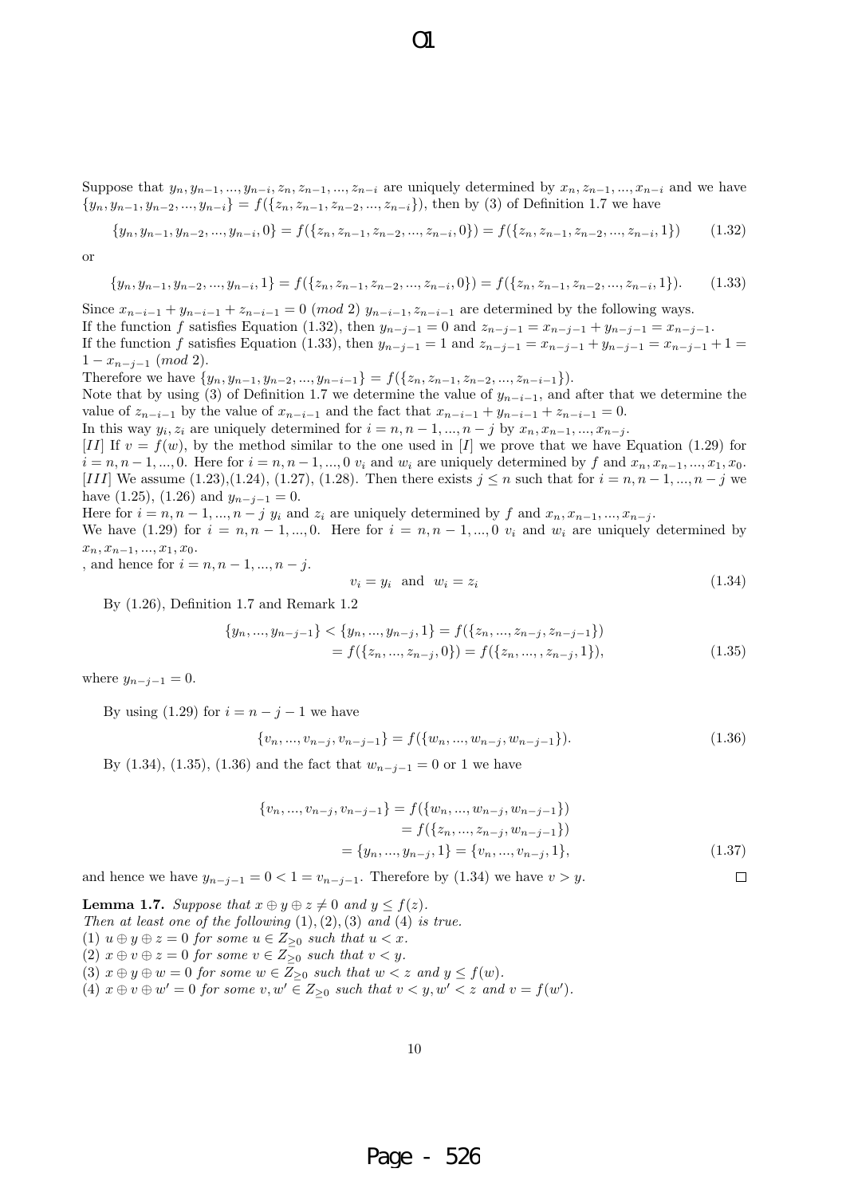Suppose that $y_n, y_{n-1}, ..., y_{n-i}, z_n, z_{n-1}, ..., z_{n-i}$ are uniquely determined by $x_n, z_{n-1}, ..., x_{n-i}$ and we have $\{y_n, y_{n-1}, y_{n-2}, ..., y_{n-i}\} = f(\{z_n, z_{n-1}, z_{n-2}, ..., z_{n-i}\})$, then by (3) of Definition 1.7 we have

$$\{y_n, y_{n-1}, y_{n-2}, ..., y_{n-i}, 0\} = f(\{z_n, z_{n-1}, z_{n-2}, ..., z_{n-i}, 0\}) = f(\{z_n, z_{n-1}, z_{n-2}, ..., z_{n-i}, 1\}) \tag{1.32}$$

or

$$\{y_n, y_{n-1}, y_{n-2}, ..., y_{n-i}, 1\} = f(\{z_n, z_{n-1}, z_{n-2}, ..., z_{n-i}, 0\}) = f(\{z_n, z_{n-1}, z_{n-2}, ..., z_{n-i}, 1\}). \tag{1.33}$$

Since $x_{n-i-1} + y_{n-i-1} + z_{n-i-1} = 0 \ (mod\ 2)$ $y_{n-i-1}, z_{n-i-1}$ are determined by the following ways.
If the function $f$ satisfies Equation (1.32), then $y_{n-j-1} = 0$ and $z_{n-j-1} = x_{n-j-1} + y_{n-j-1} = x_{n-j-1}$.
If the function $f$ satisfies Equation (1.33), then $y_{n-j-1} = 1$ and $z_{n-j-1} = x_{n-j-1} + y_{n-j-1} + 1 = 1 - x_{n-j-1} \ (mod\ 2)$.
Therefore we have $\{y_n, y_{n-1}, y_{n-2}, ..., y_{n-i-1}\} = f(\{z_n, z_{n-1}, z_{n-2}, ..., z_{n-i-1}\})$.
Note that by using (3) of Definition 1.7 we determine the value of $y_{n-i-1}$, and after that we determine the value of $z_{n-i-1}$ by the value of $x_{n-i-1}$ and the fact that $x_{n-i-1} + y_{n-i-1} + z_{n-i-1} = 0$.
In this way $y_i, z_i$ are uniquely determined for $i = n, n-1, ..., n-j$ by $x_n, x_{n-1}, ..., x_{n-j}$.
[II] If $v = f(w)$, by the method similar to the one used in [I] we prove that we have Equation (1.29) for $i = n, n-1, ..., 0$. Here for $i = n, n-1, ..., 0$ $v_i$ and $w_i$ are uniquely determined by $f$ and $x_n, x_{n-1}, ..., x_1, x_0$.
[III] We assume (1.23),(1.24), (1.27), (1.28). Then there exists $j \leq n$ such that for $i = n, n-1, ..., n-j$ we have (1.25), (1.26) and $y_{n-j-1} = 0$.
Here for $i = n, n-1, ..., n-j$ $y_i$ and $z_i$ are uniquely determined by $f$ and $x_n, x_{n-1}, ..., x_{n-j}$.
We have (1.29) for $i = n, n-1, ..., 0$. Here for $i = n, n-1, ..., 0$ $v_i$ and $w_i$ are uniquely determined by $x_n, x_{n-1}, ..., x_1, x_0$.
, and hence for $i = n, n-1, ..., n-j$.

$$v_i = y_i \ \text{ and } \ w_i = z_i \tag{1.34}$$

By (1.26), Definition 1.7 and Remark 1.2

$$\begin{aligned} \{y_n, ..., y_{n-j-1}\} < \{y_n, ..., y_{n-j}, 1\} &= f(\{z_n, ..., z_{n-j}, z_{n-j-1}\}) \\ &= f(\{z_n, ..., z_{n-j}, 0\}) = f(\{z_n, ..., , z_{n-j}, 1\}), \end{aligned} \tag{1.35}$$

where $y_{n-j-1} = 0$.

By using (1.29) for $i = n-j-1$ we have

$$\{v_n, ..., v_{n-j}, v_{n-j-1}\} = f(\{w_n, ..., w_{n-j}, w_{n-j-1}\}). \tag{1.36}$$

By (1.34), (1.35), (1.36) and the fact that $w_{n-j-1} = 0$ or 1 we have

$$\begin{aligned} \{v_n, ..., v_{n-j}, v_{n-j-1}\} &= f(\{w_n, ..., w_{n-j}, w_{n-j-1}\}) \\ &= f(\{z_n, ..., z_{n-j}, w_{n-j-1}\}) \\ &= \{y_n, ..., y_{n-j}, 1\} = \{v_n, ..., v_{n-j}, 1\}, \end{aligned} \tag{1.37}$$

and hence we have $y_{n-j-1} = 0 < 1 = v_{n-j-1}$. Therefore by (1.34) we have $v > y$. □

**Lemma 1.7.** *Suppose that $x \oplus y \oplus z \neq 0$ and $y \leq f(z)$.*
*Then at least one of the following (1), (2), (3) and (4) is true.*
*(1) $u \oplus y \oplus z = 0$ for some $u \in Z_{\geq 0}$ such that $u < x$.*
*(2) $x \oplus v \oplus z = 0$ for some $v \in Z_{\geq 0}$ such that $v < y$.*
*(3) $x \oplus y \oplus w = 0$ for some $w \in Z_{\geq 0}$ such that $w < z$ and $y \leq f(w)$.*
*(4) $x \oplus v \oplus w' = 0$ for some $v, w' \in Z_{\geq 0}$ such that $v < y, w' < z$ and $v = f(w')$.*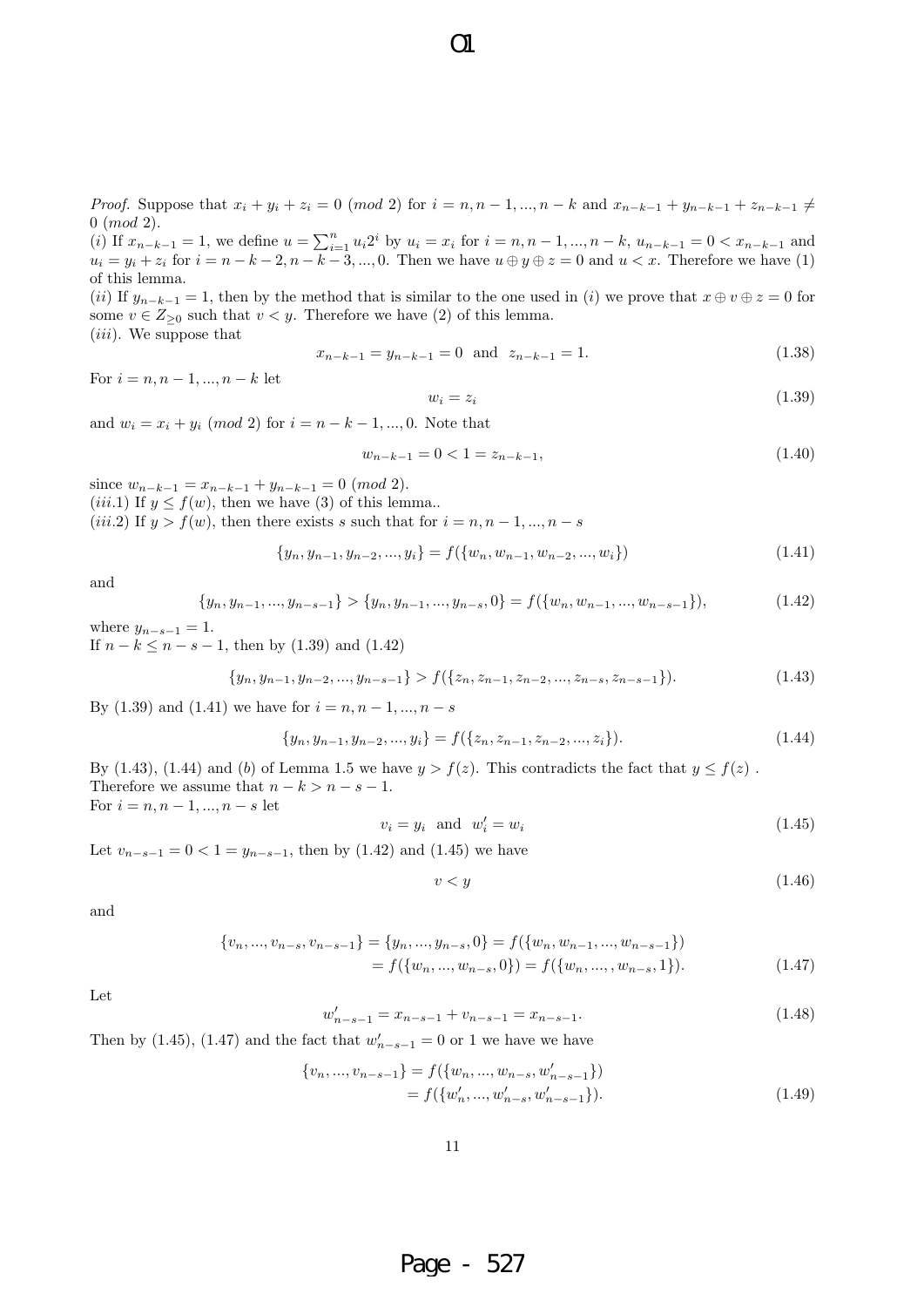*Proof.* Suppose that $x_i + y_i + z_i = 0 \ (mod\ 2)$ for $i = n, n-1, ..., n-k$ and $x_{n-k-1} + y_{n-k-1} + z_{n-k-1} \neq 0 \ (mod\ 2)$.

$(i)$ If $x_{n-k-1} = 1$, we define $u = \sum_{i=1}^{n} u_i 2^i$ by $u_i = x_i$ for $i = n, n-1, ..., n-k$, $u_{n-k-1} = 0 < x_{n-k-1}$ and $u_i = y_i + z_i$ for $i = n-k-2, n-k-3, ..., 0$. Then we have $u \oplus y \oplus z = 0$ and $u < x$. Therefore we have (1) of this lemma.

$(ii)$ If $y_{n-k-1} = 1$, then by the method that is similar to the one used in $(i)$ we prove that $x \oplus v \oplus z = 0$ for some $v \in Z_{\geq 0}$ such that $v < y$. Therefore we have (2) of this lemma.

$(iii)$. We suppose that

$$x_{n-k-1} = y_{n-k-1} = 0 \ \text{ and } \ z_{n-k-1} = 1. \tag{1.38}$$

For $i = n, n-1, ..., n-k$ let

$$w_i = z_i \tag{1.39}$$

and $w_i = x_i + y_i \ (mod\ 2)$ for $i = n-k-1, ..., 0$. Note that

$$w_{n-k-1} = 0 < 1 = z_{n-k-1}, \tag{1.40}$$

since $w_{n-k-1} = x_{n-k-1} + y_{n-k-1} = 0 \ (mod\ 2)$.

$(iii.1)$ If $y \leq f(w)$, then we have (3) of this lemma..

$(iii.2)$ If $y > f(w)$, then there exists $s$ such that for $i = n, n-1, ..., n-s$

$$\{y_n, y_{n-1}, y_{n-2}, ..., y_i\} = f(\{w_n, w_{n-1}, w_{n-2}, ..., w_i\}) \tag{1.41}$$

and

$$\{y_n, y_{n-1}, ..., y_{n-s-1}\} > \{y_n, y_{n-1}, ..., y_{n-s}, 0\} = f(\{w_n, w_{n-1}, ..., w_{n-s-1}\}), \tag{1.42}$$

where $y_{n-s-1} = 1$.

If $n-k \leq n-s-1$, then by (1.39) and (1.42)

$$\{y_n, y_{n-1}, y_{n-2}, ..., y_{n-s-1}\} > f(\{z_n, z_{n-1}, z_{n-2}, ..., z_{n-s}, z_{n-s-1}\}). \tag{1.43}$$

By (1.39) and (1.41) we have for $i = n, n-1, ..., n-s$

$$\{y_n, y_{n-1}, y_{n-2}, ..., y_i\} = f(\{z_n, z_{n-1}, z_{n-2}, ..., z_i\}). \tag{1.44}$$

By (1.43), (1.44) and $(b)$ of Lemma 1.5 we have $y > f(z)$. This contradicts the fact that $y \leq f(z)$ . Therefore we assume that $n-k > n-s-1$.

For $i = n, n-1, ..., n-s$ let

$$v_i = y_i \ \text{ and } \ w'_i = w_i \tag{1.45}$$

Let $v_{n-s-1} = 0 < 1 = y_{n-s-1}$, then by (1.42) and (1.45) we have

$$v < y \tag{1.46}$$

and

$$\begin{aligned} \{v_n, ..., v_{n-s}, v_{n-s-1}\} &= \{y_n, ..., y_{n-s}, 0\} = f(\{w_n, w_{n-1}, ..., w_{n-s-1}\}) \\ &= f(\{w_n, ..., w_{n-s}, 0\}) = f(\{w_n, ..., , w_{n-s}, 1\}). \end{aligned} \tag{1.47}$$

Let

$$w'_{n-s-1} = x_{n-s-1} + v_{n-s-1} = x_{n-s-1}. \tag{1.48}$$

Then by (1.45), (1.47) and the fact that $w'_{n-s-1} = 0$ or $1$ we have we have

$$\begin{aligned} \{v_n, ..., v_{n-s-1}\} &= f(\{w_n, ..., w_{n-s}, w'_{n-s-1}\}) \\ &= f(\{w'_n, ..., w'_{n-s}, w'_{n-s-1}\}). \end{aligned} \tag{1.49}$$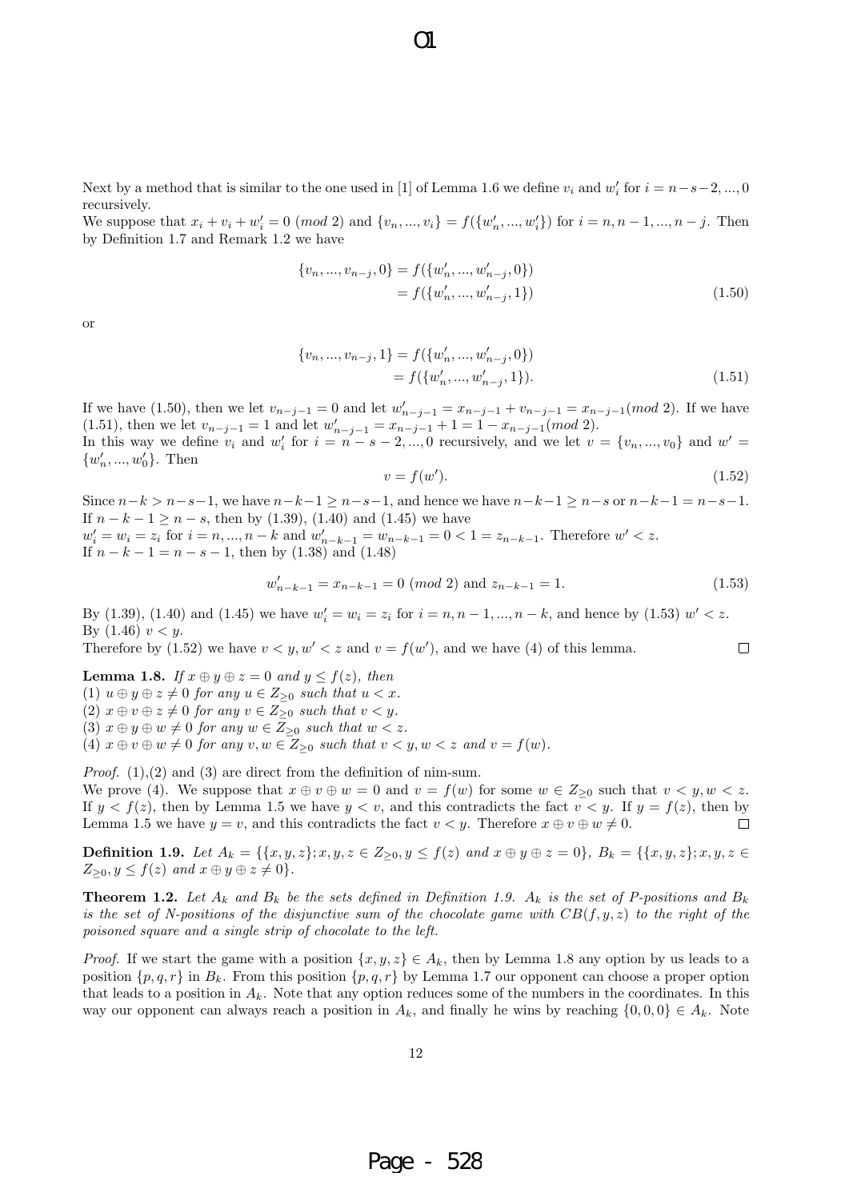Next by a method that is similar to the one used in [1] of Lemma 1.6 we define $v_i$ and $w'_i$ for $i = n-s-2, ..., 0$ recursively.
We suppose that $x_i + v_i + w'_i = 0 \ (mod\ 2)$ and $\{v_n, ..., v_i\} = f(\{w'_n, ..., w'_i\})$ for $i = n, n-1, ..., n-j$. Then by Definition 1.7 and Remark 1.2 we have

$$\begin{aligned}\{v_n, ..., v_{n-j}, 0\} &= f(\{w'_n, ..., w'_{n-j}, 0\}) \\ &= f(\{w'_n, ..., w'_{n-j}, 1\})\end{aligned} \tag{1.50}$$

or

$$\begin{aligned}\{v_n, ..., v_{n-j}, 1\} &= f(\{w'_n, ..., w'_{n-j}, 0\}) \\ &= f(\{w'_n, ..., w'_{n-j}, 1\}).\end{aligned} \tag{1.51}$$

If we have (1.50), then we let $v_{n-j-1} = 0$ and let $w'_{n-j-1} = x_{n-j-1} + v_{n-j-1} = x_{n-j-1} (mod\ 2)$. If we have (1.51), then we let $v_{n-j-1} = 1$ and let $w'_{n-j-1} = x_{n-j-1} + 1 = 1 - x_{n-j-1} (mod\ 2)$.
In this way we define $v_i$ and $w'_i$ for $i = n-s-2, ..., 0$ recursively, and we let $v = \{v_n, ..., v_0\}$ and $w' = \{w'_n, ..., w'_0\}$. Then

$$v = f(w'). \tag{1.52}$$

Since $n-k > n-s-1$, we have $n-k-1 \geq n-s-1$, and hence we have $n-k-1 \geq n-s$ or $n-k-1 = n-s-1$.
If $n-k-1 \geq n-s$, then by (1.39), (1.40) and (1.45) we have
$w'_i = w_i = z_i$ for $i = n, ..., n-k$ and $w'_{n-k-1} = w_{n-k-1} = 0 < 1 = z_{n-k-1}$. Therefore $w' < z$.
If $n-k-1 = n-s-1$, then by (1.38) and (1.48)

$$w'_{n-k-1} = x_{n-k-1} = 0 \ (mod\ 2) \text{ and } z_{n-k-1} = 1. \tag{1.53}$$

By (1.39), (1.40) and (1.45) we have $w'_i = w_i = z_i$ for $i = n, n-1, ..., n-k$, and hence by (1.53) $w' < z$.
By (1.46) $v < y$.
Therefore by (1.52) we have $v < y, w' < z$ and $v = f(w')$, and we have (4) of this lemma. □

**Lemma 1.8.** *If $x \oplus y \oplus z = 0$ and $y \leq f(z)$, then*
*(1) $u \oplus y \oplus z \neq 0$ for any $u \in Z_{\geq 0}$ such that $u < x$.*
*(2) $x \oplus v \oplus z \neq 0$ for any $v \in Z_{\geq 0}$ such that $v < y$.*
*(3) $x \oplus y \oplus w \neq 0$ for any $w \in Z_{\geq 0}$ such that $w < z$.*
*(4) $x \oplus v \oplus w \neq 0$ for any $v, w \in Z_{\geq 0}$ such that $v < y, w < z$ and $v = f(w)$.*

*Proof.* (1),(2) and (3) are direct from the definition of nim-sum.
We prove (4). We suppose that $x \oplus v \oplus w = 0$ and $v = f(w)$ for some $w \in Z_{\geq 0}$ such that $v < y, w < z$. If $y < f(z)$, then by Lemma 1.5 we have $y < v$, and this contradicts the fact $v < y$. If $y = f(z)$, then by Lemma 1.5 we have $y = v$, and this contradicts the fact $v < y$. Therefore $x \oplus v \oplus w \neq 0$. □

**Definition 1.9.** *Let $A_k = \{\{x, y, z\}; x, y, z \in Z_{\geq 0}, y \leq f(z)$ and $x \oplus y \oplus z = 0\}$, $B_k = \{\{x, y, z\}; x, y, z \in Z_{\geq 0}, y \leq f(z)$ and $x \oplus y \oplus z \neq 0\}$.*

**Theorem 1.2.** *Let $A_k$ and $B_k$ be the sets defined in Definition 1.9. $A_k$ is the set of P-positions and $B_k$ is the set of N-positions of the disjunctive sum of the chocolate game with $CB(f, y, z)$ to the right of the poisoned square and a single strip of chocolate to the left.*

*Proof.* If we start the game with a position $\{x, y, z\} \in A_k$, then by Lemma 1.8 any option by us leads to a position $\{p, q, r\}$ in $B_k$. From this position $\{p, q, r\}$ by Lemma 1.7 our opponent can choose a proper option that leads to a position in $A_k$. Note that any option reduces some of the numbers in the coordinates. In this way our opponent can always reach a position in $A_k$, and finally he wins by reaching $\{0, 0, 0\} \in A_k$. Note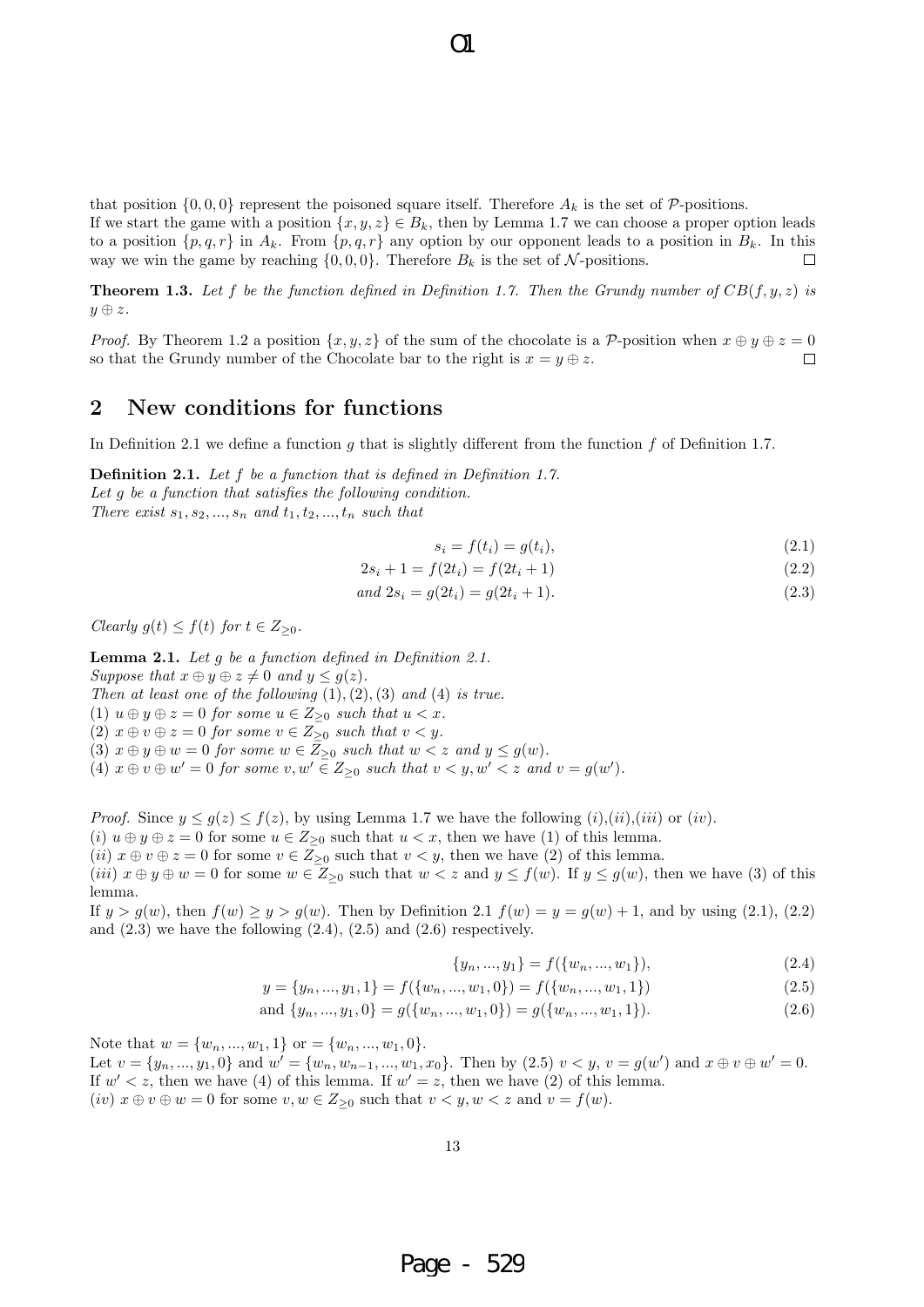that position $\{0, 0, 0\}$ represent the poisoned square itself. Therefore $A_k$ is the set of $\mathcal{P}$-positions.
If we start the game with a position $\{x, y, z\} \in B_k$, then by Lemma 1.7 we can choose a proper option leads to a position $\{p, q, r\}$ in $A_k$. From $\{p, q, r\}$ any option by our opponent leads to a position in $B_k$. In this way we win the game by reaching $\{0, 0, 0\}$. Therefore $B_k$ is the set of $\mathcal{N}$-positions. $\square$

**Theorem 1.3.** *Let $f$ be the function defined in Definition 1.7. Then the Grundy number of $CB(f, y, z)$ is $y \oplus z$.*

*Proof.* By Theorem 1.2 a position $\{x, y, z\}$ of the sum of the chocolate is a $\mathcal{P}$-position when $x \oplus y \oplus z = 0$ so that the Grundy number of the Chocolate bar to the right is $x = y \oplus z$. $\square$

## 2 New conditions for functions

In Definition 2.1 we define a function $g$ that is slightly different from the function $f$ of Definition 1.7.

**Definition 2.1.** *Let $f$ be a function that is defined in Definition 1.7.*
*Let $g$ be a function that satisfies the following condition.*
*There exist $s_1, s_2, ..., s_n$ and $t_1, t_2, ..., t_n$ such that*

$$s_i = f(t_i) = g(t_i), \tag{2.1}$$

$$2s_i + 1 = f(2t_i) = f(2t_i + 1) \tag{2.2}$$

$$\text{and } 2s_i = g(2t_i) = g(2t_i + 1). \tag{2.3}$$

*Clearly $g(t) \leq f(t)$ for $t \in Z_{\geq 0}$.*

**Lemma 2.1.** *Let $g$ be a function defined in Definition 2.1.*
*Suppose that $x \oplus y \oplus z \neq 0$ and $y \leq g(z)$.*
*Then at least one of the following (1), (2), (3) and (4) is true.*
*(1) $u \oplus y \oplus z = 0$ for some $u \in Z_{\geq 0}$ such that $u < x$.*
*(2) $x \oplus v \oplus z = 0$ for some $v \in Z_{\geq 0}$ such that $v < y$.*
*(3) $x \oplus y \oplus w = 0$ for some $w \in Z_{\geq 0}$ such that $w < z$ and $y \leq g(w)$.*
*(4) $x \oplus v \oplus w' = 0$ for some $v, w' \in Z_{\geq 0}$ such that $v < y, w' < z$ and $v = g(w')$.*

*Proof.* Since $y \leq g(z) \leq f(z)$, by using Lemma 1.7 we have the following $(i)$,$(ii)$,$(iii)$ or $(iv)$.
$(i)$ $u \oplus y \oplus z = 0$ for some $u \in Z_{\geq 0}$ such that $u < x$, then we have (1) of this lemma.
$(ii)$ $x \oplus v \oplus z = 0$ for some $v \in Z_{\geq 0}$ such that $v < y$, then we have (2) of this lemma.
$(iii)$ $x \oplus y \oplus w = 0$ for some $w \in Z_{\geq 0}$ such that $w < z$ and $y \leq f(w)$. If $y \leq g(w)$, then we have (3) of this lemma.
If $y > g(w)$, then $f(w) \geq y > g(w)$. Then by Definition 2.1 $f(w) = y = g(w) + 1$, and by using (2.1), (2.2) and (2.3) we have the following (2.4), (2.5) and (2.6) respectively.

$$\{y_n, ..., y_1\} = f(\{w_n, ..., w_1\}), \tag{2.4}$$

$$y = \{y_n, ..., y_1, 1\} = f(\{w_n, ..., w_1, 0\}) = f(\{w_n, ..., w_1, 1\}) \tag{2.5}$$

$$\text{and } \{y_n, ..., y_1, 0\} = g(\{w_n, ..., w_1, 0\}) = g(\{w_n, ..., w_1, 1\}). \tag{2.6}$$

Note that $w = \{w_n, ..., w_1, 1\}$ or $= \{w_n, ..., w_1, 0\}$.
Let $v = \{y_n, ..., y_1, 0\}$ and $w' = \{w_n, w_{n-1}, ..., w_1, x_0\}$. Then by (2.5) $v < y$, $v = g(w')$ and $x \oplus v \oplus w' = 0$.
If $w' < z$, then we have (4) of this lemma. If $w' = z$, then we have (2) of this lemma.
$(iv)$ $x \oplus v \oplus w = 0$ for some $v, w \in Z_{\geq 0}$ such that $v < y, w < z$ and $v = f(w)$.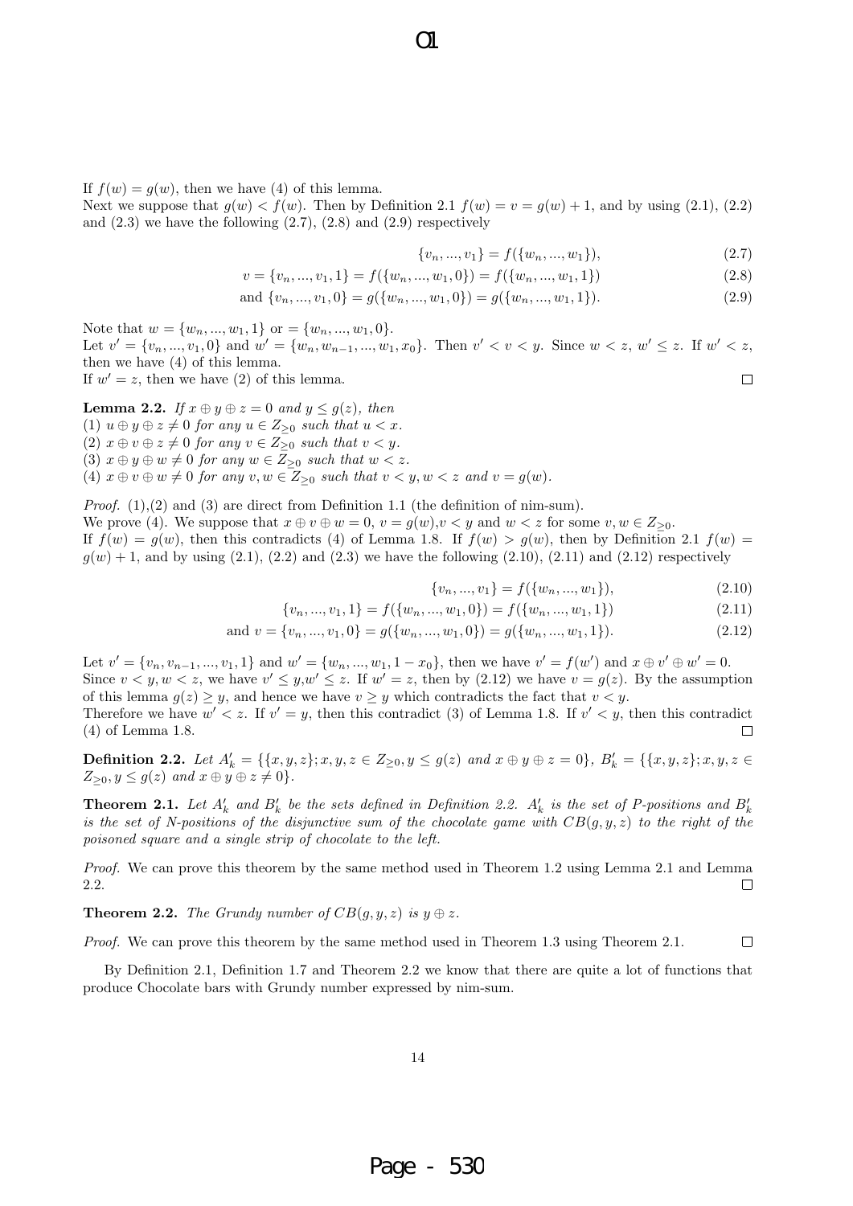If $f(w) = g(w)$, then we have (4) of this lemma.
Next we suppose that $g(w) < f(w)$. Then by Definition 2.1 $f(w) = v = g(w) + 1$, and by using (2.1), (2.2) and (2.3) we have the following (2.7), (2.8) and (2.9) respectively

$$\{v_n, ..., v_1\} = f(\{w_n, ..., w_1\}), \tag{2.7}$$

$$v = \{v_n, ..., v_1, 1\} = f(\{w_n, ..., w_1, 0\}) = f(\{w_n, ..., w_1, 1\}) \tag{2.8}$$

$$\text{and } \{v_n, ..., v_1, 0\} = g(\{w_n, ..., w_1, 0\}) = g(\{w_n, ..., w_1, 1\}). \tag{2.9}$$

Note that $w = \{w_n, ..., w_1, 1\}$ or $= \{w_n, ..., w_1, 0\}$.
Let $v' = \{v_n, ..., v_1, 0\}$ and $w' = \{w_n, w_{n-1}, ..., w_1, x_0\}$. Then $v' < v < y$. Since $w < z$, $w' \leq z$. If $w' < z$, then we have (4) of this lemma.
If $w' = z$, then we have (2) of this lemma. □

**Lemma 2.2.** *If $x \oplus y \oplus z = 0$ and $y \leq g(z)$, then*
*(1) $u \oplus y \oplus z \neq 0$ for any $u \in Z_{\geq 0}$ such that $u < x$.*
*(2) $x \oplus v \oplus z \neq 0$ for any $v \in Z_{\geq 0}$ such that $v < y$.*
*(3) $x \oplus y \oplus w \neq 0$ for any $w \in Z_{\geq 0}$ such that $w < z$.*
*(4) $x \oplus v \oplus w \neq 0$ for any $v, w \in Z_{\geq 0}$ such that $v < y, w < z$ and $v = g(w)$.*

*Proof.* (1),(2) and (3) are direct from Definition 1.1 (the definition of nim-sum).
We prove (4). We suppose that $x \oplus v \oplus w = 0$, $v = g(w)$,$v < y$ and $w < z$ for some $v, w \in Z_{\geq 0}$.
If $f(w) = g(w)$, then this contradicts (4) of Lemma 1.8. If $f(w) > g(w)$, then by Definition 2.1 $f(w) = g(w) + 1$, and by using (2.1), (2.2) and (2.3) we have the following (2.10), (2.11) and (2.12) respectively

$$\{v_n, ..., v_1\} = f(\{w_n, ..., w_1\}), \tag{2.10}$$

$$\{v_n, ..., v_1, 1\} = f(\{w_n, ..., w_1, 0\}) = f(\{w_n, ..., w_1, 1\}) \tag{2.11}$$

$$\text{and } v = \{v_n, ..., v_1, 0\} = g(\{w_n, ..., w_1, 0\}) = g(\{w_n, ..., w_1, 1\}). \tag{2.12}$$

Let $v' = \{v_n, v_{n-1}, ..., v_1, 1\}$ and $w' = \{w_n, ..., w_1, 1 - x_0\}$, then we have $v' = f(w')$ and $x \oplus v' \oplus w' = 0$.
Since $v < y, w < z$, we have $v' \leq y$,$w' \leq z$. If $w' = z$, then by (2.12) we have $v = g(z)$. By the assumption of this lemma $g(z) \geq y$, and hence we have $v \geq y$ which contradicts the fact that $v < y$.
Therefore we have $w' < z$. If $v' = y$, then this contradict (3) of Lemma 1.8. If $v' < y$, then this contradict (4) of Lemma 1.8. □

**Definition 2.2.** *Let $A'_k = \{\{x, y, z\}; x, y, z \in Z_{\geq 0}, y \leq g(z)$ and $x \oplus y \oplus z = 0\}$, $B'_k = \{\{x, y, z\}; x, y, z \in Z_{\geq 0}, y \leq g(z)$ and $x \oplus y \oplus z \neq 0\}$.*

**Theorem 2.1.** *Let $A'_k$ and $B'_k$ be the sets defined in Definition 2.2. $A'_k$ is the set of P-positions and $B'_k$ is the set of N-positions of the disjunctive sum of the chocolate game with $CB(g, y, z)$ to the right of the poisoned square and a single strip of chocolate to the left.*

*Proof.* We can prove this theorem by the same method used in Theorem 1.2 using Lemma 2.1 and Lemma 2.2. □

**Theorem 2.2.** *The Grundy number of $CB(g, y, z)$ is $y \oplus z$.*

*Proof.* We can prove this theorem by the same method used in Theorem 1.3 using Theorem 2.1. □

By Definition 2.1, Definition 1.7 and Theorem 2.2 we know that there are quite a lot of functions that produce Chocolate bars with Grundy number expressed by nim-sum.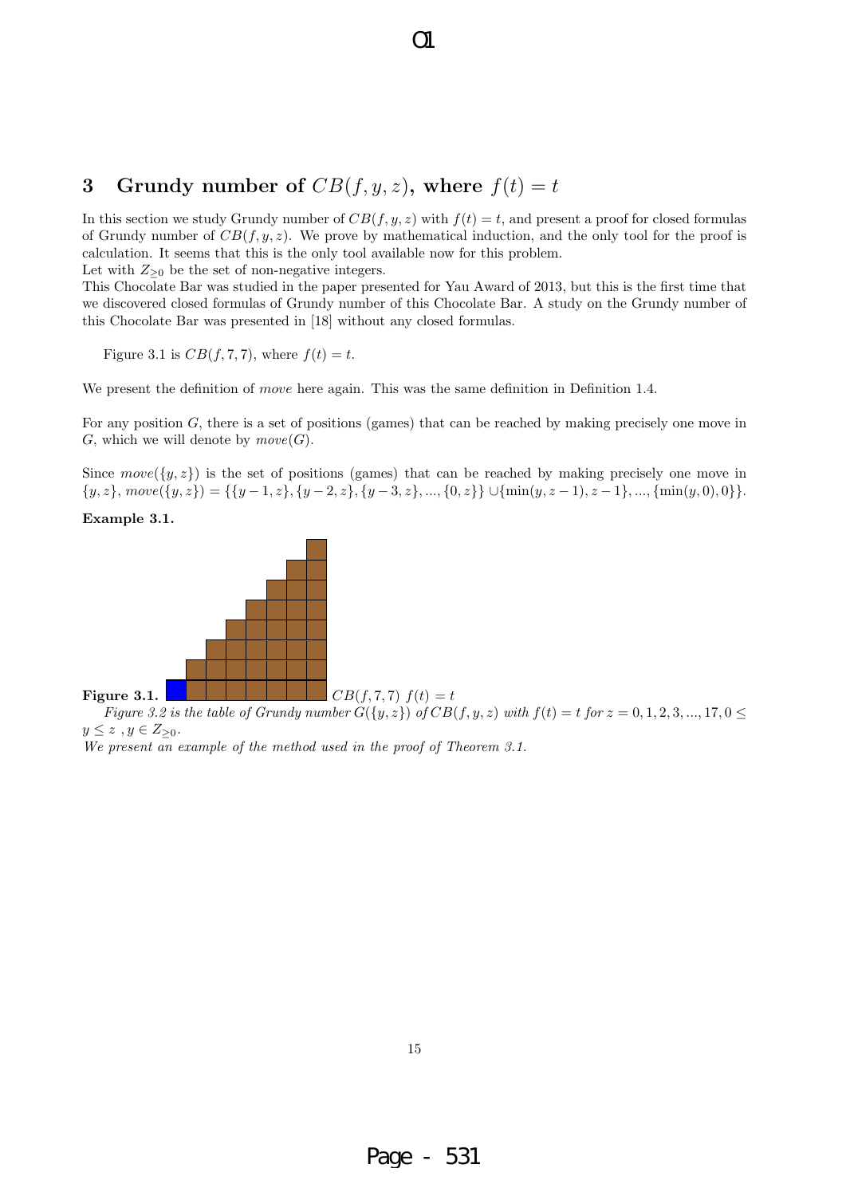## 3 Grundy number of $CB(f, y, z)$, where $f(t) = t$

In this section we study Grundy number of $CB(f, y, z)$ with $f(t) = t$, and present a proof for closed formulas of Grundy number of $CB(f, y, z)$. We prove by mathematical induction, and the only tool for the proof is calculation. It seems that this is the only tool available now for this problem.
Let with $Z_{\geq 0}$ be the set of non-negative integers.
This Chocolate Bar was studied in the paper presented for Yau Award of 2013, but this is the first time that we discovered closed formulas of Grundy number of this Chocolate Bar. A study on the Grundy number of this Chocolate Bar was presented in [18] without any closed formulas.

Figure 3.1 is $CB(f, 7, 7)$, where $f(t) = t$.

We present the definition of *move* here again. This was the same definition in Definition 1.4.

For any position $G$, there is a set of positions (games) that can be reached by making precisely one move in $G$, which we will denote by $move(G)$.

Since $move(\{y, z\})$ is the set of positions (games) that can be reached by making precisely one move in $\{y, z\}$, $move(\{y, z\}) = \{\{y-1, z\}, \{y-2, z\}, \{y-3, z\}, ..., \{0, z\}\} \cup \{\min(y, z-1), z-1\}, ..., \{\min(y, 0), 0\}\}$.

**Example 3.1.**

**Figure 3.1.** $CB(f, 7, 7)$ $f(t) = t$

*Figure 3.2 is the table of Grundy number $G(\{y, z\})$ of $CB(f, y, z)$ with $f(t) = t$ for $z = 0, 1, 2, 3, ..., 17, 0 \leq y \leq z$ , $y \in Z_{\geq 0}$.*
*We present an example of the method used in the proof of Theorem 3.1.*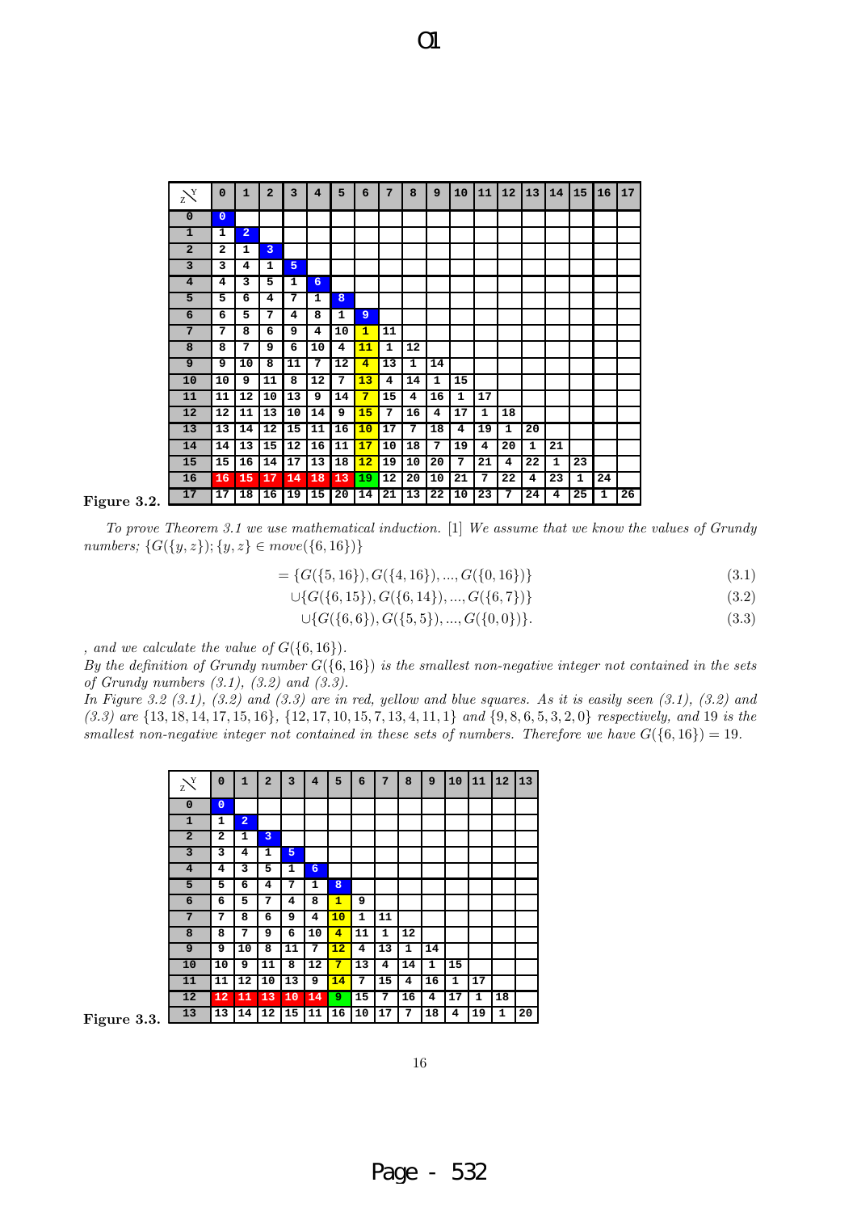| z\y | 0 | 1 | 2 | 3 | 4 | 5 | 6 | 7 | 8 | 9 | 10 | 11 | 12 | 13 | 14 | 15 | 16 | 17 |
|---|---|---|---|---|---|---|---|---|---|---|---|---|---|---|---|---|---|---|
| 0 | 0 | | | | | | | | | | | | | | | | | |
| 1 | 1 | 2 | | | | | | | | | | | | | | | | |
| 2 | 2 | 1 | 3 | | | | | | | | | | | | | | | |
| 3 | 3 | 4 | 1 | 5 | | | | | | | | | | | | | | |
| 4 | 4 | 3 | 5 | 1 | 6 | | | | | | | | | | | | | |
| 5 | 5 | 6 | 4 | 7 | 1 | 8 | | | | | | | | | | | | |
| 6 | 6 | 5 | 7 | 4 | 8 | 1 | 9 | | | | | | | | | | | |
| 7 | 7 | 8 | 6 | 9 | 4 | 10 | 1 | 11 | | | | | | | | | | |
| 8 | 8 | 7 | 9 | 6 | 10 | 4 | 11 | 1 | 12 | | | | | | | | | |
| 9 | 9 | 10 | 8 | 11 | 7 | 12 | 4 | 13 | 1 | 14 | | | | | | | | |
| 10 | 10 | 9 | 11 | 8 | 12 | 7 | 13 | 4 | 14 | 1 | 15 | | | | | | | |
| 11 | 11 | 12 | 10 | 13 | 9 | 14 | 7 | 15 | 4 | 16 | 1 | 17 | | | | | | |
| 12 | 12 | 11 | 13 | 10 | 14 | 9 | 15 | 7 | 16 | 4 | 17 | 1 | 18 | | | | | |
| 13 | 13 | 14 | 12 | 15 | 11 | 16 | 10 | 17 | 7 | 18 | 4 | 19 | 1 | 20 | | | | |
| 14 | 14 | 13 | 15 | 12 | 16 | 11 | 17 | 10 | 18 | 7 | 19 | 4 | 20 | 1 | 21 | | | |
| 15 | 15 | 16 | 14 | 17 | 13 | 18 | 12 | 19 | 10 | 20 | 7 | 21 | 4 | 22 | 1 | 23 | | |
| 16 | 16 | 15 | 17 | 14 | 18 | 13 | 19 | 12 | 20 | 10 | 21 | 7 | 22 | 4 | 23 | 1 | 24 | |
| 17 | 17 | 18 | 16 | 19 | 15 | 20 | 14 | 21 | 13 | 22 | 10 | 23 | 7 | 24 | 4 | 25 | 1 | 26 |

**Figure 3.2.**

*To prove Theorem 3.1 we use mathematical induction.* [1] *We assume that we know the values of Grundy numbers;* $\{G(\{y,z\}); \{y,z\} \in move(\{6,16\})\}$

$$= \{G(\{5,16\}), G(\{4,16\}), ..., G(\{0,16\})\} \tag{3.1}$$

$$\cup\{G(\{6,15\}), G(\{6,14\}), ..., G(\{6,7\})\} \tag{3.2}$$

$$\cup\{G(\{6,6\}), G(\{5,5\}), ..., G(\{0,0\})\}. \tag{3.3}$$

*, and we calculate the value of* $G(\{6,16\})$.
*By the definition of Grundy number* $G(\{6,16\})$ *is the smallest non-negative integer not contained in the sets of Grundy numbers (3.1), (3.2) and (3.3).*
*In Figure 3.2 (3.1), (3.2) and (3.3) are in red, yellow and blue squares. As it is easily seen (3.1), (3.2) and (3.3) are* $\{13, 18, 14, 17, 15, 16\}$, $\{12, 17, 10, 15, 7, 13, 4, 11, 1\}$ *and* $\{9, 8, 6, 5, 3, 2, 0\}$ *respectively, and 19 is the smallest non-negative integer not contained in these sets of numbers. Therefore we have* $G(\{6,16\}) = 19$.

| z\y | 0 | 1 | 2 | 3 | 4 | 5 | 6 | 7 | 8 | 9 | 10 | 11 | 12 | 13 |
|---|---|---|---|---|---|---|---|---|---|---|---|---|---|---|
| 0 | 0 | | | | | | | | | | | | | |
| 1 | 1 | 2 | | | | | | | | | | | | |
| 2 | 2 | 1 | 3 | | | | | | | | | | | |
| 3 | 3 | 4 | 1 | 5 | | | | | | | | | | |
| 4 | 4 | 3 | 5 | 1 | 6 | | | | | | | | | |
| 5 | 5 | 6 | 4 | 7 | 1 | 8 | | | | | | | | |
| 6 | 6 | 5 | 7 | 4 | 8 | 1 | 9 | | | | | | | |
| 7 | 7 | 8 | 6 | 9 | 4 | 10 | 1 | 11 | | | | | | |
| 8 | 8 | 7 | 9 | 6 | 10 | 4 | 11 | 1 | 12 | | | | | |
| 9 | 9 | 10 | 8 | 11 | 7 | 12 | 4 | 13 | 1 | 14 | | | | |
| 10 | 10 | 9 | 11 | 8 | 12 | 7 | 13 | 4 | 14 | 1 | 15 | | | |
| 11 | 11 | 12 | 10 | 13 | 9 | 14 | 7 | 15 | 4 | 16 | 1 | 17 | | |
| 12 | 12 | 11 | 13 | 10 | 14 | 9 | 15 | 7 | 16 | 4 | 17 | 1 | 18 | |
| 13 | 13 | 14 | 12 | 15 | 11 | 16 | 10 | 17 | 7 | 18 | 4 | 19 | 1 | 20 |

**Figure 3.3.**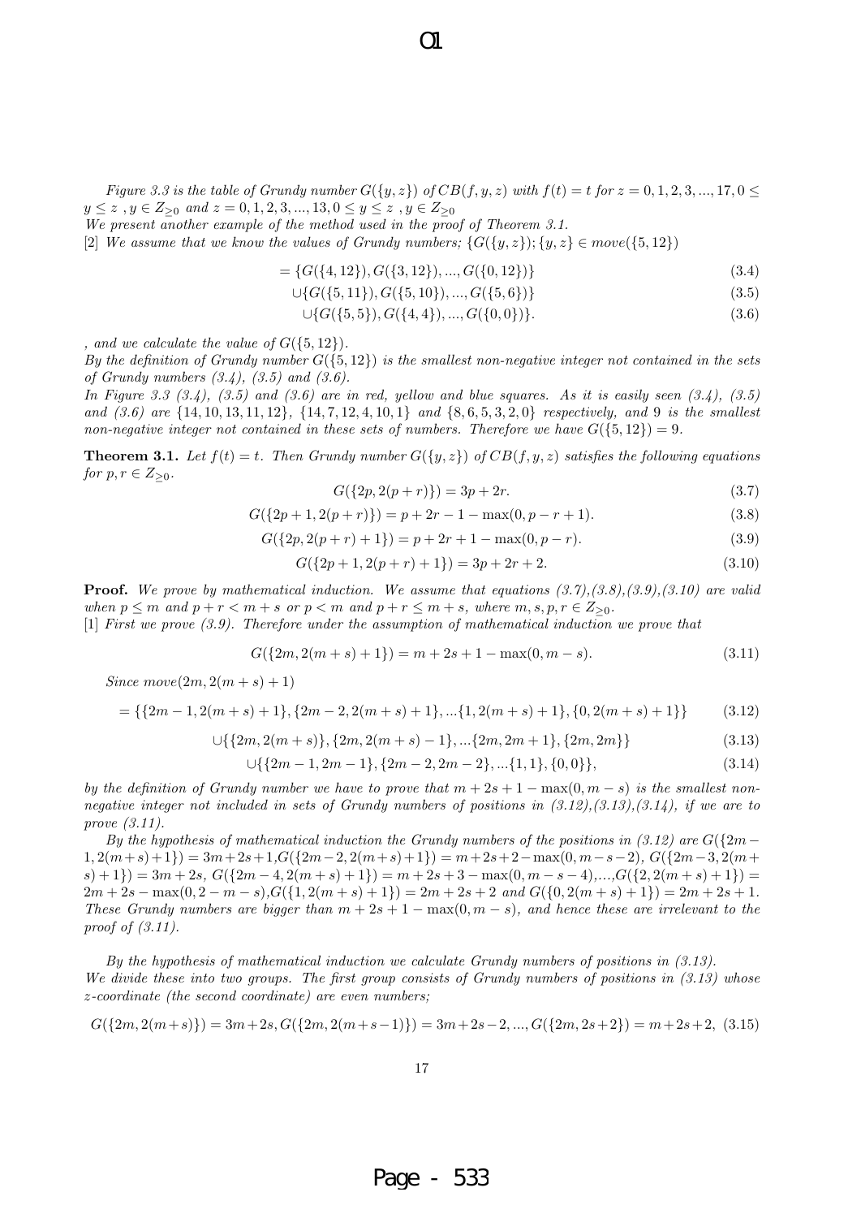*Figure 3.3 is the table of Grundy number $G(\{y,z\})$ of $CB(f,y,z)$ with $f(t)=t$ for $z=0,1,2,3,...,17, 0 \leq y \leq z$ , $y \in Z_{\geq 0}$ and $z=0,1,2,3,...,13, 0 \leq y \leq z$ , $y \in Z_{\geq 0}$*

*We present another example of the method used in the proof of Theorem 3.1.*

*[2] We assume that we know the values of Grundy numbers; $\{G(\{y,z\});\{y,z\} \in move(\{5,12\})$*

$$= \{G(\{4,12\}), G(\{3,12\}), ..., G(\{0,12\})\} \tag{3.4}$$

$$\cup \{G(\{5,11\}), G(\{5,10\}), ..., G(\{5,6\})\} \tag{3.5}$$

$$\cup \{G(\{5,5\}), G(\{4,4\}), ..., G(\{0,0\})\}. \tag{3.6}$$

*, and we calculate the value of $G(\{5,12\})$.*

*By the definition of Grundy number $G(\{5,12\})$ is the smallest non-negative integer not contained in the sets of Grundy numbers (3.4), (3.5) and (3.6).*

*In Figure 3.3 (3.4), (3.5) and (3.6) are in red, yellow and blue squares. As it is easily seen (3.4), (3.5) and (3.6) are $\{14,10,13,11,12\}$, $\{14,7,12,4,10,1\}$ and $\{8,6,5,3,2,0\}$ respectively, and 9 is the smallest non-negative integer not contained in these sets of numbers. Therefore we have $G(\{5,12\})=9$.*

**Theorem 3.1.** *Let $f(t)=t$. Then Grundy number $G(\{y,z\})$ of $CB(f,y,z)$ satisfies the following equations for $p,r \in Z_{\geq 0}$.*

$$G(\{2p, 2(p+r)\}) = 3p + 2r. \tag{3.7}$$

$$G(\{2p+1, 2(p+r)\}) = p + 2r - 1 - \max(0, p-r+1). \tag{3.8}$$

$$G(\{2p, 2(p+r)+1\}) = p + 2r + 1 - \max(0, p-r). \tag{3.9}$$

$$G(\{2p+1, 2(p+r)+1\}) = 3p + 2r + 2. \tag{3.10}$$

**Proof.** *We prove by mathematical induction. We assume that equations (3.7),(3.8),(3.9),(3.10) are valid when $p \leq m$ and $p+r < m+s$ or $p < m$ and $p+r \leq m+s$, where $m,s,p,r \in Z_{\geq 0}$.*

*[1] First we prove (3.9). Therefore under the assumption of mathematical induction we prove that*

$$G(\{2m, 2(m+s)+1\}) = m + 2s + 1 - \max(0, m-s). \tag{3.11}$$

*Since $move(2m, 2(m+s)+1)$*

$$= \{\{2m-1, 2(m+s)+1\}, \{2m-2, 2(m+s)+1\}, ...\{1, 2(m+s)+1\}, \{0, 2(m+s)+1\}\} \tag{3.12}$$

$$\cup \{\{2m, 2(m+s)\}, \{2m, 2(m+s)-1\}, ...\{2m, 2m+1\}, \{2m, 2m\}\} \tag{3.13}$$

$$\cup \{\{2m-1, 2m-1\}, \{2m-2, 2m-2\}, ...\{1,1\}, \{0,0\}\}, \tag{3.14}$$

*by the definition of Grundy number we have to prove that $m+2s+1-\max(0,m-s)$ is the smallest non-negative integer not included in sets of Grundy numbers of positions in (3.12),(3.13),(3.14), if we are to prove (3.11).*

*By the hypothesis of mathematical induction the Grundy numbers of the positions in (3.12) are $G(\{2m-1, 2(m+s)+1\}) = 3m+2s+1$, $G(\{2m-2, 2(m+s)+1\}) = m+2s+2-\max(0, m-s-2)$, $G(\{2m-3, 2(m+s)+1\}) = 3m+2s$, $G(\{2m-4, 2(m+s)+1\}) = m+2s+3-\max(0, m-s-4)$,...,$G(\{2, 2(m+s)+1\}) = 2m+2s-\max(0, 2-m-s)$,$G(\{1, 2(m+s)+1\}) = 2m+2s+2$ and $G(\{0, 2(m+s)+1\}) = 2m+2s+1$. These Grundy numbers are bigger than $m+2s+1-\max(0,m-s)$, and hence these are irrelevant to the proof of (3.11).*

*By the hypothesis of mathematical induction we calculate Grundy numbers of positions in (3.13). We divide these into two groups. The first group consists of Grundy numbers of positions in (3.13) whose z-coordinate (the second coordinate) are even numbers;*

$$G(\{2m, 2(m+s)\}) = 3m+2s, G(\{2m, 2(m+s-1)\}) = 3m+2s-2, ..., G(\{2m, 2s+2\}) = m+2s+2, \tag{3.15}$$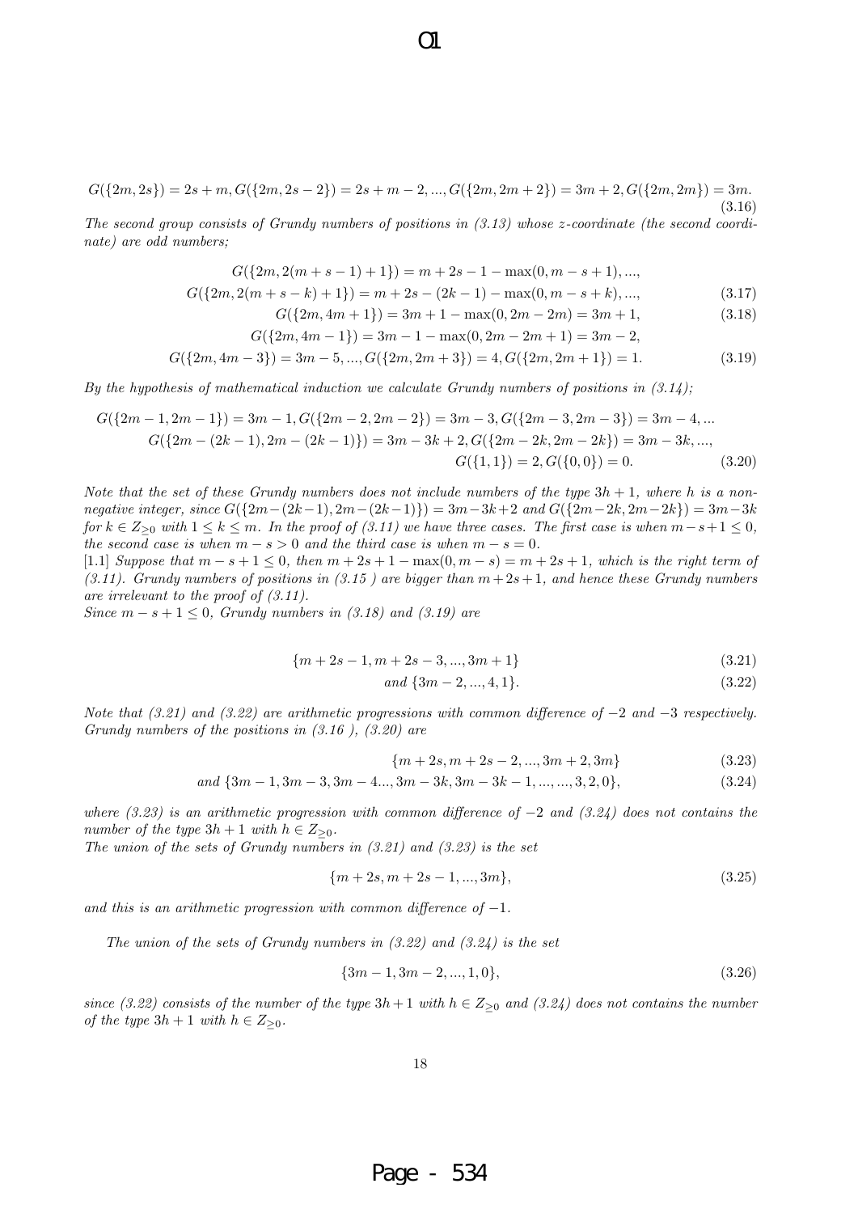$$G(\{2m,2s\}) = 2s+m, G(\{2m,2s-2\}) = 2s+m-2, ..., G(\{2m,2m+2\}) = 3m+2, G(\{2m,2m\}) = 3m. \tag{3.16}$$

*The second group consists of Grundy numbers of positions in (3.13) whose z-coordinate (the second coordinate) are odd numbers;*

$$G(\{2m,2(m+s-1)+1\}) = m+2s-1-\max(0,m-s+1), ...,$$

$$G(\{2m,2(m+s-k)+1\}) = m+2s-(2k-1)-\max(0,m-s+k), ..., \tag{3.17}$$

$$G(\{2m,4m+1\}) = 3m+1-\max(0,2m-2m) = 3m+1, \tag{3.18}$$

$$G(\{2m,4m-1\}) = 3m-1-\max(0,2m-2m+1) = 3m-2,$$

$$G(\{2m,4m-3\}) = 3m-5, ..., G(\{2m,2m+3\}) = 4, G(\{2m,2m+1\}) = 1. \tag{3.19}$$

*By the hypothesis of mathematical induction we calculate Grundy numbers of positions in (3.14);*

$$G(\{2m-1,2m-1\}) = 3m-1, G(\{2m-2,2m-2\}) = 3m-3, G(\{2m-3,2m-3\}) = 3m-4, ...$$

$$G(\{2m-(2k-1),2m-(2k-1)\}) = 3m-3k+2, G(\{2m-2k,2m-2k\}) = 3m-3k, ...,$$

$$G(\{1,1\}) = 2, G(\{0,0\}) = 0. \tag{3.20}$$

*Note that the set of these Grundy numbers does not include numbers of the type $3h+1$, where $h$ is a non-negative integer, since $G(\{2m-(2k-1),2m-(2k-1)\}) = 3m-3k+2$ and $G(\{2m-2k,2m-2k\}) = 3m-3k$ for $k \in Z_{\geq 0}$ with $1 \leq k \leq m$. In the proof of (3.11) we have three cases. The first case is when $m-s+1 \leq 0$, the second case is when $m-s > 0$ and the third case is when $m-s = 0$.*

[1.1] *Suppose that $m-s+1 \leq 0$, then $m+2s+1-\max(0,m-s) = m+2s+1$, which is the right term of (3.11). Grundy numbers of positions in (3.15 ) are bigger than $m+2s+1$, and hence these Grundy numbers are irrelevant to the proof of (3.11).*

*Since $m-s+1 \leq 0$, Grundy numbers in (3.18) and (3.19) are*

$$\{m+2s-1, m+2s-3, ..., 3m+1\} \tag{3.21}$$

$$\text{and } \{3m-2, ..., 4, 1\}. \tag{3.22}$$

*Note that (3.21) and (3.22) are arithmetic progressions with common difference of $-2$ and $-3$ respectively. Grundy numbers of the positions in (3.16 ), (3.20) are*

$$\{m+2s, m+2s-2, ..., 3m+2, 3m\} \tag{3.23}$$

$$\text{and } \{3m-1, 3m-3, 3m-4..., 3m-3k, 3m-3k-1, ..., ..., 3, 2, 0\}, \tag{3.24}$$

*where (3.23) is an arithmetic progression with common difference of $-2$ and (3.24) does not contains the number of the type $3h+1$ with $h \in Z_{\geq 0}$.*

*The union of the sets of Grundy numbers in (3.21) and (3.23) is the set*

$$\{m+2s, m+2s-1, ..., 3m\}, \tag{3.25}$$

*and this is an arithmetic progression with common difference of $-1$.*

*The union of the sets of Grundy numbers in (3.22) and (3.24) is the set*

$$\{3m-1, 3m-2, ..., 1, 0\}, \tag{3.26}$$

*since (3.22) consists of the number of the type $3h+1$ with $h \in Z_{\geq 0}$ and (3.24) does not contains the number of the type $3h+1$ with $h \in Z_{\geq 0}$.*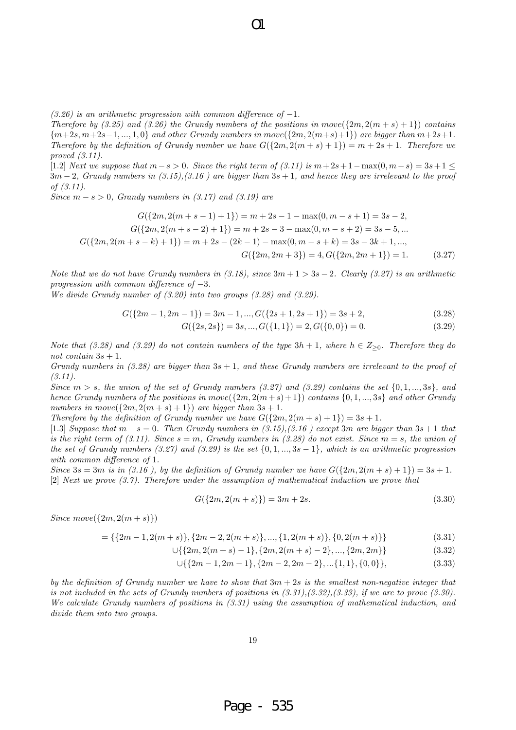*(3.26) is an arithmetic progression with common difference of $-1$.*

*Therefore by (3.25) and (3.26) the Grundy numbers of the positions in $move(\{2m, 2(m+s)+1\})$ contains $\{m+2s, m+2s-1, ..., 1, 0\}$ and other Grundy numbers in $move(\{2m, 2(m+s)+1\})$ are bigger than $m+2s+1$. Therefore by the definition of Grundy number we have $G(\{2m, 2(m+s)+1\}) = m+2s+1$. Therefore we proved (3.11).*

*[1.2] Next we suppose that $m-s > 0$. Since the right term of (3.11) is $m+2s+1-\max(0, m-s) = 3s+1 \leq 3m-2$, Grundy numbers in (3.15),(3.16 ) are bigger than $3s+1$, and hence they are irrelevant to the proof of (3.11).*

*Since $m-s > 0$, Grandy numbers in (3.17) and (3.19) are*

$$G(\{2m, 2(m+s-1)+1\}) = m+2s-1-\max(0, m-s+1) = 3s-2,$$
$$G(\{2m, 2(m+s-2)+1\}) = m+2s-3-\max(0, m-s+2) = 3s-5, ...$$
$$G(\{2m, 2(m+s-k)+1\}) = m+2s-(2k-1)-\max(0, m-s+k) = 3s-3k+1, ...,$$
$$G(\{2m, 2m+3\}) = 4, G(\{2m, 2m+1\}) = 1. \tag{3.27}$$

*Note that we do not have Grundy numbers in (3.18), since $3m+1 > 3s-2$. Clearly (3.27) is an arithmetic progression with common difference of $-3$.*

*We divide Grundy number of (3.20) into two groups (3.28) and (3.29).*

$$G(\{2m-1, 2m-1\}) = 3m-1, ..., G(\{2s+1, 2s+1\}) = 3s+2, \tag{3.28}$$
$$G(\{2s, 2s\}) = 3s, ..., G(\{1, 1\}) = 2, G(\{0, 0\}) = 0. \tag{3.29}$$

*Note that (3.28) and (3.29) do not contain numbers of the type $3h+1$, where $h \in Z_{\geq 0}$. Therefore they do not contain $3s+1$.*

*Grundy numbers in (3.28) are bigger than $3s+1$, and these Grundy numbers are irrelevant to the proof of (3.11).*

*Since $m > s$, the union of the set of Grundy numbers (3.27) and (3.29) contains the set $\{0, 1, ..., 3s\}$, and hence Grundy numbers of the positions in $move(\{2m, 2(m+s)+1\})$ contains $\{0, 1, ..., 3s\}$ and other Grundy numbers in $move(\{2m, 2(m+s)+1\})$ are bigger than $3s+1$.*

*Therefore by the definition of Grundy number we have $G(\{2m, 2(m+s)+1\}) = 3s+1$.*

*[1.3] Suppose that $m-s = 0$. Then Grundy numbers in (3.15),(3.16 ) except $3m$ are bigger than $3s+1$ that is the right term of (3.11). Since $s = m$, Grundy numbers in (3.28) do not exist. Since $m = s$, the union of the set of Grundy numbers (3.27) and (3.29) is the set $\{0, 1, ..., 3s-1\}$, which is an arithmetic progression with common difference of 1.*

*Since $3s = 3m$ is in (3.16 ), by the definition of Grundy number we have $G(\{2m, 2(m+s)+1\}) = 3s+1$.*

*[2] Next we prove (3.7). Therefore under the assumption of mathematical induction we prove that*

$$G(\{2m, 2(m+s)\}) = 3m+2s. \tag{3.30}$$

*Since $move(\{2m, 2(m+s)\})$*

$$= \{\{2m-1, 2(m+s)\}, \{2m-2, 2(m+s)\}, ..., \{1, 2(m+s)\}, \{0, 2(m+s)\}\} \tag{3.31}$$
$$\cup \{\{2m, 2(m+s)-1\}, \{2m, 2(m+s)-2\}, ..., \{2m, 2m\}\} \tag{3.32}$$
$$\cup \{\{2m-1, 2m-1\}, \{2m-2, 2m-2\}, ...\{1, 1\}, \{0, 0\}\}, \tag{3.33}$$

*by the definition of Grundy number we have to show that $3m+2s$ is the smallest non-negative integer that is not included in the sets of Grundy numbers of positions in (3.31),(3.32),(3.33), if we are to prove (3.30). We calculate Grundy numbers of positions in (3.31) using the assumption of mathematical induction, and divide them into two groups.*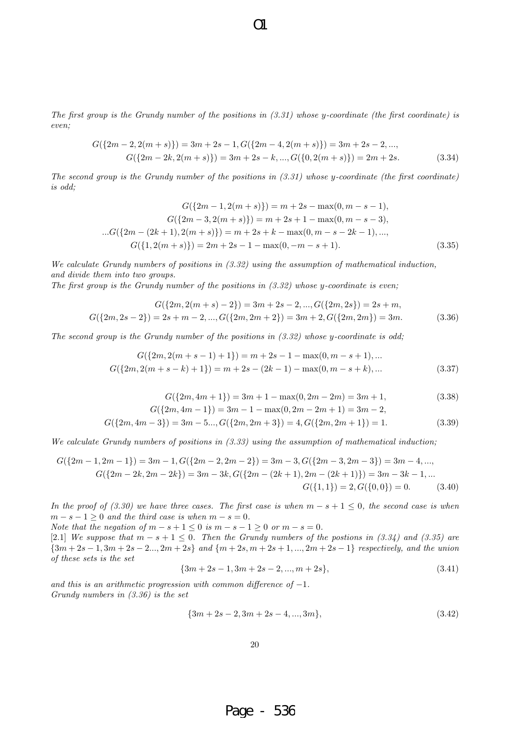*The first group is the Grundy number of the positions in (3.31) whose y-coordinate (the first coordinate) is even;*

$$G(\{2m-2, 2(m+s)\}) = 3m+2s-1, G(\{2m-4, 2(m+s)\}) = 3m+2s-2, ...,$$
$$G(\{2m-2k, 2(m+s)\}) = 3m+2s-k, ..., G(\{0, 2(m+s)\}) = 2m+2s. \tag{3.34}$$

*The second group is the Grundy number of the positions in (3.31) whose y-coordinate (the first coordinate) is odd;*

$$G(\{2m-1, 2(m+s)\}) = m+2s-\max(0, m-s-1),$$
$$G(\{2m-3, 2(m+s)\}) = m+2s+1-\max(0, m-s-3),$$
$$...G(\{2m-(2k+1), 2(m+s)\}) = m+2s+k-\max(0, m-s-2k-1), ...,$$
$$G(\{1, 2(m+s)\}) = 2m+2s-1-\max(0, -m-s+1). \tag{3.35}$$

*We calculate Grundy numbers of positions in (3.32) using the assumption of mathematical induction, and divide them into two groups.*
*The first group is the Grundy number of the positions in (3.32) whose y-coordinate is even;*

$$G(\{2m, 2(m+s)-2\}) = 3m+2s-2, ..., G(\{2m, 2s\}) = 2s+m,$$
$$G(\{2m, 2s-2\}) = 2s+m-2, ..., G(\{2m, 2m+2\}) = 3m+2, G(\{2m, 2m\}) = 3m. \tag{3.36}$$

*The second group is the Grundy number of the positions in (3.32) whose y-coordinate is odd;*

$$G(\{2m, 2(m+s-1)+1\}) = m+2s-1-\max(0, m-s+1), ...$$
$$G(\{2m, 2(m+s-k)+1\}) = m+2s-(2k-1)-\max(0, m-s+k), ... \tag{3.37}$$

$$G(\{2m, 4m+1\}) = 3m+1-\max(0, 2m-2m) = 3m+1, \tag{3.38}$$
$$G(\{2m, 4m-1\}) = 3m-1-\max(0, 2m-2m+1) = 3m-2,$$
$$G(\{2m, 4m-3\}) = 3m-5..., G(\{2m, 2m+3\}) = 4, G(\{2m, 2m+1\}) = 1. \tag{3.39}$$

*We calculate Grundy numbers of positions in (3.33) using the assumption of mathematical induction;*

$$G(\{2m-1, 2m-1\}) = 3m-1, G(\{2m-2, 2m-2\}) = 3m-3, G(\{2m-3, 2m-3\}) = 3m-4, ...,$$
$$G(\{2m-2k, 2m-2k\}) = 3m-3k, G(\{2m-(2k+1), 2m-(2k+1)\}) = 3m-3k-1, ...$$
$$G(\{1, 1\}) = 2, G(\{0, 0\}) = 0. \tag{3.40}$$

*In the proof of (3.30) we have three cases. The first case is when $m-s+1 \leq 0$, the second case is when $m-s-1 \geq 0$ and the third case is when $m-s=0$.*
*Note that the negation of $m-s+1 \leq 0$ is $m-s-1 \geq 0$ or $m-s=0$.*
*[2.1] We suppose that $m-s+1 \leq 0$. Then the Grundy numbers of the postions in (3.34) and (3.35) are $\{3m+2s-1, 3m+2s-2..., 2m+2s\}$ and $\{m+2s, m+2s+1, ..., 2m+2s-1\}$ respectively, and the union of these sets is the set*

$$\{3m+2s-1, 3m+2s-2, ..., m+2s\}, \tag{3.41}$$

*and this is an arithmetic progression with common difference of $-1$.*
*Grundy numbers in (3.36) is the set*

$$\{3m+2s-2, 3m+2s-4, ..., 3m\}, \tag{3.42}$$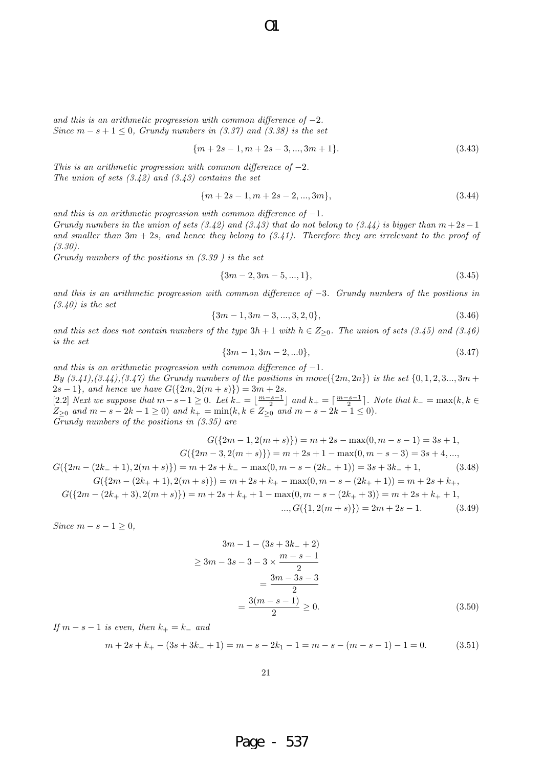*and this is an arithmetic progression with common difference of $-2$.*
*Since $m - s + 1 \leq 0$, Grundy numbers in (3.37) and (3.38) is the set*

$$\{m + 2s - 1, m + 2s - 3, ..., 3m + 1\}. \tag{3.43}$$

*This is an arithmetic progression with common difference of $-2$.*
*The union of sets (3.42) and (3.43) contains the set*

$$\{m + 2s - 1, m + 2s - 2, ..., 3m\}, \tag{3.44}$$

*and this is an arithmetic progression with common difference of $-1$.*
*Grundy numbers in the union of sets (3.42) and (3.43) that do not belong to (3.44) is bigger than $m+2s-1$ and smaller than $3m + 2s$, and hence they belong to (3.41). Therefore they are irrelevant to the proof of (3.30).*
*Grundy numbers of the positions in (3.39 ) is the set*

$$\{3m - 2, 3m - 5, ..., 1\}, \tag{3.45}$$

*and this is an arithmetic progression with common difference of $-3$. Grundy numbers of the positions in (3.40) is the set*

$$\{3m - 1, 3m - 3, ..., 3, 2, 0\}, \tag{3.46}$$

*and this set does not contain numbers of the type $3h + 1$ with $h \in Z_{\geq 0}$. The union of sets (3.45) and (3.46) is the set*

$$\{3m - 1, 3m - 2, ...0\}, \tag{3.47}$$

*and this is an arithmetic progression with common difference of $-1$.*
*By (3.41),(3.44),(3.47) the Grundy numbers of the positions in $move(\{2m, 2n\})$ is the set $\{0, 1, 2, 3..., 3m + 2s - 1\}$, and hence we have $G(\{2m, 2(m + s)\}) = 3m + 2s$.*
[2.2] *Next we suppose that $m - s - 1 \geq 0$. Let $k_- = \lfloor \frac{m-s-1}{2} \rfloor$ and $k_+ = \lceil \frac{m-s-1}{2} \rceil$. Note that $k_- = \max(k, k \in Z_{\geq 0}$ and $m - s - 2k - 1 \geq 0)$ and $k_+ = \min(k, k \in Z_{\geq 0}$ and $m - s - 2k - 1 \leq 0)$.*
*Grundy numbers of the positions in (3.35) are*

$$G(\{2m - 1, 2(m + s)\}) = m + 2s - \max(0, m - s - 1) = 3s + 1,$$
$$G(\{2m - 3, 2(m + s)\}) = m + 2s + 1 - \max(0, m - s - 3) = 3s + 4, ...,$$
$$G(\{2m - (2k_- + 1), 2(m + s)\}) = m + 2s + k_- - \max(0, m - s - (2k_- + 1)) = 3s + 3k_- + 1, \tag{3.48}$$
$$G(\{2m - (2k_+ + 1), 2(m + s)\}) = m + 2s + k_+ - \max(0, m - s - (2k_+ + 1)) = m + 2s + k_+,$$
$$G(\{2m - (2k_+ + 3), 2(m + s)\}) = m + 2s + k_+ + 1 - \max(0, m - s - (2k_+ + 3)) = m + 2s + k_+ + 1,$$
$$..., G(\{1, 2(m + s)\}) = 2m + 2s - 1. \tag{3.49}$$

*Since $m - s - 1 \geq 0$,*

$$\begin{aligned}
&3m - 1 - (3s + 3k_- + 2) \\
&\geq 3m - 3s - 3 - 3 \times \frac{m - s - 1}{2} \\
&= \frac{3m - 3s - 3}{2} \\
&= \frac{3(m - s - 1)}{2} \geq 0.
\end{aligned} \tag{3.50}$$

*If $m - s - 1$ is even, then $k_+ = k_-$ and*

$$m + 2s + k_+ - (3s + 3k_- + 1) = m - s - 2k_1 - 1 = m - s - (m - s - 1) - 1 = 0. \tag{3.51}$$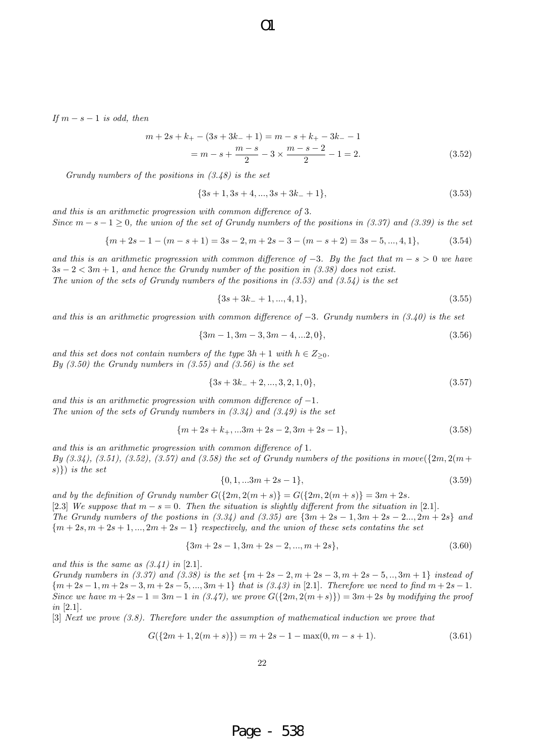*If $m-s-1$ is odd, then*

$$
\begin{aligned}
m+2s+k_{+}-(3s+3k_{-}+1) &= m-s+k_{+}-3k_{-}-1 \\
&= m-s+\frac{m-s}{2}-3\times\frac{m-s-2}{2}-1=2.
\end{aligned}
\tag{3.52}
$$

*Grundy numbers of the positions in (3.48) is the set*

$$
\{3s+1,3s+4,...,3s+3k_{-}+1\},
\tag{3.53}
$$

*and this is an arithmetic progression with common difference of 3.*
*Since $m-s-1\geq 0$, the union of the set of Grundy numbers of the positions in (3.37) and (3.39) is the set*

$$
\{m+2s-1-(m-s+1)=3s-2, m+2s-3-(m-s+2)=3s-5,...,4,1\},
\tag{3.54}
$$

*and this is an arithmetic progression with common difference of $-3$. By the fact that $m-s>0$ we have $3s-2<3m+1$, and hence the Grundy number of the position in (3.38) does not exist.*
*The union of the sets of Grundy numbers of the positions in (3.53) and (3.54) is the set*

$$
\{3s+3k_{-}+1,...,4,1\},
\tag{3.55}
$$

*and this is an arithmetic progression with common difference of $-3$. Grundy numbers in (3.40) is the set*

$$
\{3m-1,3m-3,3m-4,...2,0\},
\tag{3.56}
$$

*and this set does not contain numbers of the type $3h+1$ with $h\in Z_{\geq 0}$.*
*By (3.50) the Grundy numbers in (3.55) and (3.56) is the set*

$$
\{3s+3k_{-}+2,...,3,2,1,0\},
\tag{3.57}
$$

*and this is an arithmetic progression with common difference of $-1$.*
*The union of the sets of Grundy numbers in (3.34) and (3.49) is the set*

$$
\{m+2s+k_{+},...3m+2s-2,3m+2s-1\},
\tag{3.58}
$$

*and this is an arithmetic progression with common difference of 1.*
*By (3.34), (3.51), (3.52), (3.57) and (3.58) the set of Grundy numbers of the positions in move($\{2m,2(m+s)\}$) is the set*

$$
\{0,1,...3m+2s-1\},
\tag{3.59}
$$

*and by the definition of Grundy number $G(\{2m,2(m+s)\}=G(\{2m,2(m+s)\}=3m+2s$.*
[2.3] *We suppose that $m-s=0$. Then the situation is slightly different from the situation in* [2.1].
*The Grundy numbers of the postions in (3.34) and (3.35) are $\{3m+2s-1,3m+2s-2...,2m+2s\}$ and $\{m+2s,m+2s+1,...,2m+2s-1\}$ respectively, and the union of these sets contatins the set*

$$
\{3m+2s-1,3m+2s-2,...,m+2s\},
\tag{3.60}
$$

*and this is the same as (3.41) in* [2.1].
*Grundy numbers in (3.37) and (3.38) is the set $\{m+2s-2,m+2s-3,m+2s-5,..,3m+1\}$ instead of $\{m+2s-1,m+2s-3,m+2s-5,...,3m+1\}$ that is (3.43) in* [2.1]. *Therefore we need to find $m+2s-1$. Since we have $m+2s-1=3m-1$ in (3.47), we prove $G(\{2m,2(m+s)\})=3m+2s$ by modifying the proof in* [2.1].
[3] *Next we prove (3.8). Therefore under the assumption of mathematical induction we prove that*

$$
G(\{2m+1,2(m+s)\})=m+2s-1-\max(0,m-s+1).
\tag{3.61}
$$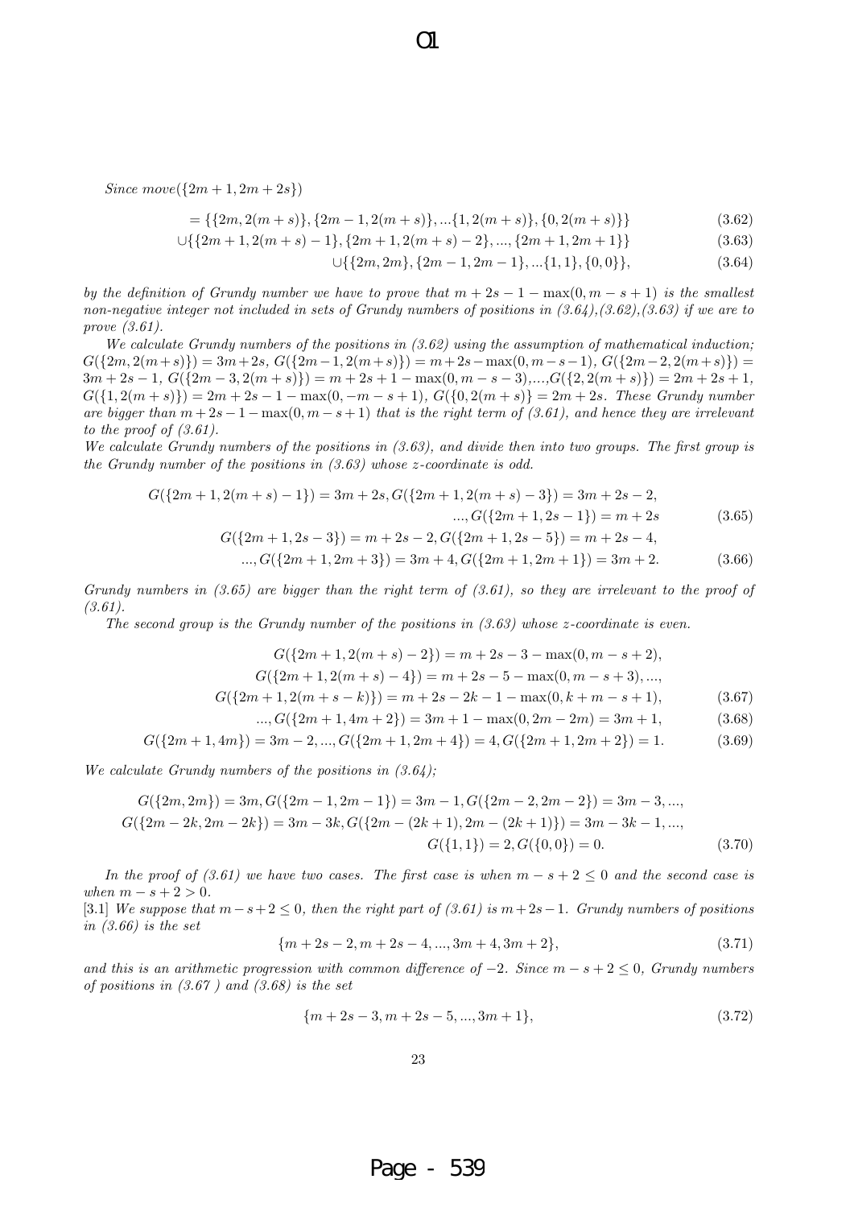*Since move*$(\{2m+1, 2m+2s\})$

$$= \{\{2m, 2(m+s)\}, \{2m-1, 2(m+s)\}, ...\{1, 2(m+s)\}, \{0, 2(m+s)\}\} \tag{3.62}$$

$$\cup \{\{2m+1, 2(m+s)-1\}, \{2m+1, 2(m+s)-2\}, ..., \{2m+1, 2m+1\}\} \tag{3.63}$$

$$\cup \{\{2m, 2m\}, \{2m-1, 2m-1\}, ...\{1, 1\}, \{0, 0\}\}, \tag{3.64}$$

*by the definition of Grundy number we have to prove that* $m+2s-1-\max(0, m-s+1)$ *is the smallest non-negative integer not included in sets of Grundy numbers of positions in (3.64),(3.62),(3.63) if we are to prove (3.61).*

*We calculate Grundy numbers of the positions in (3.62) using the assumption of mathematical induction;* $G(\{2m, 2(m+s)\}) = 3m+2s$, $G(\{2m-1, 2(m+s)\}) = m+2s-\max(0, m-s-1)$, $G(\{2m-2, 2(m+s)\}) = 3m+2s-1$, $G(\{2m-3, 2(m+s)\}) = m+2s+1-\max(0, m-s-3)$,...,$G(\{2, 2(m+s)\}) = 2m+2s+1$, $G(\{1, 2(m+s)\}) = 2m+2s-1-\max(0, -m-s+1)$, $G(\{0, 2(m+s)\} = 2m+2s$. *These Grundy number are bigger than* $m+2s-1-\max(0, m-s+1)$ *that is the right term of (3.61), and hence they are irrelevant to the proof of (3.61).*

*We calculate Grundy numbers of the positions in (3.63), and divide then into two groups. The first group is the Grundy number of the positions in (3.63) whose z-coordinate is odd.*

$$G(\{2m+1, 2(m+s)-1\}) = 3m+2s, G(\{2m+1, 2(m+s)-3\}) = 3m+2s-2,$$
$$..., G(\{2m+1, 2s-1\}) = m+2s \tag{3.65}$$

$$G(\{2m+1, 2s-3\}) = m+2s-2, G(\{2m+1, 2s-5\}) = m+2s-4,$$
$$..., G(\{2m+1, 2m+3\}) = 3m+4, G(\{2m+1, 2m+1\}) = 3m+2. \tag{3.66}$$

*Grundy numbers in (3.65) are bigger than the right term of (3.61), so they are irrelevant to the proof of (3.61).*

*The second group is the Grundy number of the positions in (3.63) whose z-coordinate is even.*

$$G(\{2m+1, 2(m+s)-2\}) = m+2s-3-\max(0, m-s+2),$$
$$G(\{2m+1, 2(m+s)-4\}) = m+2s-5-\max(0, m-s+3), ...,$$
$$G(\{2m+1, 2(m+s-k)\}) = m+2s-2k-1-\max(0, k+m-s+1), \tag{3.67}$$
$$..., G(\{2m+1, 4m+2\}) = 3m+1-\max(0, 2m-2m) = 3m+1, \tag{3.68}$$
$$G(\{2m+1, 4m\}) = 3m-2, ..., G(\{2m+1, 2m+4\}) = 4, G(\{2m+1, 2m+2\}) = 1. \tag{3.69}$$

*We calculate Grundy numbers of the positions in (3.64);*

$$G(\{2m, 2m\}) = 3m, G(\{2m-1, 2m-1\}) = 3m-1, G(\{2m-2, 2m-2\}) = 3m-3, ...,$$
$$G(\{2m-2k, 2m-2k\}) = 3m-3k, G(\{2m-(2k+1), 2m-(2k+1)\}) = 3m-3k-1, ...,$$
$$G(\{1, 1\}) = 2, G(\{0, 0\}) = 0. \tag{3.70}$$

*In the proof of (3.61) we have two cases. The first case is when* $m-s+2 \leq 0$ *and the second case is when* $m-s+2 > 0$.

[3.1] *We suppose that* $m-s+2 \leq 0$, *then the right part of (3.61) is* $m+2s-1$. *Grundy numbers of positions in (3.66) is the set*

$$\{m+2s-2, m+2s-4, ..., 3m+4, 3m+2\}, \tag{3.71}$$

*and this is an arithmetic progression with common difference of* $-2$. *Since* $m-s+2 \leq 0$, *Grundy numbers of positions in (3.67 ) and (3.68) is the set*

$$\{m+2s-3, m+2s-5, ..., 3m+1\}, \tag{3.72}$$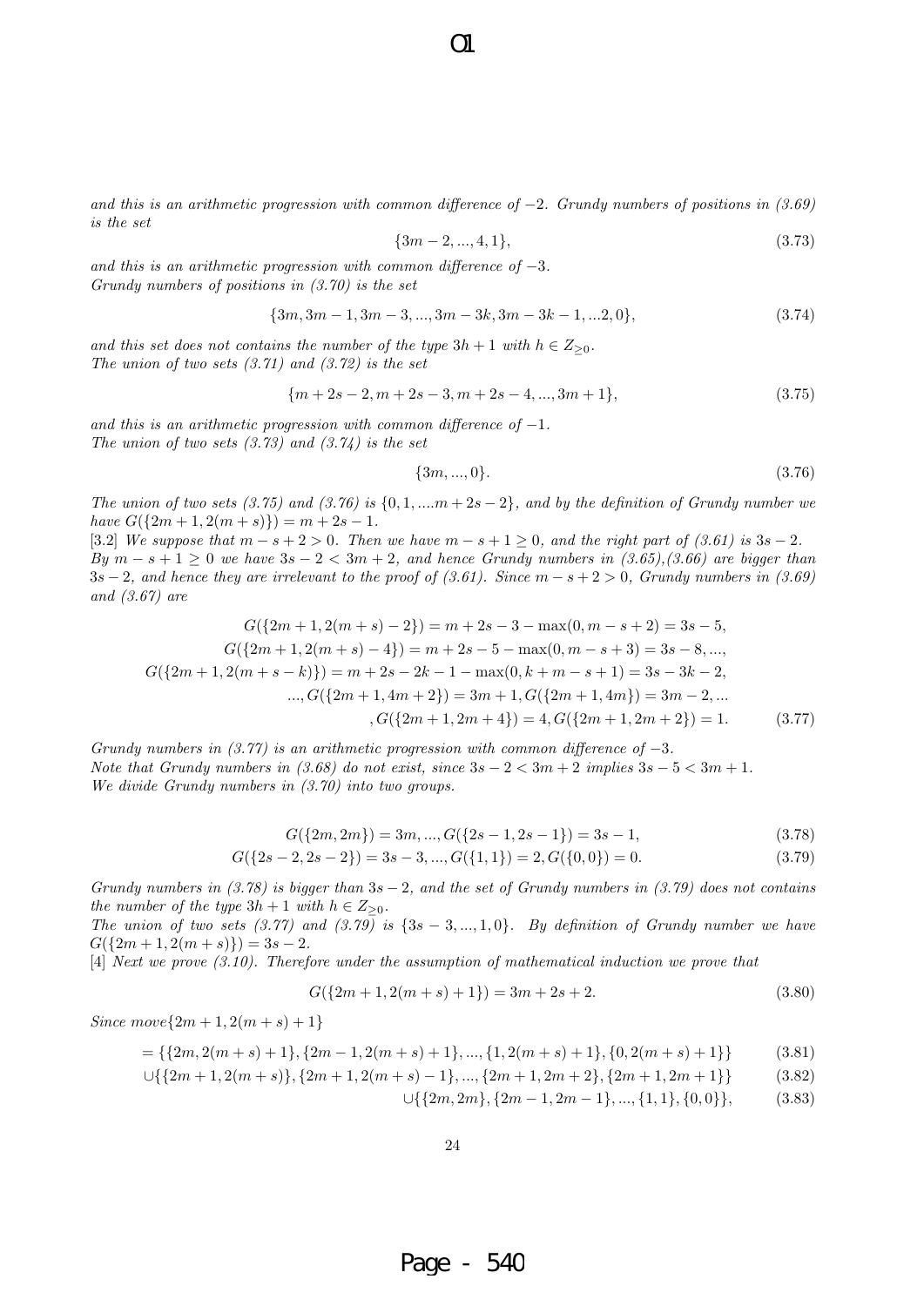*and this is an arithmetic progression with common difference of $-2$. Grundy numbers of positions in (3.69) is the set*

$$\{3m-2, ..., 4, 1\}, \tag{3.73}$$

*and this is an arithmetic progression with common difference of $-3$.*
*Grundy numbers of positions in (3.70) is the set*

$$\{3m, 3m-1, 3m-3, ..., 3m-3k, 3m-3k-1, ...2, 0\}, \tag{3.74}$$

*and this set does not contains the number of the type $3h+1$ with $h \in Z_{\geq 0}$.*
*The union of two sets (3.71) and (3.72) is the set*

$$\{m+2s-2, m+2s-3, m+2s-4, ..., 3m+1\}, \tag{3.75}$$

*and this is an arithmetic progression with common difference of $-1$.*
*The union of two sets (3.73) and (3.74) is the set*

$$\{3m, ..., 0\}. \tag{3.76}$$

*The union of two sets (3.75) and (3.76) is $\{0, 1, ....m+2s-2\}$, and by the definition of Grundy number we have $G(\{2m+1, 2(m+s)\}) = m+2s-1$.*
*[3.2] We suppose that $m-s+2 > 0$. Then we have $m-s+1 \geq 0$, and the right part of (3.61) is $3s-2$. By $m-s+1 \geq 0$ we have $3s-2 < 3m+2$, and hence Grundy numbers in (3.65),(3.66) are bigger than $3s-2$, and hence they are irrelevant to the proof of (3.61). Since $m-s+2 > 0$, Grundy numbers in (3.69) and (3.67) are*

$$\begin{aligned}
G(\{2m+1, 2(m+s)-2\}) &= m+2s-3-\max(0, m-s+2) = 3s-5, \\
G(\{2m+1, 2(m+s)-4\}) &= m+2s-5-\max(0, m-s+3) = 3s-8, ..., \\
G(\{2m+1, 2(m+s-k)\}) &= m+2s-2k-1-\max(0, k+m-s+1) = 3s-3k-2, \\
&..., G(\{2m+1, 4m+2\}) = 3m+1, G(\{2m+1, 4m\}) = 3m-2, ... \\
&, G(\{2m+1, 2m+4\}) = 4, G(\{2m+1, 2m+2\}) = 1.
\end{aligned} \tag{3.77}$$

*Grundy numbers in (3.77) is an arithmetic progression with common difference of $-3$.*
*Note that Grundy numbers in (3.68) do not exist, since $3s-2 < 3m+2$ implies $3s-5 < 3m+1$.*
*We divide Grundy numbers in (3.70) into two groups.*

$$G(\{2m, 2m\}) = 3m, ..., G(\{2s-1, 2s-1\}) = 3s-1, \tag{3.78}$$

$$G(\{2s-2, 2s-2\}) = 3s-3, ..., G(\{1, 1\}) = 2, G(\{0, 0\}) = 0. \tag{3.79}$$

*Grundy numbers in (3.78) is bigger than $3s-2$, and the set of Grundy numbers in (3.79) does not contains the number of the type $3h+1$ with $h \in Z_{\geq 0}$.*
*The union of two sets (3.77) and (3.79) is $\{3s-3, ..., 1, 0\}$. By definition of Grundy number we have $G(\{2m+1, 2(m+s)\}) = 3s-2$.*
*[4] Next we prove (3.10). Therefore under the assumption of mathematical induction we prove that*

$$G(\{2m+1, 2(m+s)+1\}) = 3m+2s+2. \tag{3.80}$$

*Since move$\{2m+1, 2(m+s)+1\}$*

$$= \{\{2m, 2(m+s)+1\}, \{2m-1, 2(m+s)+1\}, ..., \{1, 2(m+s)+1\}, \{0, 2(m+s)+1\}\} \tag{3.81}$$

$$\cup\{\{2m+1, 2(m+s)\}, \{2m+1, 2(m+s)-1\}, ..., \{2m+1, 2m+2\}, \{2m+1, 2m+1\}\} \tag{3.82}$$

$$\cup\{\{2m, 2m\}, \{2m-1, 2m-1\}, ..., \{1, 1\}, \{0, 0\}\}, \tag{3.83}$$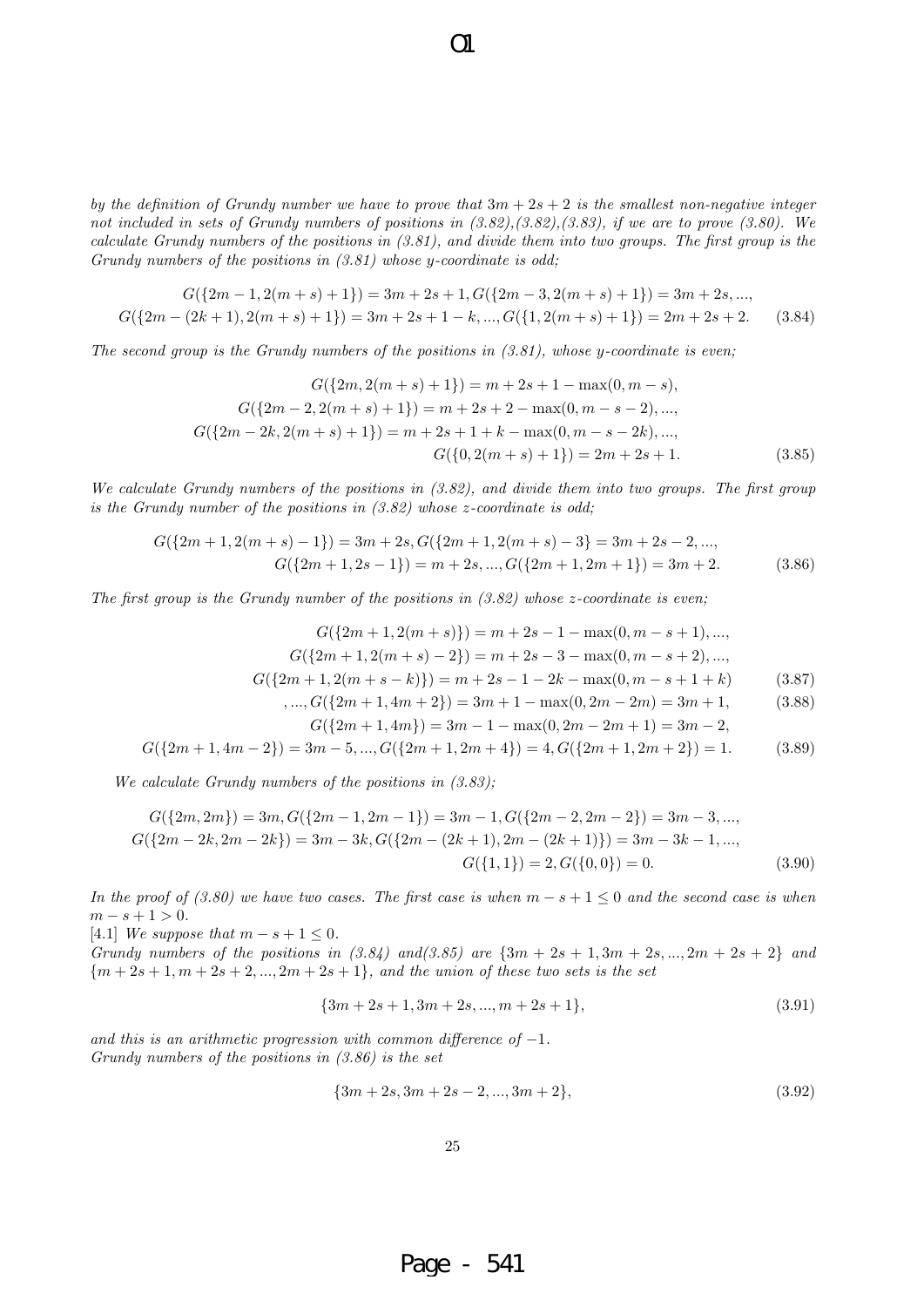*by the definition of Grundy number we have to prove that $3m+2s+2$ is the smallest non-negative integer not included in sets of Grundy numbers of positions in (3.82),(3.82),(3.83), if we are to prove (3.80). We calculate Grundy numbers of the positions in (3.81), and divide them into two groups. The first group is the Grundy numbers of the positions in (3.81) whose y-coordinate is odd;*

$$G(\{2m-1,2(m+s)+1\}) = 3m+2s+1, G(\{2m-3,2(m+s)+1\}) = 3m+2s, ...,$$
$$G(\{2m-(2k+1),2(m+s)+1\}) = 3m+2s+1-k, ..., G(\{1,2(m+s)+1\}) = 2m+2s+2. \quad (3.84)$$

*The second group is the Grundy numbers of the positions in (3.81), whose y-coordinate is even;*

$$G(\{2m,2(m+s)+1\}) = m+2s+1-\max(0,m-s),$$
$$G(\{2m-2,2(m+s)+1\}) = m+2s+2-\max(0,m-s-2), ...,$$
$$G(\{2m-2k,2(m+s)+1\}) = m+2s+1+k-\max(0,m-s-2k), ...,$$
$$G(\{0,2(m+s)+1\}) = 2m+2s+1. \quad (3.85)$$

*We calculate Grundy numbers of the positions in (3.82), and divide them into two groups. The first group is the Grundy number of the positions in (3.82) whose z-coordinate is odd;*

$$G(\{2m+1,2(m+s)-1\}) = 3m+2s, G(\{2m+1,2(m+s)-3\} = 3m+2s-2, ...,$$
$$G(\{2m+1,2s-1\}) = m+2s, ..., G(\{2m+1,2m+1\}) = 3m+2. \quad (3.86)$$

*The first group is the Grundy number of the positions in (3.82) whose z-coordinate is even;*

$$G(\{2m+1,2(m+s)\}) = m+2s-1-\max(0,m-s+1), ...,$$
$$G(\{2m+1,2(m+s)-2\}) = m+2s-3-\max(0,m-s+2), ...,$$
$$G(\{2m+1,2(m+s-k)\}) = m+2s-1-2k-\max(0,m-s+1+k) \quad (3.87)$$
$$, ..., G(\{2m+1,4m+2\}) = 3m+1-\max(0,2m-2m) = 3m+1, \quad (3.88)$$
$$G(\{2m+1,4m\}) = 3m-1-\max(0,2m-2m+1) = 3m-2,$$
$$G(\{2m+1,4m-2\}) = 3m-5, ..., G(\{2m+1,2m+4\}) = 4, G(\{2m+1,2m+2\}) = 1. \quad (3.89)$$

*We calculate Grundy numbers of the positions in (3.83);*

$$G(\{2m,2m\}) = 3m, G(\{2m-1,2m-1\}) = 3m-1, G(\{2m-2,2m-2\}) = 3m-3, ...,$$
$$G(\{2m-2k,2m-2k\}) = 3m-3k, G(\{2m-(2k+1),2m-(2k+1)\}) = 3m-3k-1, ...,$$
$$G(\{1,1\}) = 2, G(\{0,0\}) = 0. \quad (3.90)$$

*In the proof of (3.80) we have two cases. The first case is when $m-s+1 \leq 0$ and the second case is when $m-s+1 > 0$.*

[4.1] *We suppose that $m-s+1 \leq 0$.*

*Grundy numbers of the positions in (3.84) and(3.85) are $\{3m+2s+1, 3m+2s, ..., 2m+2s+2\}$ and $\{m+2s+1, m+2s+2, ..., 2m+2s+1\}$, and the union of these two sets is the set*

$$\{3m+2s+1, 3m+2s, ..., m+2s+1\}, \quad (3.91)$$

*and this is an arithmetic progression with common difference of $-1$.*

*Grundy numbers of the positions in (3.86) is the set*

$$\{3m+2s, 3m+2s-2, ..., 3m+2\}, \quad (3.92)$$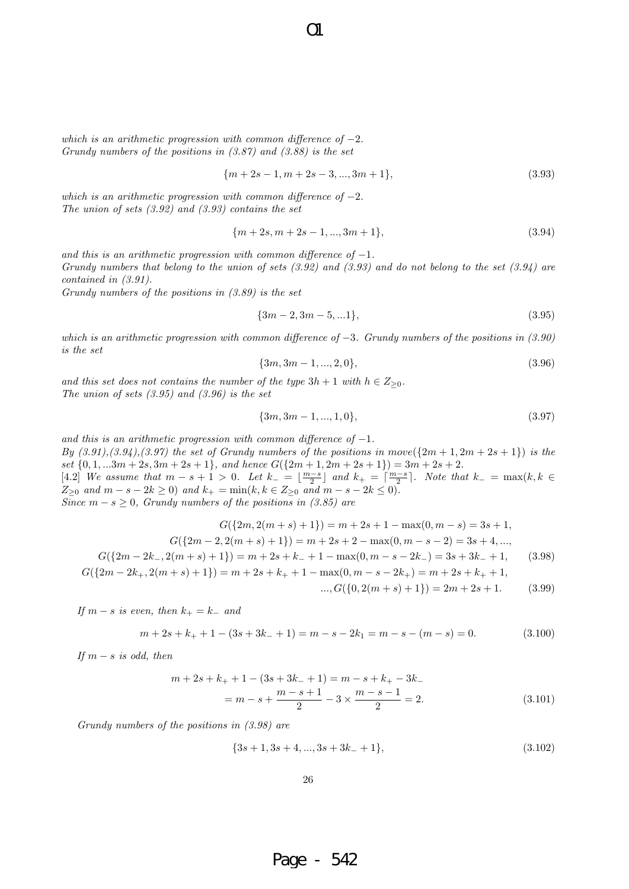*which is an arithmetic progression with common difference of $-2$.*
*Grundy numbers of the positions in (3.87) and (3.88) is the set*

$$\{m+2s-1, m+2s-3, ..., 3m+1\}, \tag{3.93}$$

*which is an arithmetic progression with common difference of $-2$.*
*The union of sets (3.92) and (3.93) contains the set*

$$\{m+2s, m+2s-1, ..., 3m+1\}, \tag{3.94}$$

*and this is an arithmetic progression with common difference of $-1$.*
*Grundy numbers that belong to the union of sets (3.92) and (3.93) and do not belong to the set (3.94) are contained in (3.91).*
*Grundy numbers of the positions in (3.89) is the set*

$$\{3m-2, 3m-5, ...1\}, \tag{3.95}$$

*which is an arithmetic progression with common difference of $-3$. Grundy numbers of the positions in (3.90) is the set*

$$\{3m, 3m-1, ..., 2, 0\}, \tag{3.96}$$

*and this set does not contains the number of the type $3h+1$ with $h \in Z_{\geq 0}$.*
*The union of sets (3.95) and (3.96) is the set*

$$\{3m, 3m-1, ..., 1, 0\}, \tag{3.97}$$

*and this is an arithmetic progression with common difference of $-1$.*
*By (3.91),(3.94),(3.97) the set of Grundy numbers of the positions in $move(\{2m+1, 2m+2s+1\})$ is the set $\{0, 1, ...3m+2s, 3m+2s+1\}$, and hence $G(\{2m+1, 2m+2s+1\}) = 3m+2s+2$.*
[4.2] *We assume that $m-s+1 > 0$. Let $k_- = \lfloor \frac{m-s}{2} \rfloor$ and $k_+ = \lceil \frac{m-s}{2} \rceil$. Note that $k_- = \max(k, k \in Z_{\geq 0}$ and $m-s-2k \geq 0)$ and $k_+ = \min(k, k \in Z_{\geq 0}$ and $m-s-2k \leq 0)$.*
*Since $m-s \geq 0$, Grundy numbers of the positions in (3.85) are*

$$G(\{2m, 2(m+s)+1\}) = m+2s+1-\max(0, m-s) = 3s+1,$$
$$G(\{2m-2, 2(m+s)+1\}) = m+2s+2-\max(0, m-s-2) = 3s+4, ...,$$
$$G(\{2m-2k_-, 2(m+s)+1\}) = m+2s+k_-+1-\max(0, m-s-2k_-) = 3s+3k_-+1, \tag{3.98}$$
$$G(\{2m-2k_+, 2(m+s)+1\}) = m+2s+k_++1-\max(0, m-s-2k_+) = m+2s+k_++1,$$
$$..., G(\{0, 2(m+s)+1\}) = 2m+2s+1. \tag{3.99}$$

*If $m-s$ is even, then $k_+ = k_-$ and*

$$m+2s+k_++1-(3s+3k_-+1) = m-s-2k_1 = m-s-(m-s) = 0. \tag{3.100}$$

*If $m-s$ is odd, then*

$$m+2s+k_++1-(3s+3k_-+1) = m-s+k_+-3k_-$$
$$= m-s+\frac{m-s+1}{2} - 3 \times \frac{m-s-1}{2} = 2. \tag{3.101}$$

*Grundy numbers of the positions in (3.98) are*

$$\{3s+1, 3s+4, ..., 3s+3k_-+1\}, \tag{3.102}$$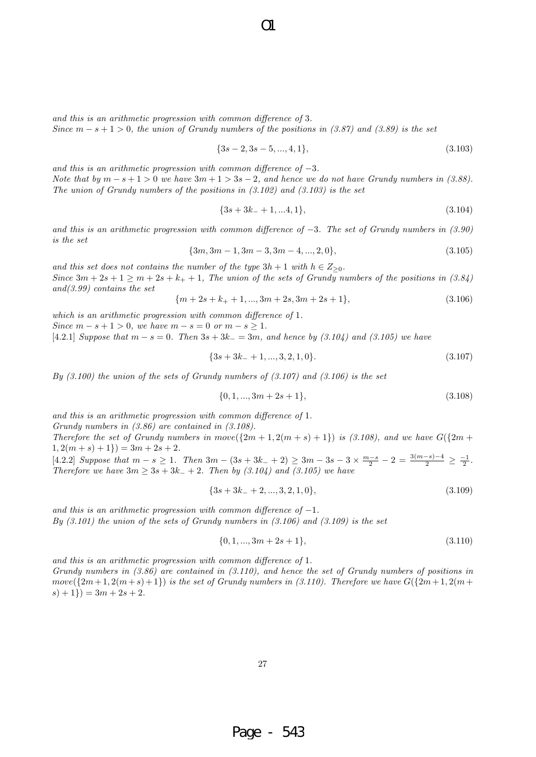*and this is an arithmetic progression with common difference of* 3.
*Since $m - s + 1 > 0$, the union of Grundy numbers of the positions in (3.87) and (3.89) is the set*

$$\{3s - 2, 3s - 5, ..., 4, 1\}, \tag{3.103}$$

*and this is an arithmetic progression with common difference of* $-3$.
*Note that by $m - s + 1 > 0$ we have $3m + 1 > 3s - 2$, and hence we do not have Grundy numbers in (3.88). The union of Grundy numbers of the positions in (3.102) and (3.103) is the set*

$$\{3s + 3k_- + 1, ...4, 1\}, \tag{3.104}$$

*and this is an arithmetic progression with common difference of* $-3$. *The set of Grundy numbers in (3.90) is the set*

$$\{3m, 3m - 1, 3m - 3, 3m - 4, ..., 2, 0\}, \tag{3.105}$$

*and this set does not contains the number of the type $3h + 1$ with $h \in Z_{\geq 0}$.*
*Since $3m + 2s + 1 \geq m + 2s + k_+ + 1$, The union of the sets of Grundy numbers of the positions in (3.84) and(3.99) contains the set*

$$\{m + 2s + k_+ + 1, ..., 3m + 2s, 3m + 2s + 1\}, \tag{3.106}$$

*which is an arithmetic progression with common difference of* 1.
*Since $m - s + 1 > 0$, we have $m - s = 0$ or $m - s \geq 1$.*
[4.2.1] *Suppose that $m - s = 0$. Then $3s + 3k_- = 3m$, and hence by (3.104) and (3.105) we have*

$$\{3s + 3k_- + 1, ..., 3, 2, 1, 0\}. \tag{3.107}$$

*By (3.100) the union of the sets of Grundy numbers of (3.107) and (3.106) is the set*

$$\{0, 1, ..., 3m + 2s + 1\}, \tag{3.108}$$

*and this is an arithmetic progression with common difference of* 1.
*Grundy numbers in (3.86) are contained in (3.108).*
*Therefore the set of Grundy numbers in $move(\{2m + 1, 2(m + s) + 1\})$ is (3.108), and we have $G(\{2m + 1, 2(m + s) + 1\}) = 3m + 2s + 2$.*
[4.2.2] *Suppose that $m - s \geq 1$. Then $3m - (3s + 3k_- + 2) \geq 3m - 3s - 3 \times \frac{m-s}{2} - 2 = \frac{3(m-s)-4}{2} \geq \frac{-1}{2}$. Therefore we have $3m \geq 3s + 3k_- + 2$. Then by (3.104) and (3.105) we have*

$$\{3s + 3k_- + 2, ..., 3, 2, 1, 0\}, \tag{3.109}$$

*and this is an arithmetic progression with common difference of* $-1$.
*By (3.101) the union of the sets of Grundy numbers in (3.106) and (3.109) is the set*

$$\{0, 1, ..., 3m + 2s + 1\}, \tag{3.110}$$

*and this is an arithmetic progression with common difference of* 1.
*Grundy numbers in (3.86) are contained in (3.110), and hence the set of Grundy numbers of positions in $move(\{2m + 1, 2(m + s) + 1\})$ is the set of Grundy numbers in (3.110). Therefore we have $G(\{2m + 1, 2(m + s) + 1\}) = 3m + 2s + 2$.*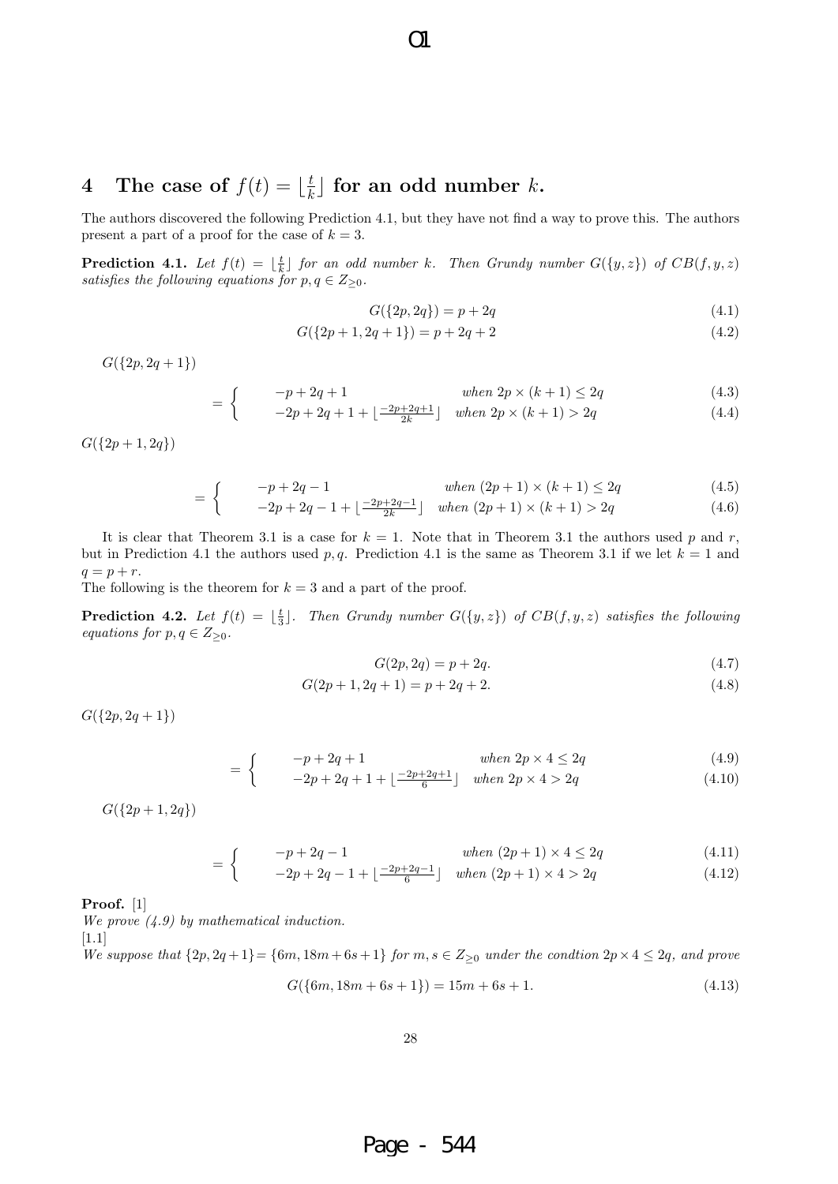# 4 The case of $f(t) = \lfloor \frac{t}{k} \rfloor$ for an odd number $k$.

The authors discovered the following Prediction 4.1, but they have not find a way to prove this. The authors present a part of a proof for the case of $k = 3$.

**Prediction 4.1.** *Let $f(t) = \lfloor \frac{t}{k} \rfloor$ for an odd number $k$. Then Grundy number $G(\{y, z\})$ of $CB(f, y, z)$ satisfies the following equations for $p, q \in Z_{\geq 0}$.*

$$G(\{2p, 2q\}) = p + 2q \tag{4.1}$$

$$G(\{2p + 1, 2q + 1\}) = p + 2q + 2 \tag{4.2}$$

$G(\{2p, 2q + 1\})$

$$= \begin{cases} -p + 2q + 1 & when\ 2p \times (k + 1) \leq 2q \quad (4.3) \\ -2p + 2q + 1 + \lfloor \frac{-2p+2q+1}{2k} \rfloor & when\ 2p \times (k + 1) > 2q \quad (4.4) \end{cases}$$

$G(\{2p + 1, 2q\})$

$$= \begin{cases} -p + 2q - 1 & when\ (2p + 1) \times (k + 1) \leq 2q \quad (4.5) \\ -2p + 2q - 1 + \lfloor \frac{-2p+2q-1}{2k} \rfloor & when\ (2p + 1) \times (k + 1) > 2q \quad (4.6) \end{cases}$$

It is clear that Theorem 3.1 is a case for $k = 1$. Note that in Theorem 3.1 the authors used $p$ and $r$, but in Prediction 4.1 the authors used $p, q$. Prediction 4.1 is the same as Theorem 3.1 if we let $k = 1$ and $q = p + r$.
The following is the theorem for $k = 3$ and a part of the proof.

**Prediction 4.2.** *Let $f(t) = \lfloor \frac{t}{3} \rfloor$. Then Grundy number $G(\{y, z\})$ of $CB(f, y, z)$ satisfies the following equations for $p, q \in Z_{\geq 0}$.*

$$G(2p, 2q) = p + 2q. \tag{4.7}$$

$$G(2p + 1, 2q + 1) = p + 2q + 2. \tag{4.8}$$

$G(\{2p, 2q + 1\})$

$$= \begin{cases} -p + 2q + 1 & when\ 2p \times 4 \leq 2q \quad (4.9) \\ -2p + 2q + 1 + \lfloor \frac{-2p+2q+1}{6} \rfloor & when\ 2p \times 4 > 2q \quad (4.10) \end{cases}$$

$G(\{2p + 1, 2q\})$

$$= \begin{cases} -p + 2q - 1 & when\ (2p + 1) \times 4 \leq 2q \quad (4.11) \\ -2p + 2q - 1 + \lfloor \frac{-2p+2q-1}{6} \rfloor & when\ (2p + 1) \times 4 > 2q \quad (4.12) \end{cases}$$

**Proof.** [1]
*We prove (4.9) by mathematical induction.*
[1.1]
*We suppose that $\{2p, 2q+1\} = \{6m, 18m+6s+1\}$ for $m, s \in Z_{\geq 0}$ under the condtion $2p \times 4 \leq 2q$, and prove*

$$G(\{6m, 18m + 6s + 1\}) = 15m + 6s + 1. \tag{4.13}$$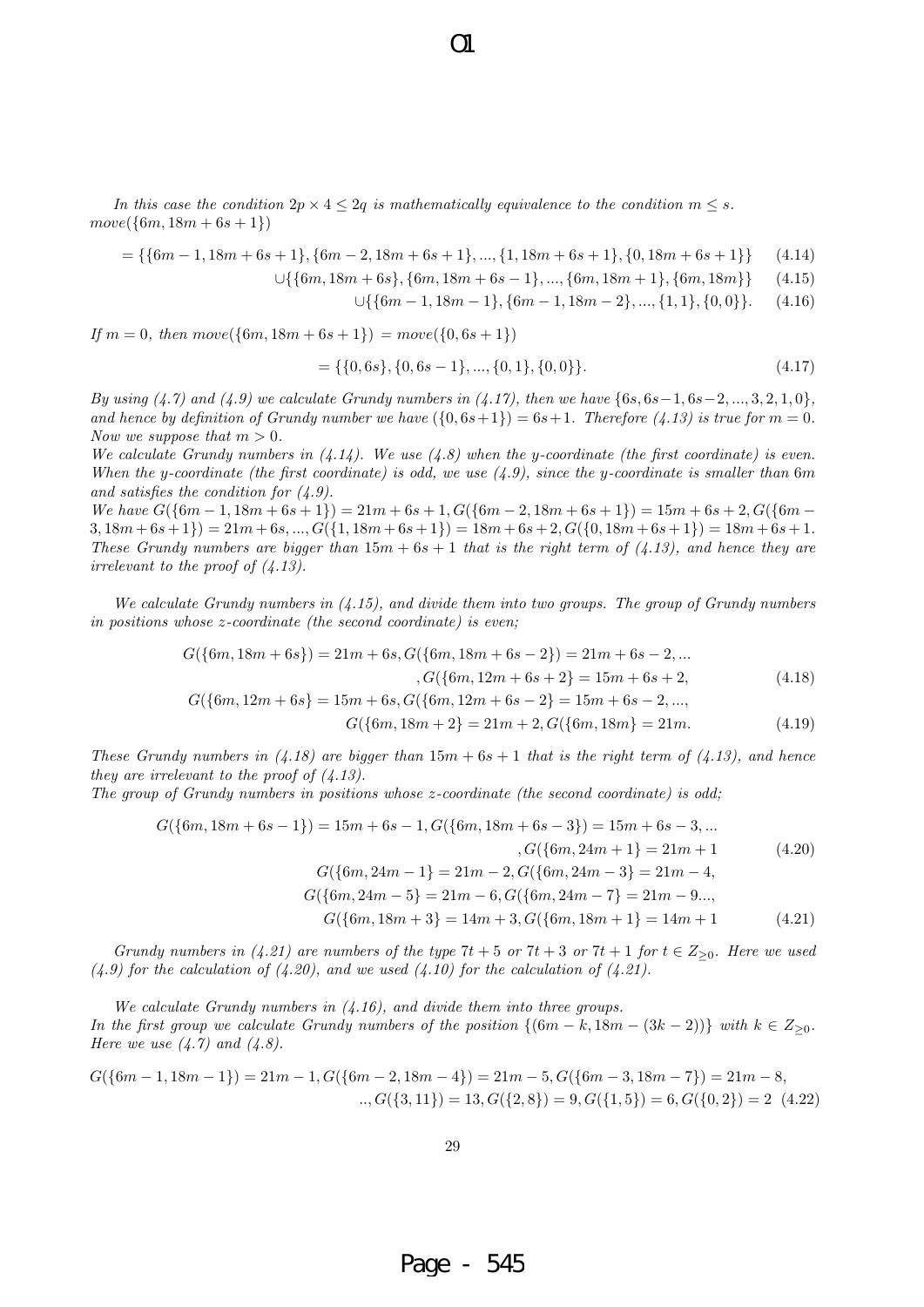*In this case the condition $2p \times 4 \leq 2q$ is mathematically equivalence to the condition $m \leq s$.*
$move(\{6m, 18m+6s+1\})$

$$= \{\{6m-1, 18m+6s+1\}, \{6m-2, 18m+6s+1\}, ..., \{1, 18m+6s+1\}, \{0, 18m+6s+1\}\} \quad (4.14)$$

$$\cup\{\{6m, 18m+6s\}, \{6m, 18m+6s-1\}, ..., \{6m, 18m+1\}, \{6m, 18m\}\} \quad (4.15)$$

$$\cup\{\{6m-1, 18m-1\}, \{6m-1, 18m-2\}, ..., \{1, 1\}, \{0, 0\}\}. \quad (4.16)$$

*If $m = 0$, then* $move(\{6m, 18m+6s+1\}) = move(\{0, 6s+1\})$

$$= \{\{0, 6s\}, \{0, 6s-1\}, ..., \{0, 1\}, \{0, 0\}\}. \quad (4.17)$$

*By using (4.7) and (4.9) we calculate Grundy numbers in (4.17), then we have $\{6s, 6s-1, 6s-2, ..., 3, 2, 1, 0\}$, and hence by definition of Grundy number we have $(\{0, 6s+1\}) = 6s+1$. Therefore (4.13) is true for $m = 0$.*
*Now we suppose that $m > 0$.*
*We calculate Grundy numbers in (4.14). We use (4.8) when the y-coordinate (the first coordinate) is even. When the y-coordinate (the first coordinate) is odd, we use (4.9), since the y-coordinate is smaller than $6m$ and satisfies the condition for (4.9).*
*We have $G(\{6m-1, 18m+6s+1\}) = 21m+6s+1, G(\{6m-2, 18m+6s+1\}) = 15m+6s+2, G(\{6m-3, 18m+6s+1\}) = 21m+6s, ..., G(\{1, 18m+6s+1\}) = 18m+6s+2, G(\{0, 18m+6s+1\}) = 18m+6s+1$. These Grundy numbers are bigger than $15m+6s+1$ that is the right term of (4.13), and hence they are irrelevant to the proof of (4.13).*

*We calculate Grundy numbers in (4.15), and divide them into two groups. The group of Grundy numbers in positions whose z-coordinate (the second coordinate) is even;*

$$G(\{6m, 18m+6s\}) = 21m+6s, G(\{6m, 18m+6s-2\}) = 21m+6s-2, ...$$
$$, G(\{6m, 12m+6s+2\} = 15m+6s+2, \quad (4.18)$$
$$G(\{6m, 12m+6s\} = 15m+6s, G(\{6m, 12m+6s-2\} = 15m+6s-2, ...,$$
$$G(\{6m, 18m+2\} = 21m+2, G(\{6m, 18m\} = 21m. \quad (4.19)$$

*These Grundy numbers in (4.18) are bigger than $15m+6s+1$ that is the right term of (4.13), and hence they are irrelevant to the proof of (4.13).*
*The group of Grundy numbers in positions whose z-coordinate (the second coordinate) is odd;*

$$G(\{6m, 18m+6s-1\}) = 15m+6s-1, G(\{6m, 18m+6s-3\}) = 15m+6s-3, ...$$
$$, G(\{6m, 24m+1\} = 21m+1 \quad (4.20)$$
$$G(\{6m, 24m-1\} = 21m-2, G(\{6m, 24m-3\} = 21m-4,$$
$$G(\{6m, 24m-5\} = 21m-6, G(\{6m, 24m-7\} = 21m-9...,$$
$$G(\{6m, 18m+3\} = 14m+3, G(\{6m, 18m+1\} = 14m+1 \quad (4.21)$$

*Grundy numbers in (4.21) are numbers of the type $7t+5$ or $7t+3$ or $7t+1$ for $t \in Z_{\geq 0}$. Here we used (4.9) for the calculation of (4.20), and we used (4.10) for the calculation of (4.21).*

*We calculate Grundy numbers in (4.16), and divide them into three groups.*
*In the first group we calculate Grundy numbers of the position $\{(6m-k, 18m-(3k-2))\}$ with $k \in Z_{\geq 0}$. Here we use (4.7) and (4.8).*

$$G(\{6m-1, 18m-1\}) = 21m-1, G(\{6m-2, 18m-4\}) = 21m-5, G(\{6m-3, 18m-7\}) = 21m-8,$$
$$.., G(\{3, 11\}) = 13, G(\{2, 8\}) = 9, G(\{1, 5\}) = 6, G(\{0, 2\}) = 2 \quad (4.22)$$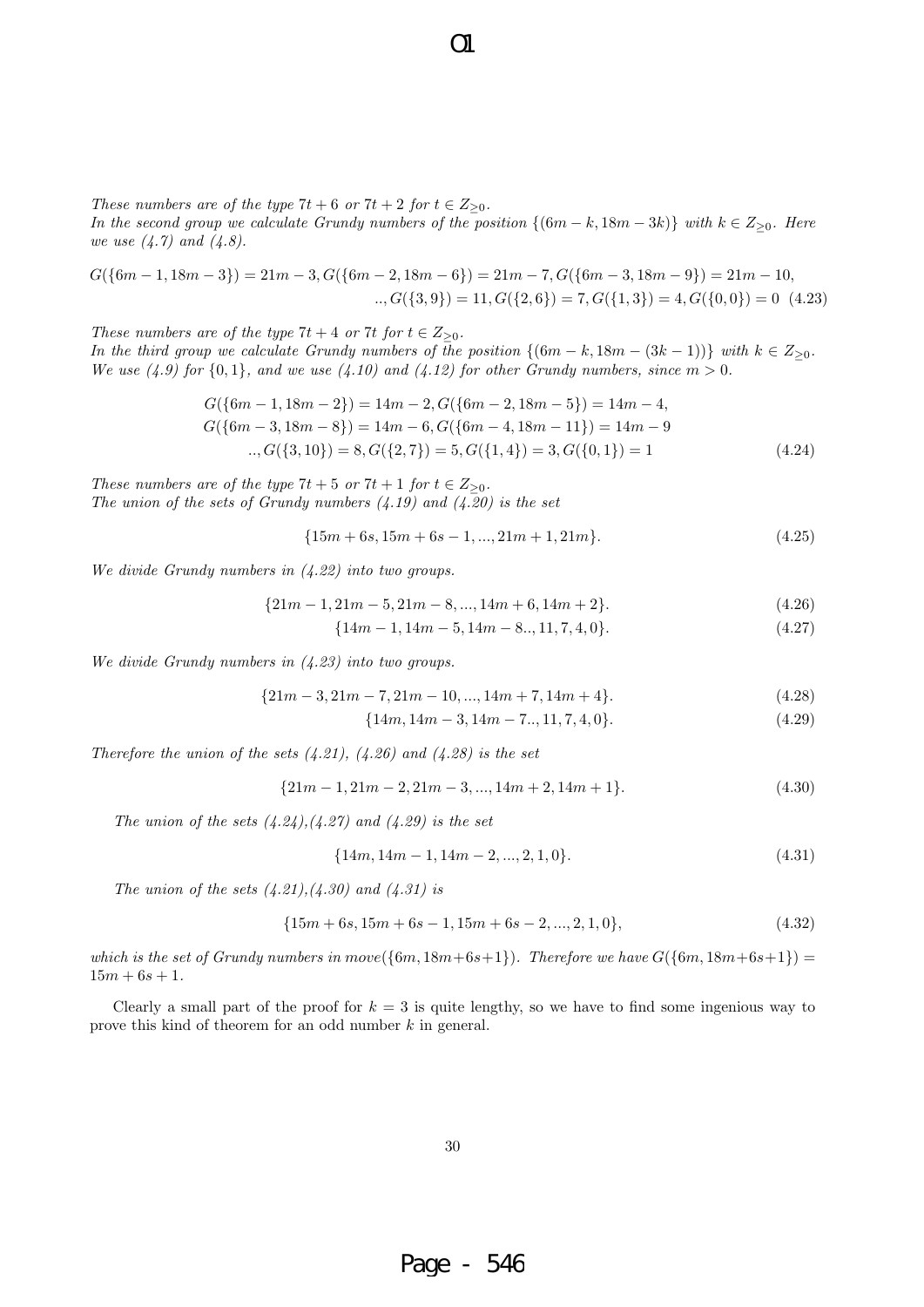*These numbers are of the type $7t+6$ or $7t+2$ for $t \in Z_{\geq 0}$.*
*In the second group we calculate Grundy numbers of the position $\{(6m-k, 18m-3k)\}$ with $k \in Z_{\geq 0}$. Here we use (4.7) and (4.8).*

$$G(\{6m-1, 18m-3\}) = 21m-3, G(\{6m-2, 18m-6\}) = 21m-7, G(\{6m-3, 18m-9\}) = 21m-10,$$
$$.., G(\{3,9\}) = 11, G(\{2,6\}) = 7, G(\{1,3\}) = 4, G(\{0,0\}) = 0 \quad (4.23)$$

*These numbers are of the type $7t+4$ or $7t$ for $t \in Z_{\geq 0}$.*
*In the third group we calculate Grundy numbers of the position $\{(6m-k, 18m-(3k-1))\}$ with $k \in Z_{\geq 0}$. We use (4.9) for $\{0,1\}$, and we use (4.10) and (4.12) for other Grundy numbers, since $m > 0$.*

$$G(\{6m-1, 18m-2\}) = 14m-2, G(\{6m-2, 18m-5\}) = 14m-4,$$
$$G(\{6m-3, 18m-8\}) = 14m-6, G(\{6m-4, 18m-11\}) = 14m-9$$
$$.., G(\{3,10\}) = 8, G(\{2,7\}) = 5, G(\{1,4\}) = 3, G(\{0,1\}) = 1 \quad (4.24)$$

*These numbers are of the type $7t+5$ or $7t+1$ for $t \in Z_{\geq 0}$.*
*The union of the sets of Grundy numbers (4.19) and (4.20) is the set*

$$\{15m+6s, 15m+6s-1, ..., 21m+1, 21m\}. \quad (4.25)$$

*We divide Grundy numbers in (4.22) into two groups.*

$$\{21m-1, 21m-5, 21m-8, ..., 14m+6, 14m+2\}. \quad (4.26)$$
$$\{14m-1, 14m-5, 14m-8.., 11, 7, 4, 0\}. \quad (4.27)$$

*We divide Grundy numbers in (4.23) into two groups.*

$$\{21m-3, 21m-7, 21m-10, ..., 14m+7, 14m+4\}. \quad (4.28)$$
$$\{14m, 14m-3, 14m-7.., 11, 7, 4, 0\}. \quad (4.29)$$

*Therefore the union of the sets (4.21), (4.26) and (4.28) is the set*

$$\{21m-1, 21m-2, 21m-3, ..., 14m+2, 14m+1\}. \quad (4.30)$$

*The union of the sets (4.24),(4.27) and (4.29) is the set*

$$\{14m, 14m-1, 14m-2, ..., 2, 1, 0\}. \quad (4.31)$$

*The union of the sets (4.21),(4.30) and (4.31) is*

$$\{15m+6s, 15m+6s-1, 15m+6s-2, ..., 2, 1, 0\}, \quad (4.32)$$

*which is the set of Grundy numbers in move$(\{6m, 18m+6s+1\})$. Therefore we have $G(\{6m, 18m+6s+1\}) = 15m+6s+1$.*

Clearly a small part of the proof for $k = 3$ is quite lengthy, so we have to find some ingenious way to prove this kind of theorem for an odd number $k$ in general.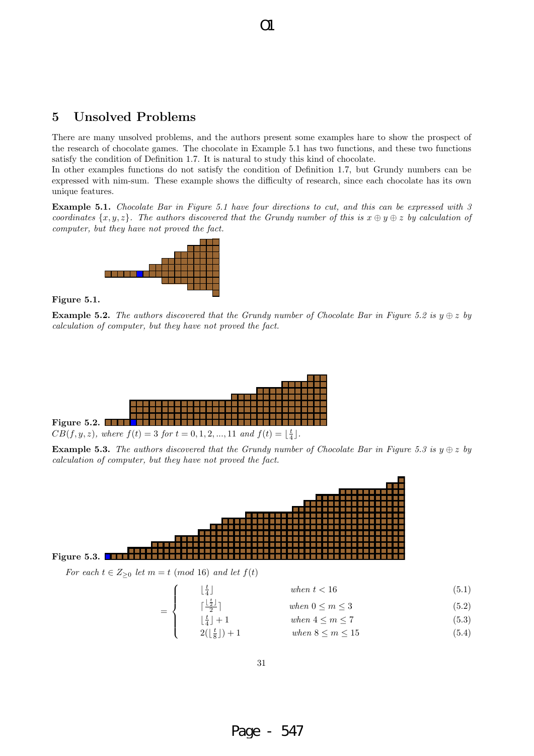## 5 Unsolved Problems

There are many unsolved problems, and the authors present some examples hare to show the prospect of the research of chocolate games. The chocolate in Example 5.1 has two functions, and these two functions satisfy the condition of Definition 1.7. It is natural to study this kind of chocolate.
In other examples functions do not satisfy the condition of Definition 1.7, but Grundy numbers can be expressed with nim-sum. These example shows the difficulty of research, since each chocolate has its own unique features.

**Example 5.1.** *Chocolate Bar in Figure 5.1 have four directions to cut, and this can be expressed with 3 coordinates $\{x, y, z\}$. The authors discovered that the Grundy number of this is $x \oplus y \oplus z$ by calculation of computer, but they have not proved the fact.*

**Figure 5.1.**

**Example 5.2.** *The authors discovered that the Grundy number of Chocolate Bar in Figure 5.2 is $y \oplus z$ by calculation of computer, but they have not proved the fact.*

**Figure 5.2.**
*$CB(f, y, z)$, where $f(t) = 3$ for $t = 0, 1, 2, ..., 11$ and $f(t) = \lfloor \frac{t}{4} \rfloor$.*

**Example 5.3.** *The authors discovered that the Grundy number of Chocolate Bar in Figure 5.3 is $y \oplus z$ by calculation of computer, but they have not proved the fact.*

**Figure 5.3.**

*For each $t \in Z_{\geq 0}$ let $m = t \pmod{16}$ and let $f(t)$*

$$
= \begin{cases}
\lfloor \frac{t}{4} \rfloor & \text{when } t < 16 \quad (5.1) \\
\lceil \frac{\lfloor \frac{t}{2} \rfloor}{2} \rceil & \text{when } 0 \leq m \leq 3 \quad (5.2) \\
\lfloor \frac{t}{4} \rfloor + 1 & \text{when } 4 \leq m \leq 7 \quad (5.3) \\
2(\lfloor \frac{t}{8} \rfloor) + 1 & \text{when } 8 \leq m \leq 15 \quad (5.4)
\end{cases}
$$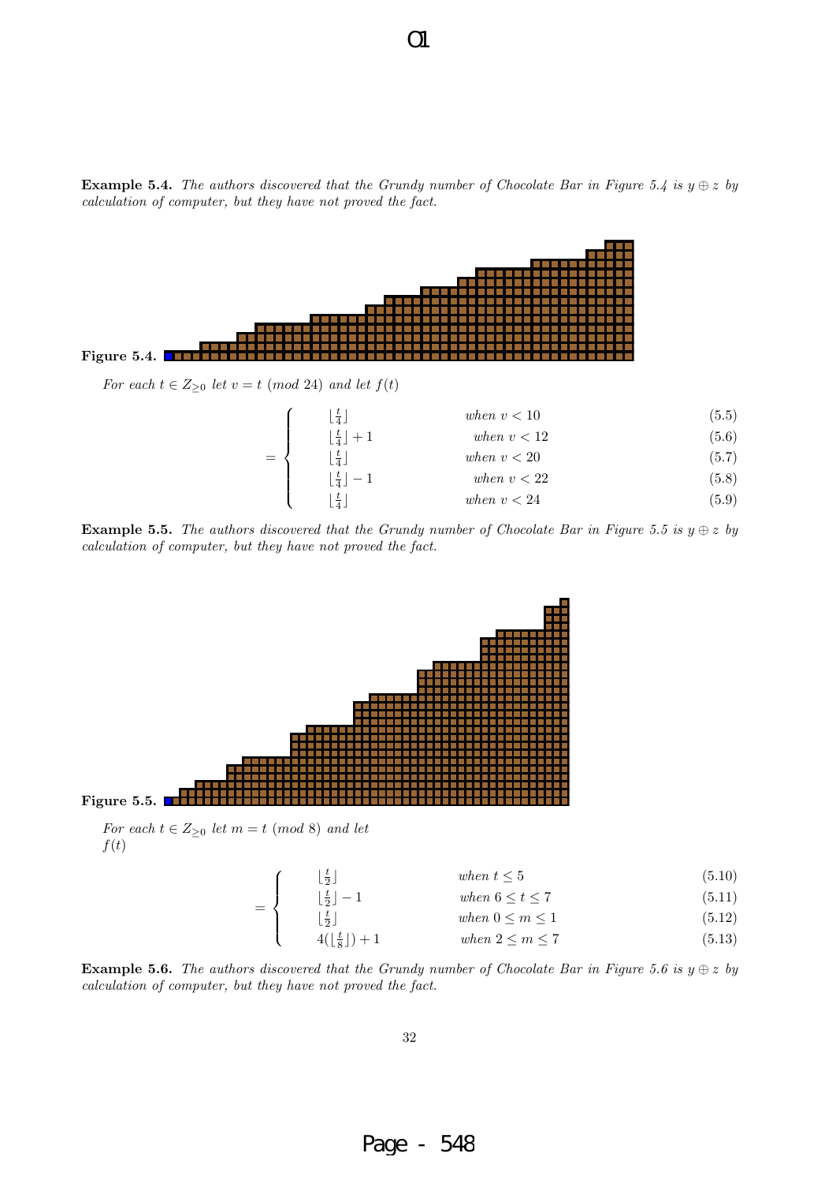**Example 5.4.** *The authors discovered that the Grundy number of Chocolate Bar in Figure 5.4 is $y \oplus z$ by calculation of computer, but they have not proved the fact.*

**Figure 5.4.**

*For each $t \in Z_{\geq 0}$ let $v = t \pmod{24}$ and let $f(t)$*

$$= \begin{cases} \lfloor \frac{t}{4} \rfloor & \text{when } v < 10 & (5.5)\\ \lfloor \frac{t}{4} \rfloor + 1 & \text{when } v < 12 & (5.6)\\ \lfloor \frac{t}{4} \rfloor & \text{when } v < 20 & (5.7)\\ \lfloor \frac{t}{4} \rfloor - 1 & \text{when } v < 22 & (5.8)\\ \lfloor \frac{t}{4} \rfloor & \text{when } v < 24 & (5.9) \end{cases}$$

**Example 5.5.** *The authors discovered that the Grundy number of Chocolate Bar in Figure 5.5 is $y \oplus z$ by calculation of computer, but they have not proved the fact.*

**Figure 5.5.**

*For each $t \in Z_{\geq 0}$ let $m = t \pmod{8}$ and let $f(t)$*

$$= \begin{cases} \lfloor \frac{t}{2} \rfloor & \text{when } t \leq 5 & (5.10)\\ \lfloor \frac{t}{2} \rfloor - 1 & \text{when } 6 \leq t \leq 7 & (5.11)\\ \lfloor \frac{t}{2} \rfloor & \text{when } 0 \leq m \leq 1 & (5.12)\\ 4(\lfloor \frac{t}{8} \rfloor) + 1 & \text{when } 2 \leq m \leq 7 & (5.13) \end{cases}$$

**Example 5.6.** *The authors discovered that the Grundy number of Chocolate Bar in Figure 5.6 is $y \oplus z$ by calculation of computer, but they have not proved the fact.*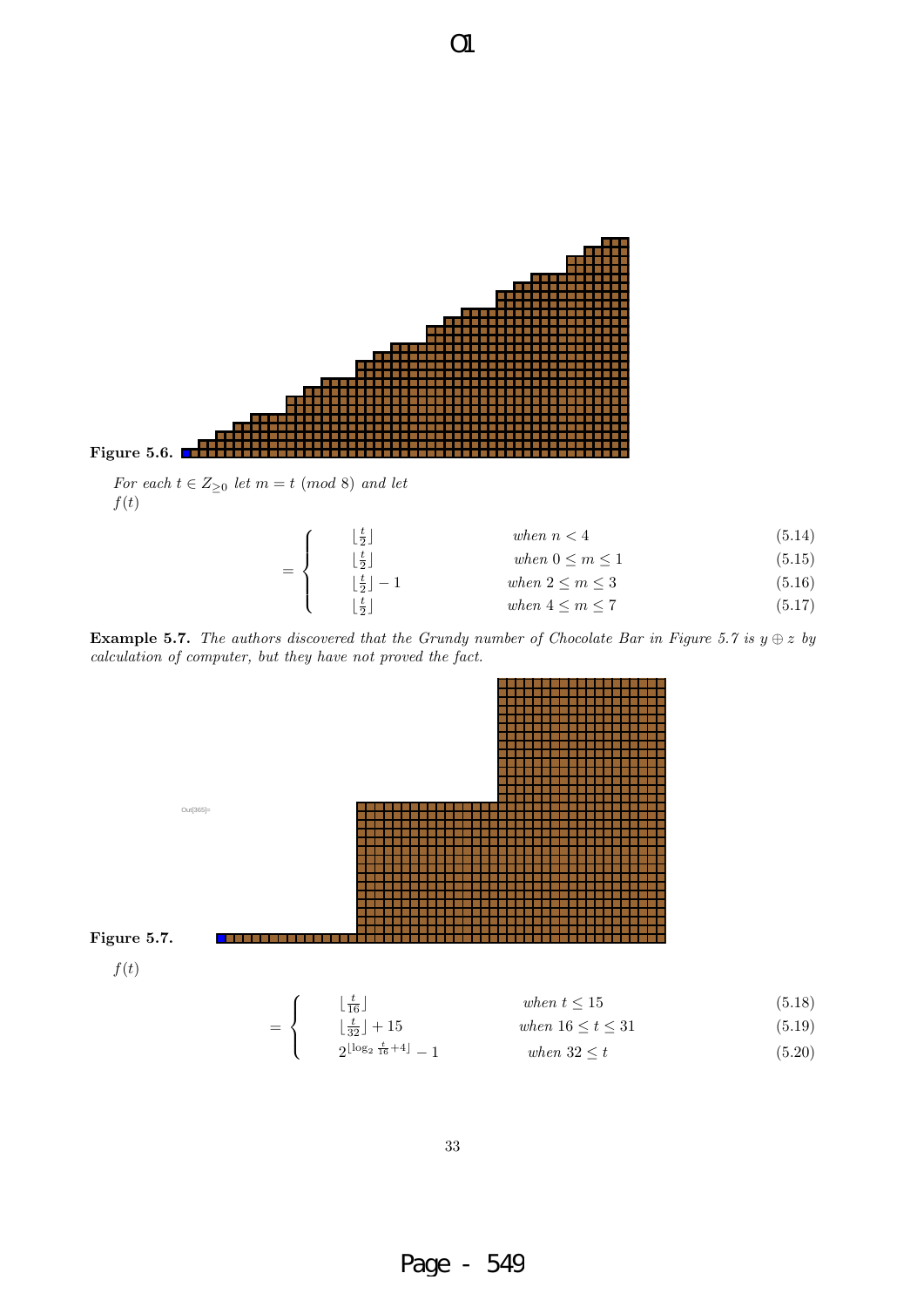**Figure 5.6.**

*For each $t \in Z_{\geq 0}$ let $m = t \pmod 8$ and let*
$f(t)$

$$
= \begin{cases}
\lfloor \frac{t}{2} \rfloor & \text{when } n < 4 \quad (5.14)\\
\lfloor \frac{t}{2} \rfloor & \text{when } 0 \leq m \leq 1 \quad (5.15)\\
\lfloor \frac{t}{2} \rfloor - 1 & \text{when } 2 \leq m \leq 3 \quad (5.16)\\
\lfloor \frac{t}{2} \rfloor & \text{when } 4 \leq m \leq 7 \quad (5.17)
\end{cases}
$$

**Example 5.7.** *The authors discovered that the Grundy number of Chocolate Bar in Figure 5.7 is $y \oplus z$ by calculation of computer, but they have not proved the fact.*

Out[365]=

**Figure 5.7.**

$f(t)$

$$
= \begin{cases}
\lfloor \frac{t}{16} \rfloor & \text{when } t \leq 15 \quad (5.18)\\
\lfloor \frac{t}{32} \rfloor + 15 & \text{when } 16 \leq t \leq 31 \quad (5.19)\\
2^{\lfloor \log_2 \frac{t}{16} + 4 \rfloor} - 1 & \text{when } 32 \leq t \quad (5.20)
\end{cases}
$$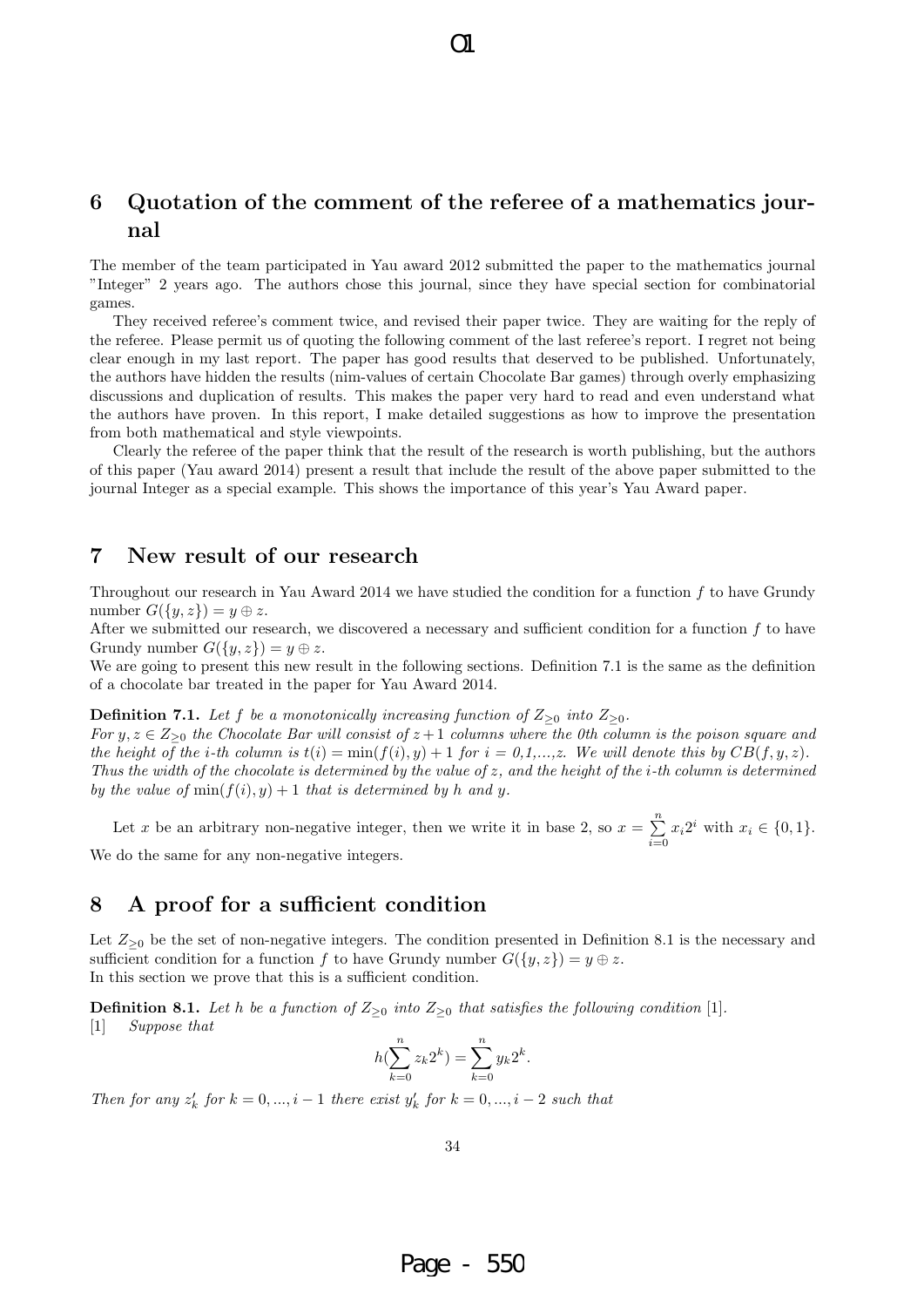## 6 Quotation of the comment of the referee of a mathematics journal

The member of the team participated in Yau award 2012 submitted the paper to the mathematics journal "Integer" 2 years ago. The authors chose this journal, since they have special section for combinatorial games.

They received referee's comment twice, and revised their paper twice. They are waiting for the reply of the referee. Please permit us of quoting the following comment of the last referee's report. I regret not being clear enough in my last report. The paper has good results that deserved to be published. Unfortunately, the authors have hidden the results (nim-values of certain Chocolate Bar games) through overly emphasizing discussions and duplication of results. This makes the paper very hard to read and even understand what the authors have proven. In this report, I make detailed suggestions as how to improve the presentation from both mathematical and style viewpoints.

Clearly the referee of the paper think that the result of the research is worth publishing, but the authors of this paper (Yau award 2014) present a result that include the result of the above paper submitted to the journal Integer as a special example. This shows the importance of this year's Yau Award paper.

## 7 New result of our research

Throughout our research in Yau Award 2014 we have studied the condition for a function $f$ to have Grundy number $G(\{y, z\}) = y \oplus z$.
After we submitted our research, we discovered a necessary and sufficient condition for a function $f$ to have Grundy number $G(\{y, z\}) = y \oplus z$.
We are going to present this new result in the following sections. Definition 7.1 is the same as the definition of a chocolate bar treated in the paper for Yau Award 2014.

**Definition 7.1.** *Let $f$ be a monotonically increasing function of $Z_{\geq 0}$ into $Z_{\geq 0}$.*
*For $y, z \in Z_{\geq 0}$ the Chocolate Bar will consist of $z + 1$ columns where the 0th column is the poison square and the height of the $i$-th column is $t(i) = \min(f(i), y) + 1$ for $i = 0,1,...,z$. We will denote this by $CB(f, y, z)$. Thus the width of the chocolate is determined by the value of $z$, and the height of the $i$-th column is determined by the value of $\min(f(i), y) + 1$ that is determined by $h$ and $y$.*

Let $x$ be an arbitrary non-negative integer, then we write it in base 2, so $x = \sum_{i=0}^{n} x_i 2^i$ with $x_i \in \{0, 1\}$. We do the same for any non-negative integers.

## 8 A proof for a sufficient condition

Let $Z_{\geq 0}$ be the set of non-negative integers. The condition presented in Definition 8.1 is the necessary and sufficient condition for a function $f$ to have Grundy number $G(\{y, z\}) = y \oplus z$.
In this section we prove that this is a sufficient condition.

**Definition 8.1.** *Let $h$ be a function of $Z_{\geq 0}$ into $Z_{\geq 0}$ that satisfies the following condition* [1].
[1] *Suppose that*

$$h(\sum_{k=0}^{n} z_k 2^k) = \sum_{k=0}^{n} y_k 2^k.$$

*Then for any $z'_k$ for $k = 0, ..., i - 1$ there exist $y'_k$ for $k = 0, ..., i - 2$ such that*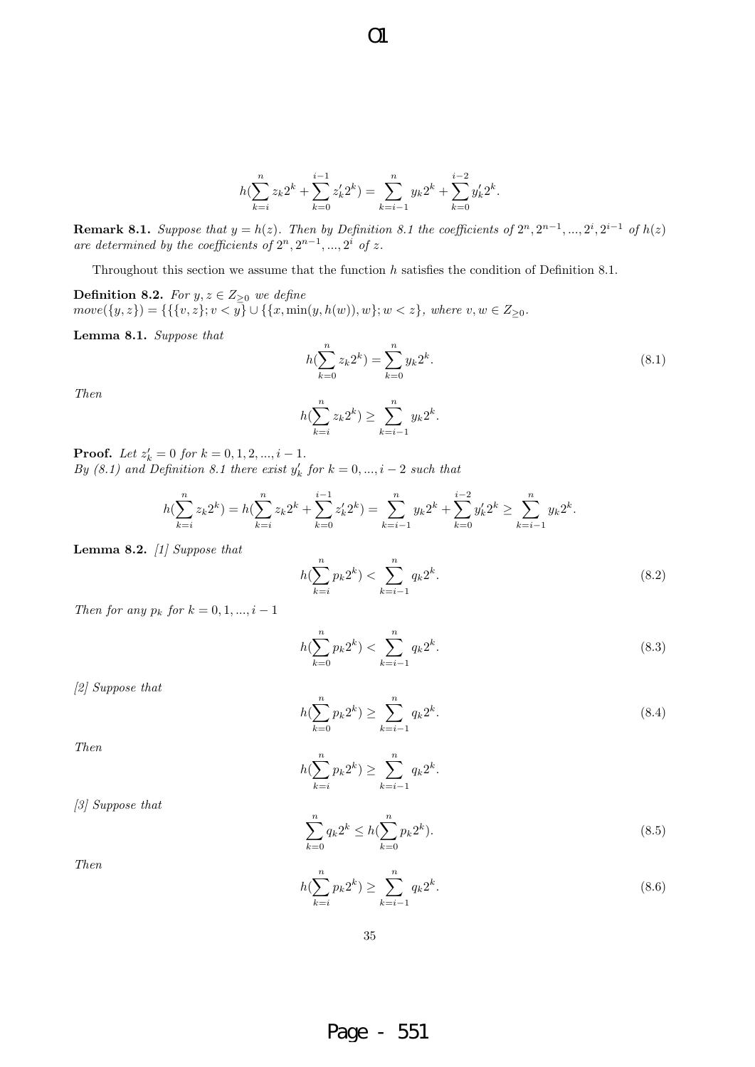$$h(\sum_{k=i}^{n} z_k 2^k + \sum_{k=0}^{i-1} z'_k 2^k) = \sum_{k=i-1}^{n} y_k 2^k + \sum_{k=0}^{i-2} y'_k 2^k.$$

**Remark 8.1.** *Suppose that $y = h(z)$. Then by Definition 8.1 the coefficients of $2^n, 2^{n-1}, ..., 2^i, 2^{i-1}$ of $h(z)$ are determined by the coefficients of $2^n, 2^{n-1}, ..., 2^i$ of $z$.*

Throughout this section we assume that the function $h$ satisfies the condition of Definition 8.1.

**Definition 8.2.** *For $y, z \in Z_{\geq 0}$ we define*
*$move(\{y, z\}) = \{\{\{v, z\}; v < y\} \cup \{\{x, \min(y, h(w)), w\}; w < z\}$, where $v, w \in Z_{\geq 0}$.*

**Lemma 8.1.** *Suppose that*

$$h(\sum_{k=0}^{n} z_k 2^k) = \sum_{k=0}^{n} y_k 2^k. \tag{8.1}$$

*Then*

$$h(\sum_{k=i}^{n} z_k 2^k) \geq \sum_{k=i-1}^{n} y_k 2^k.$$

**Proof.** Let $z'_k = 0$ for $k = 0, 1, 2, ..., i-1$.
By (8.1) and Definition 8.1 there exist $y'_k$ for $k = 0, ..., i-2$ such that

$$h(\sum_{k=i}^{n} z_k 2^k) = h(\sum_{k=i}^{n} z_k 2^k + \sum_{k=0}^{i-1} z'_k 2^k) = \sum_{k=i-1}^{n} y_k 2^k + \sum_{k=0}^{i-2} y'_k 2^k \geq \sum_{k=i-1}^{n} y_k 2^k.$$

**Lemma 8.2.** *[1] Suppose that*

$$h(\sum_{k=i}^{n} p_k 2^k) < \sum_{k=i-1}^{n} q_k 2^k. \tag{8.2}$$

*Then for any $p_k$ for $k = 0, 1, ..., i-1$*

$$h(\sum_{k=0}^{n} p_k 2^k) < \sum_{k=i-1}^{n} q_k 2^k. \tag{8.3}$$

*[2] Suppose that*

$$h(\sum_{k=0}^{n} p_k 2^k) \geq \sum_{k=i-1}^{n} q_k 2^k. \tag{8.4}$$

*Then*

$$h(\sum_{k=i}^{n} p_k 2^k) \geq \sum_{k=i-1}^{n} q_k 2^k.$$

*[3] Suppose that*

$$\sum_{k=0}^{n} q_k 2^k \leq h(\sum_{k=0}^{n} p_k 2^k). \tag{8.5}$$

*Then*

$$h(\sum_{k=i}^{n} p_k 2^k) \geq \sum_{k=i-1}^{n} q_k 2^k. \tag{8.6}$$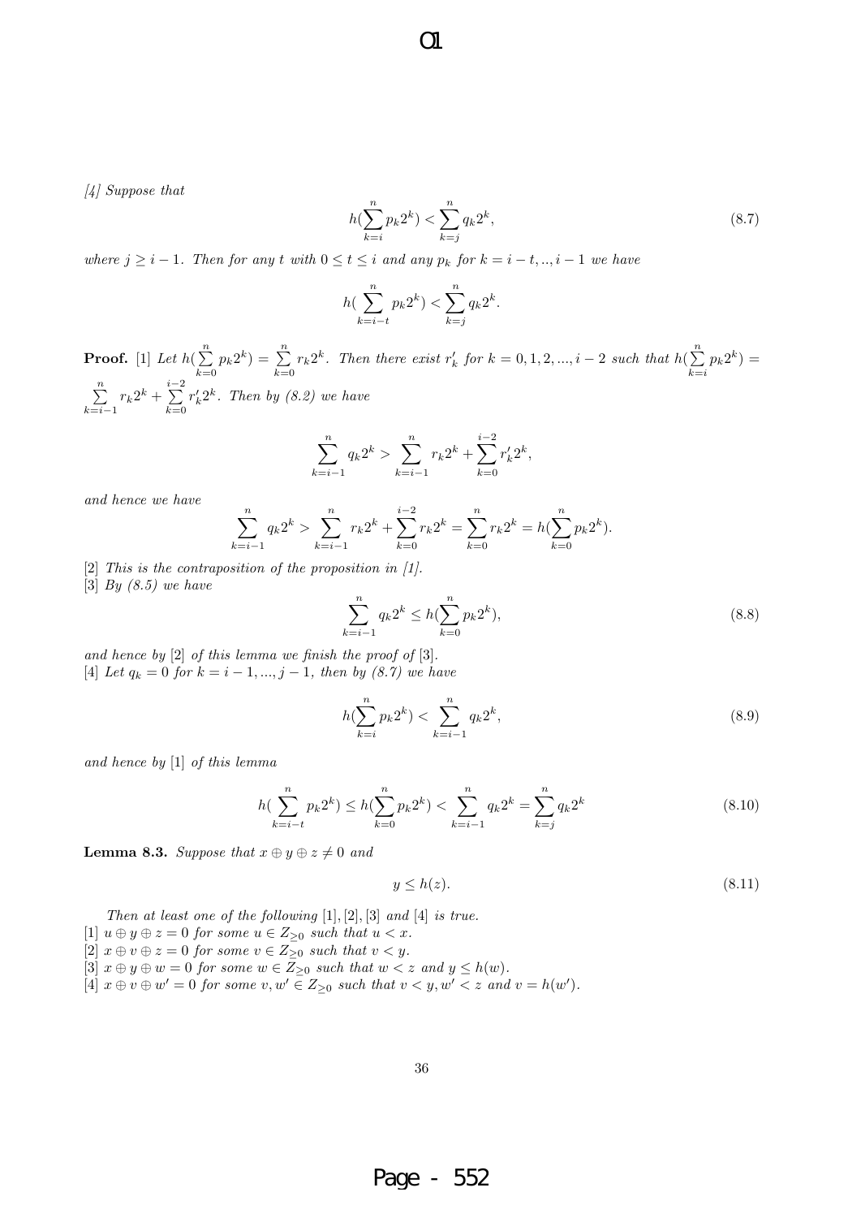*[4] Suppose that*

$$h(\sum_{k=i}^{n} p_k 2^k) < \sum_{k=j}^{n} q_k 2^k, \tag{8.7}$$

*where $j \geq i-1$. Then for any $t$ with $0 \leq t \leq i$ and any $p_k$ for $k = i-t, .., i-1$ we have*

$$h(\sum_{k=i-t}^{n} p_k 2^k) < \sum_{k=j}^{n} q_k 2^k.$$

**Proof.** [1] *Let $h(\sum_{k=0}^{n} p_k 2^k) = \sum_{k=0}^{n} r_k 2^k$. Then there exist $r'_k$ for $k = 0, 1, 2, ..., i-2$ such that $h(\sum_{k=i}^{n} p_k 2^k) = \sum_{k=i-1}^{n} r_k 2^k + \sum_{k=0}^{i-2} r'_k 2^k$. Then by (8.2) we have*

$$\sum_{k=i-1}^{n} q_k 2^k > \sum_{k=i-1}^{n} r_k 2^k + \sum_{k=0}^{i-2} r'_k 2^k,$$

*and hence we have*

$$\sum_{k=i-1}^{n} q_k 2^k > \sum_{k=i-1}^{n} r_k 2^k + \sum_{k=0}^{i-2} r_k 2^k = \sum_{k=0}^{n} r_k 2^k = h(\sum_{k=0}^{n} p_k 2^k).$$

[2] *This is the contraposition of the proposition in [1].*
[3] *By (8.5) we have*

$$\sum_{k=i-1}^{n} q_k 2^k \leq h(\sum_{k=0}^{n} p_k 2^k), \tag{8.8}$$

*and hence by* [2] *of this lemma we finish the proof of* [3].
[4] *Let $q_k = 0$ for $k = i-1, ..., j-1$, then by (8.7) we have*

$$h(\sum_{k=i}^{n} p_k 2^k) < \sum_{k=i-1}^{n} q_k 2^k, \tag{8.9}$$

*and hence by* [1] *of this lemma*

$$h(\sum_{k=i-t}^{n} p_k 2^k) \leq h(\sum_{k=0}^{n} p_k 2^k) < \sum_{k=i-1}^{n} q_k 2^k = \sum_{k=j}^{n} q_k 2^k \tag{8.10}$$

**Lemma 8.3.** *Suppose that $x \oplus y \oplus z \neq 0$ and*

$$y \leq h(z). \tag{8.11}$$

*Then at least one of the following* [1], [2], [3] *and* [4] *is true.*
[1] *$u \oplus y \oplus z = 0$ for some $u \in Z_{\geq 0}$ such that $u < x$.*
[2] *$x \oplus v \oplus z = 0$ for some $v \in Z_{\geq 0}$ such that $v < y$.*
[3] *$x \oplus y \oplus w = 0$ for some $w \in Z_{\geq 0}$ such that $w < z$ and $y \leq h(w)$.*
[4] *$x \oplus v \oplus w' = 0$ for some $v, w' \in Z_{\geq 0}$ such that $v < y, w' < z$ and $v = h(w')$.*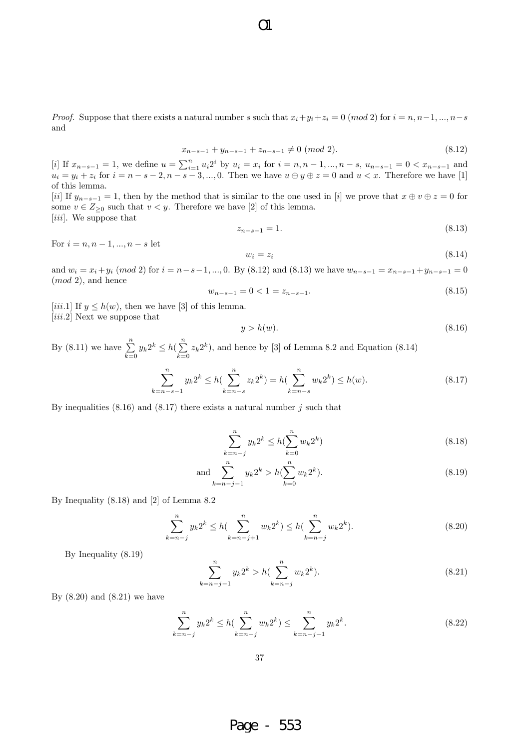*Proof.* Suppose that there exists a natural number $s$ such that $x_i + y_i + z_i = 0 \ (mod\ 2)$ for $i = n, n-1, ..., n-s$ and

$$x_{n-s-1} + y_{n-s-1} + z_{n-s-1} \neq 0 \ (mod\ 2). \tag{8.12}$$

[$i$] If $x_{n-s-1} = 1$, we define $u = \sum_{i=1}^{n} u_i 2^i$ by $u_i = x_i$ for $i = n, n-1, ..., n-s$, $u_{n-s-1} = 0 < x_{n-s-1}$ and $u_i = y_i + z_i$ for $i = n-s-2, n-s-3, ..., 0$. Then we have $u \oplus y \oplus z = 0$ and $u < x$. Therefore we have [1] of this lemma.

[$ii$] If $y_{n-s-1} = 1$, then by the method that is similar to the one used in [$i$] we prove that $x \oplus v \oplus z = 0$ for some $v \in Z_{\geq 0}$ such that $v < y$. Therefore we have [2] of this lemma.

[$iii$]. We suppose that

$$z_{n-s-1} = 1. \tag{8.13}$$

For $i = n, n-1, ..., n-s$ let

$$w_i = z_i \tag{8.14}$$

and $w_i = x_i + y_i \ (mod\ 2)$ for $i = n-s-1, ..., 0$. By (8.12) and (8.13) we have $w_{n-s-1} = x_{n-s-1} + y_{n-s-1} = 0$ $(mod\ 2)$, and hence

$$w_{n-s-1} = 0 < 1 = z_{n-s-1}. \tag{8.15}$$

[$iii.1$] If $y \leq h(w)$, then we have [3] of this lemma.

[$iii.2$] Next we suppose that

$$y > h(w). \tag{8.16}$$

By (8.11) we have $\sum_{k=0}^{n} y_k 2^k \leq h(\sum_{k=0}^{n} z_k 2^k)$, and hence by [3] of Lemma 8.2 and Equation (8.14)

$$\sum_{k=n-s-1}^{n} y_k 2^k \leq h(\sum_{k=n-s}^{n} z_k 2^k) = h(\sum_{k=n-s}^{n} w_k 2^k) \leq h(w). \tag{8.17}$$

By inequalities (8.16) and (8.17) there exists a natural number $j$ such that

$$\sum_{k=n-j}^{n} y_k 2^k \leq h(\sum_{k=0}^{n} w_k 2^k) \tag{8.18}$$

$$\text{and} \sum_{k=n-j-1}^{n} y_k 2^k > h(\sum_{k=0}^{n} w_k 2^k). \tag{8.19}$$

By Inequality (8.18) and [2] of Lemma 8.2

$$\sum_{k=n-j}^{n} y_k 2^k \leq h(\sum_{k=n-j+1}^{n} w_k 2^k) \leq h(\sum_{k=n-j}^{n} w_k 2^k). \tag{8.20}$$

By Inequality (8.19)

$$\sum_{k=n-j-1}^{n} y_k 2^k > h(\sum_{k=n-j}^{n} w_k 2^k). \tag{8.21}$$

By (8.20) and (8.21) we have

$$\sum_{k=n-j}^{n} y_k 2^k \leq h(\sum_{k=n-j}^{n} w_k 2^k) \leq \sum_{k=n-j-1}^{n} y_k 2^k. \tag{8.22}$$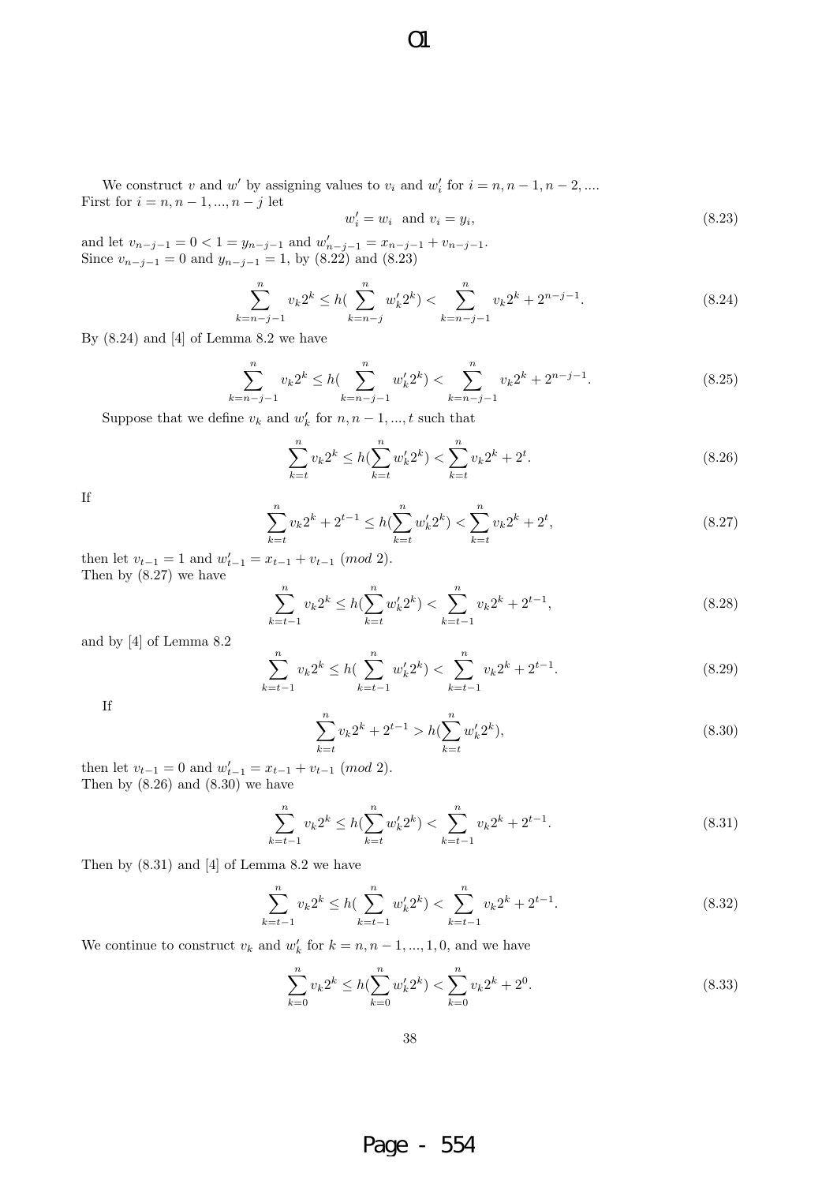We construct $v$ and $w'$ by assigning values to $v_i$ and $w'_i$ for $i = n, n-1, n-2, ....$
First for $i = n, n-1, ..., n-j$ let

$$w'_i = w_i \text{ and } v_i = y_i, \tag{8.23}$$

and let $v_{n-j-1} = 0 < 1 = y_{n-j-1}$ and $w'_{n-j-1} = x_{n-j-1} + v_{n-j-1}$.
Since $v_{n-j-1} = 0$ and $y_{n-j-1} = 1$, by (8.22) and (8.23)

$$\sum_{k=n-j-1}^{n} v_k 2^k \leq h(\sum_{k=n-j}^{n} w'_k 2^k) < \sum_{k=n-j-1}^{n} v_k 2^k + 2^{n-j-1}. \tag{8.24}$$

By (8.24) and [4] of Lemma 8.2 we have

$$\sum_{k=n-j-1}^{n} v_k 2^k \leq h(\sum_{k=n-j-1}^{n} w'_k 2^k) < \sum_{k=n-j-1}^{n} v_k 2^k + 2^{n-j-1}. \tag{8.25}$$

Suppose that we define $v_k$ and $w'_k$ for $n, n-1, ..., t$ such that

$$\sum_{k=t}^{n} v_k 2^k \leq h(\sum_{k=t}^{n} w'_k 2^k) < \sum_{k=t}^{n} v_k 2^k + 2^t. \tag{8.26}$$

If

$$\sum_{k=t}^{n} v_k 2^k + 2^{t-1} \leq h(\sum_{k=t}^{n} w'_k 2^k) < \sum_{k=t}^{n} v_k 2^k + 2^t, \tag{8.27}$$

then let $v_{t-1} = 1$ and $w'_{t-1} = x_{t-1} + v_{t-1}$ $(mod\ 2)$.
Then by (8.27) we have

$$\sum_{k=t-1}^{n} v_k 2^k \leq h(\sum_{k=t}^{n} w'_k 2^k) < \sum_{k=t-1}^{n} v_k 2^k + 2^{t-1}, \tag{8.28}$$

and by [4] of Lemma 8.2

$$\sum_{k=t-1}^{n} v_k 2^k \leq h(\sum_{k=t-1}^{n} w'_k 2^k) < \sum_{k=t-1}^{n} v_k 2^k + 2^{t-1}. \tag{8.29}$$

If

$$\sum_{k=t}^{n} v_k 2^k + 2^{t-1} > h(\sum_{k=t}^{n} w'_k 2^k), \tag{8.30}$$

then let $v_{t-1} = 0$ and $w'_{t-1} = x_{t-1} + v_{t-1}$ $(mod\ 2)$.
Then by (8.26) and (8.30) we have

$$\sum_{k=t-1}^{n} v_k 2^k \leq h(\sum_{k=t}^{n} w'_k 2^k) < \sum_{k=t-1}^{n} v_k 2^k + 2^{t-1}. \tag{8.31}$$

Then by (8.31) and [4] of Lemma 8.2 we have

$$\sum_{k=t-1}^{n} v_k 2^k \leq h(\sum_{k=t-1}^{n} w'_k 2^k) < \sum_{k=t-1}^{n} v_k 2^k + 2^{t-1}. \tag{8.32}$$

We continue to construct $v_k$ and $w'_k$ for $k = n, n-1, ..., 1, 0$, and we have

$$\sum_{k=0}^{n} v_k 2^k \leq h(\sum_{k=0}^{n} w'_k 2^k) < \sum_{k=0}^{n} v_k 2^k + 2^0. \tag{8.33}$$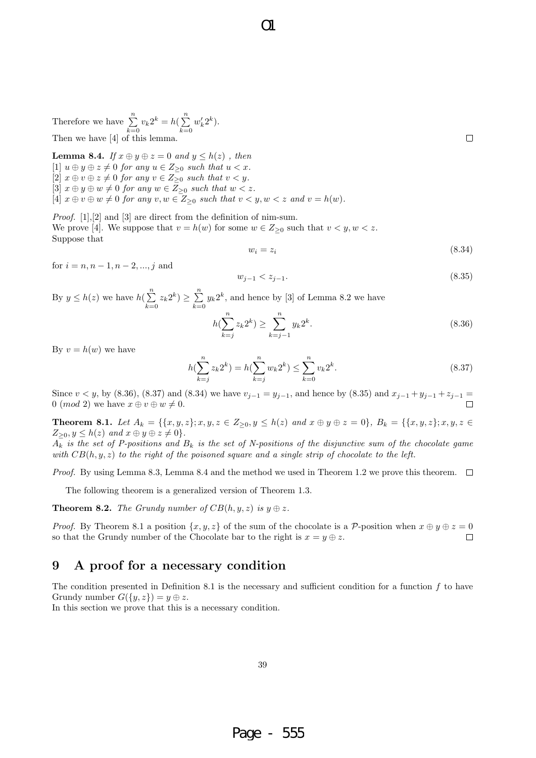Therefore we have $\sum_{k=0}^{n} v_k 2^k = h(\sum_{k=0}^{n} w'_k 2^k)$.
Then we have [4] of this lemma. $\square$

**Lemma 8.4.** *If $x \oplus y \oplus z = 0$ and $y \leq h(z)$ , then*
*[1] $u \oplus y \oplus z \neq 0$ for any $u \in Z_{\geq 0}$ such that $u < x$.*
*[2] $x \oplus v \oplus z \neq 0$ for any $v \in Z_{\geq 0}$ such that $v < y$.*
*[3] $x \oplus y \oplus w \neq 0$ for any $w \in Z_{\geq 0}$ such that $w < z$.*
*[4] $x \oplus v \oplus w \neq 0$ for any $v, w \in Z_{\geq 0}$ such that $v < y, w < z$ and $v = h(w)$.*

*Proof.* [1],[2] and [3] are direct from the definition of nim-sum.
We prove [4]. We suppose that $v = h(w)$ for some $w \in Z_{\geq 0}$ such that $v < y, w < z$.
Suppose that

$$w_i = z_i \tag{8.34}$$

for $i = n, n-1, n-2, ..., j$ and

$$w_{j-1} < z_{j-1}. \tag{8.35}$$

By $y \leq h(z)$ we have $h(\sum_{k=0}^{n} z_k 2^k) \geq \sum_{k=0}^{n} y_k 2^k$, and hence by [3] of Lemma 8.2 we have

$$h(\sum_{k=j}^{n} z_k 2^k) \geq \sum_{k=j-1}^{n} y_k 2^k. \tag{8.36}$$

By $v = h(w)$ we have

$$h(\sum_{k=j}^{n} z_k 2^k) = h(\sum_{k=j}^{n} w_k 2^k) \leq \sum_{k=0}^{n} v_k 2^k. \tag{8.37}$$

Since $v < y$, by (8.36), (8.37) and (8.34) we have $v_{j-1} = y_{j-1}$, and hence by (8.35) and $x_{j-1} + y_{j-1} + z_{j-1} = 0 \ (mod\ 2)$ we have $x \oplus v \oplus w \neq 0$. $\square$

**Theorem 8.1.** *Let $A_k = \{\{x, y, z\}; x, y, z \in Z_{\geq 0}, y \leq h(z)$ and $x \oplus y \oplus z = 0\}$, $B_k = \{\{x, y, z\}; x, y, z \in Z_{\geq 0}, y \leq h(z)$ and $x \oplus y \oplus z \neq 0\}$.*
*$A_k$ is the set of P-positions and $B_k$ is the set of N-positions of the disjunctive sum of the chocolate game with $CB(h, y, z)$ to the right of the poisoned square and a single strip of chocolate to the left.*

*Proof.* By using Lemma 8.3, Lemma 8.4 and the method we used in Theorem 1.2 we prove this theorem. $\square$

The following theorem is a generalized version of Theorem 1.3.

**Theorem 8.2.** *The Grundy number of $CB(h, y, z)$ is $y \oplus z$.*

*Proof.* By Theorem 8.1 a position $\{x, y, z\}$ of the sum of the chocolate is a $\mathcal{P}$-position when $x \oplus y \oplus z = 0$ so that the Grundy number of the Chocolate bar to the right is $x = y \oplus z$. $\square$

## 9 A proof for a necessary condition

The condition presented in Definition 8.1 is the necessary and sufficient condition for a function $f$ to have Grundy number $G(\{y, z\}) = y \oplus z$.
In this section we prove that this is a necessary condition.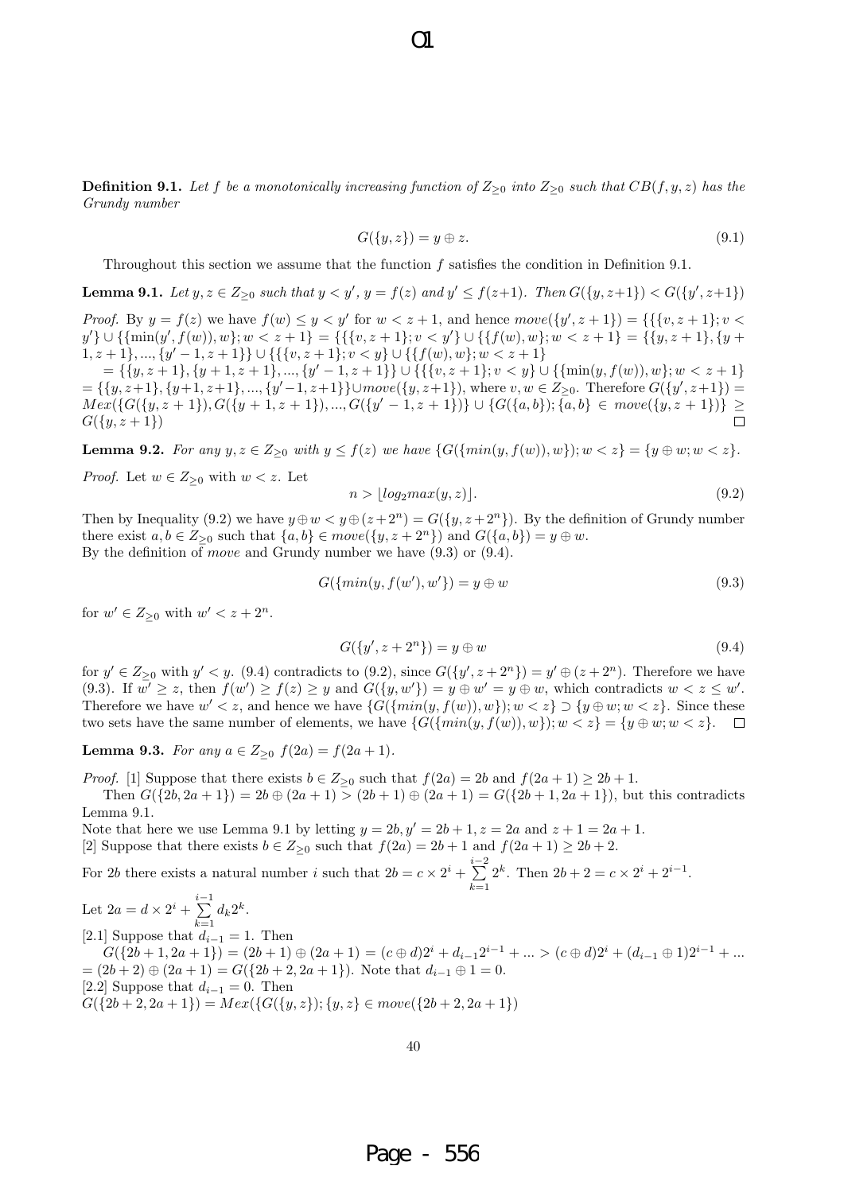**Definition 9.1.** *Let $f$ be a monotonically increasing function of $Z_{\geq 0}$ into $Z_{\geq 0}$ such that $CB(f, y, z)$ has the Grundy number*

$$G(\{y, z\}) = y \oplus z. \tag{9.1}$$

Throughout this section we assume that the function $f$ satisfies the condition in Definition 9.1.

**Lemma 9.1.** *Let $y, z \in Z_{\geq 0}$ such that $y < y'$, $y = f(z)$ and $y' \leq f(z+1)$. Then $G(\{y, z+1\}) < G(\{y', z+1\})$*

*Proof.* By $y = f(z)$ we have $f(w) \leq y < y'$ for $w < z+1$, and hence $move(\{y', z+1\}) = \{\{\{v, z+1\}; v < y'\} \cup \{\{\min(y', f(w)), w\}; w < z+1\} = \{\{\{v, z+1\}; v < y'\} \cup \{\{f(w), w\}; w < z+1\} = \{\{y, z+1\}, \{y+1, z+1\}, ..., \{y'-1, z+1\}\} \cup \{\{\{v, z+1\}; v < y\} \cup \{\{f(w), w\}; w < z+1\}$
$= \{\{y, z+1\}, \{y+1, z+1\}, ..., \{y'-1, z+1\}\} \cup \{\{\{v, z+1\}; v < y\} \cup \{\{\min(y, f(w)), w\}; w < z+1\}$
$= \{\{y, z+1\}, \{y+1, z+1\}, ..., \{y'-1, z+1\}\} \cup move(\{y, z+1\})$, where $v, w \in Z_{\geq 0}$. Therefore $G(\{y', z+1\}) = Mex(\{G(\{y, z+1\}), G(\{y+1, z+1\}), ..., G(\{y'-1, z+1\})\} \cup \{G(\{a, b\}); \{a, b\} \in move(\{y, z+1\})\} \geq G(\{y, z+1\})$ □

**Lemma 9.2.** *For any $y, z \in Z_{\geq 0}$ with $y \leq f(z)$ we have $\{G(\{min(y, f(w)), w\}); w < z\} = \{y \oplus w; w < z\}$.*

*Proof.* Let $w \in Z_{\geq 0}$ with $w < z$. Let

$$n > \lfloor log_2 max(y, z) \rfloor. \tag{9.2}$$

Then by Inequality (9.2) we have $y \oplus w < y \oplus (z + 2^n) = G(\{y, z + 2^n\})$. By the definition of Grundy number there exist $a, b \in Z_{\geq 0}$ such that $\{a, b\} \in move(\{y, z + 2^n\})$ and $G(\{a, b\}) = y \oplus w$.
By the definition of *move* and Grundy number we have (9.3) or (9.4).

$$G(\{min(y, f(w'), w'\}) = y \oplus w \tag{9.3}$$

for $w' \in Z_{\geq 0}$ with $w' < z + 2^n$.

$$G(\{y', z + 2^n\}) = y \oplus w \tag{9.4}$$

for $y' \in Z_{\geq 0}$ with $y' < y$. (9.4) contradicts to (9.2), since $G(\{y', z + 2^n\}) = y' \oplus (z + 2^n)$. Therefore we have (9.3). If $w' \geq z$, then $f(w') \geq f(z) \geq y$ and $G(\{y, w'\}) = y \oplus w' = y \oplus w$, which contradicts $w < z \leq w'$. Therefore we have $w' < z$, and hence we have $\{G(\{min(y, f(w)), w\}); w < z\} \supset \{y \oplus w; w < z\}$. Since these two sets have the same number of elements, we have $\{G(\{min(y, f(w)), w\}); w < z\} = \{y \oplus w; w < z\}$. □

**Lemma 9.3.** *For any $a \in Z_{\geq 0}$ $f(2a) = f(2a+1)$.*

*Proof.* [1] Suppose that there exists $b \in Z_{\geq 0}$ such that $f(2a) = 2b$ and $f(2a+1) \geq 2b+1$.

Then $G(\{2b, 2a+1\}) = 2b \oplus (2a+1) > (2b+1) \oplus (2a+1) = G(\{2b+1, 2a+1\})$, but this contradicts Lemma 9.1.
Note that here we use Lemma 9.1 by letting $y = 2b, y' = 2b+1, z = 2a$ and $z+1 = 2a+1$.
[2] Suppose that there exists $b \in Z_{\geq 0}$ such that $f(2a) = 2b+1$ and $f(2a+1) \geq 2b+2$.

For $2b$ there exists a natural number $i$ such that $2b = c \times 2^i + \sum_{k=1}^{i-2} 2^k$. Then $2b+2 = c \times 2^i + 2^{i-1}$.

Let $2a = d \times 2^i + \sum_{k=1}^{i-1} d_k 2^k$.
[2.1] Suppose that $d_{i-1} = 1$. Then

$G(\{2b+1, 2a+1\}) = (2b+1) \oplus (2a+1) = (c \oplus d)2^i + d_{i-1}2^{i-1} + ... > (c \oplus d)2^i + (d_{i-1} \oplus 1)2^{i-1} + ...$
$= (2b+2) \oplus (2a+1) = G(\{2b+2, 2a+1\})$. Note that $d_{i-1} \oplus 1 = 0$.
[2.2] Suppose that $d_{i-1} = 0$. Then
$G(\{2b+2, 2a+1\}) = Mex(\{G(\{y, z\}); \{y, z\} \in move(\{2b+2, 2a+1\})$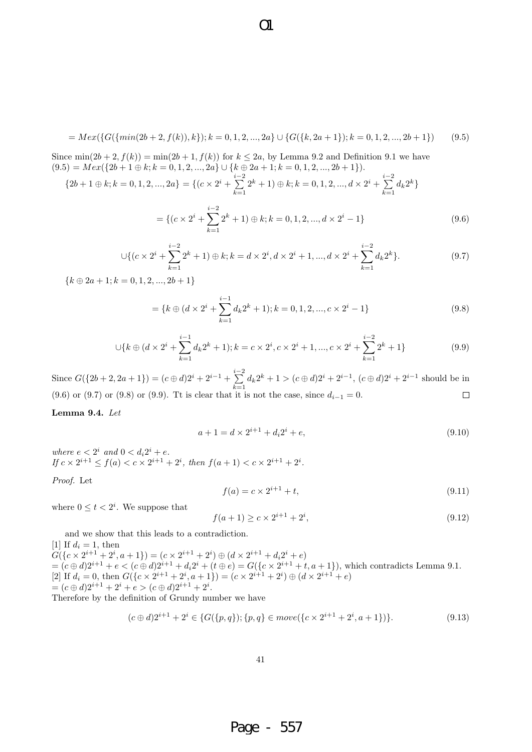$$= Mex(\{G(\{min(2b+2, f(k)), k\}); k = 0, 1, 2, ..., 2a\} \cup \{G(\{k, 2a+1\}); k = 0, 1, 2, ..., 2b+1\}) \tag{9.5}$$

Since $\min(2b+2, f(k)) = \min(2b+1, f(k))$ for $k \leq 2a$, by Lemma 9.2 and Definition 9.1 we have
$(9.5) = Mex(\{2b+1 \oplus k; k = 0, 1, 2, ..., 2a\} \cup \{k \oplus 2a+1; k = 0, 1, 2, ..., 2b+1\})$.

$$\{2b+1 \oplus k; k = 0, 1, 2, ..., 2a\} = \{(c \times 2^i + \sum_{k=1}^{i-2} 2^k + 1) \oplus k; k = 0, 1, 2, ..., d \times 2^i + \sum_{k=1}^{i-2} d_k 2^k\}$$

$$= \{(c \times 2^i + \sum_{k=1}^{i-2} 2^k + 1) \oplus k; k = 0, 1, 2, ..., d \times 2^i - 1\} \tag{9.6}$$

$$\cup \{(c \times 2^i + \sum_{k=1}^{i-2} 2^k + 1) \oplus k; k = d \times 2^i, d \times 2^i + 1, ..., d \times 2^i + \sum_{k=1}^{i-2} d_k 2^k\}. \tag{9.7}$$

$$\{k \oplus 2a+1; k = 0, 1, 2, ..., 2b+1\}$$

$$= \{k \oplus (d \times 2^i + \sum_{k=1}^{i-1} d_k 2^k + 1); k = 0, 1, 2, ..., c \times 2^i - 1\} \tag{9.8}$$

$$\cup \{k \oplus (d \times 2^i + \sum_{k=1}^{i-1} d_k 2^k + 1); k = c \times 2^i, c \times 2^i + 1, ..., c \times 2^i + \sum_{k=1}^{i-2} 2^k + 1\} \tag{9.9}$$

Since $G(\{2b+2, 2a+1\}) = (c \oplus d)2^i + 2^{i-1} + \sum_{k=1}^{i-2} d_k 2^k + 1 > (c \oplus d)2^i + 2^{i-1}$, $(c \oplus d)2^i + 2^{i-1}$ should be in (9.6) or (9.7) or (9.8) or (9.9). Tt is clear that it is not the case, since $d_{i-1} = 0$. □

**Lemma 9.4.** *Let*

$$a + 1 = d \times 2^{i+1} + d_i 2^i + e, \tag{9.10}$$

*where* $e < 2^i$ *and* $0 < d_i 2^i + e$.
*If* $c \times 2^{i+1} \leq f(a) < c \times 2^{i+1} + 2^i$, *then* $f(a+1) < c \times 2^{i+1} + 2^i$.

*Proof.* Let

$$f(a) = c \times 2^{i+1} + t, \tag{9.11}$$

where $0 \leq t < 2^i$. We suppose that

$$f(a+1) \geq c \times 2^{i+1} + 2^i, \tag{9.12}$$

and we show that this leads to a contradiction.

[1] If $d_i = 1$, then
$G(\{c \times 2^{i+1} + 2^i, a+1\}) = (c \times 2^{i+1} + 2^i) \oplus (d \times 2^{i+1} + d_i 2^i + e)$
$= (c \oplus d)2^{i+1} + e < (c \oplus d)2^{i+1} + d_i 2^i + (t \oplus e) = G(\{c \times 2^{i+1} + t, a+1\})$, which contradicts Lemma 9.1.

[2] If $d_i = 0$, then $G(\{c \times 2^{i+1} + 2^i, a+1\}) = (c \times 2^{i+1} + 2^i) \oplus (d \times 2^{i+1} + e)$
$= (c \oplus d)2^{i+1} + 2^i + e > (c \oplus d)2^{i+1} + 2^i$.

Therefore by the definition of Grundy number we have

$$(c \oplus d)2^{i+1} + 2^i \in \{G(\{p, q\}); \{p, q\} \in move(\{c \times 2^{i+1} + 2^i, a+1\})\}. \tag{9.13}$$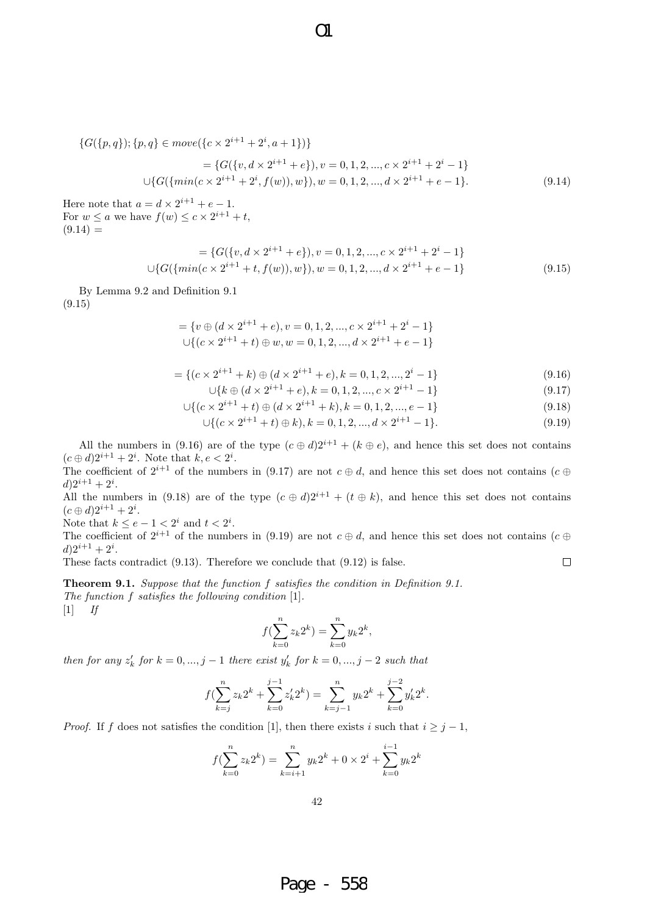$$\{G(\{p,q\}); \{p,q\} \in move(\{c \times 2^{i+1} + 2^i, a+1\})\}$$

$$= \{G(\{v, d \times 2^{i+1} + e\}), v = 0,1,2,...,c \times 2^{i+1} + 2^i - 1\}$$

$$\cup \{G(\{min(c \times 2^{i+1} + 2^i, f(w)), w\}), w = 0,1,2,...,d \times 2^{i+1} + e - 1\}. \quad (9.14)$$

Here note that $a = d \times 2^{i+1} + e - 1$.
For $w \leq a$ we have $f(w) \leq c \times 2^{i+1} + t$,
(9.14) =

$$= \{G(\{v, d \times 2^{i+1} + e\}), v = 0,1,2,...,c \times 2^{i+1} + 2^i - 1\}$$

$$\cup \{G(\{min(c \times 2^{i+1} + t, f(w)), w\}), w = 0,1,2,...,d \times 2^{i+1} + e - 1\} \quad (9.15)$$

By Lemma 9.2 and Definition 9.1
(9.15)

$$= \{v \oplus (d \times 2^{i+1} + e), v = 0,1,2,...,c \times 2^{i+1} + 2^i - 1\}$$

$$\cup \{(c \times 2^{i+1} + t) \oplus w, w = 0,1,2,...,d \times 2^{i+1} + e - 1\}$$

$$= \{(c \times 2^{i+1} + k) \oplus (d \times 2^{i+1} + e), k = 0,1,2,...,2^i - 1\} \quad (9.16)$$

$$\cup \{k \oplus (d \times 2^{i+1} + e), k = 0,1,2,...,c \times 2^{i+1} - 1\} \quad (9.17)$$

$$\cup \{(c \times 2^{i+1} + t) \oplus (d \times 2^{i+1} + k), k = 0,1,2,...,e - 1\} \quad (9.18)$$

$$\cup \{(c \times 2^{i+1} + t) \oplus k), k = 0,1,2,...,d \times 2^{i+1} - 1\}. \quad (9.19)$$

All the numbers in (9.16) are of the type $(c \oplus d)2^{i+1} + (k \oplus e)$, and hence this set does not contains $(c \oplus d)2^{i+1} + 2^i$. Note that $k, e < 2^i$.
The coefficient of $2^{i+1}$ of the numbers in (9.17) are not $c \oplus d$, and hence this set does not contains $(c \oplus d)2^{i+1} + 2^i$.
All the numbers in (9.18) are of the type $(c \oplus d)2^{i+1} + (t \oplus k)$, and hence this set does not contains $(c \oplus d)2^{i+1} + 2^i$.
Note that $k \leq e - 1 < 2^i$ and $t < 2^i$.
The coefficient of $2^{i+1}$ of the numbers in (9.19) are not $c \oplus d$, and hence this set does not contains $(c \oplus d)2^{i+1} + 2^i$.
These facts contradict (9.13). Therefore we conclude that (9.12) is false. □

**Theorem 9.1.** *Suppose that the function $f$ satisfies the condition in Definition 9.1. The function $f$ satisfies the following condition* [1].
[1] *If*

$$f(\sum_{k=0}^{n} z_k 2^k) = \sum_{k=0}^{n} y_k 2^k,$$

*then for any $z'_k$ for $k = 0, ..., j-1$ there exist $y'_k$ for $k = 0, ..., j-2$ such that*

$$f(\sum_{k=j}^{n} z_k 2^k + \sum_{k=0}^{j-1} z'_k 2^k) = \sum_{k=j-1}^{n} y_k 2^k + \sum_{k=0}^{j-2} y'_k 2^k.$$

*Proof.* If $f$ does not satisfies the condition [1], then there exists $i$ such that $i \geq j-1$,

$$f(\sum_{k=0}^{n} z_k 2^k) = \sum_{k=i+1}^{n} y_k 2^k + 0 \times 2^i + \sum_{k=0}^{i-1} y_k 2^k$$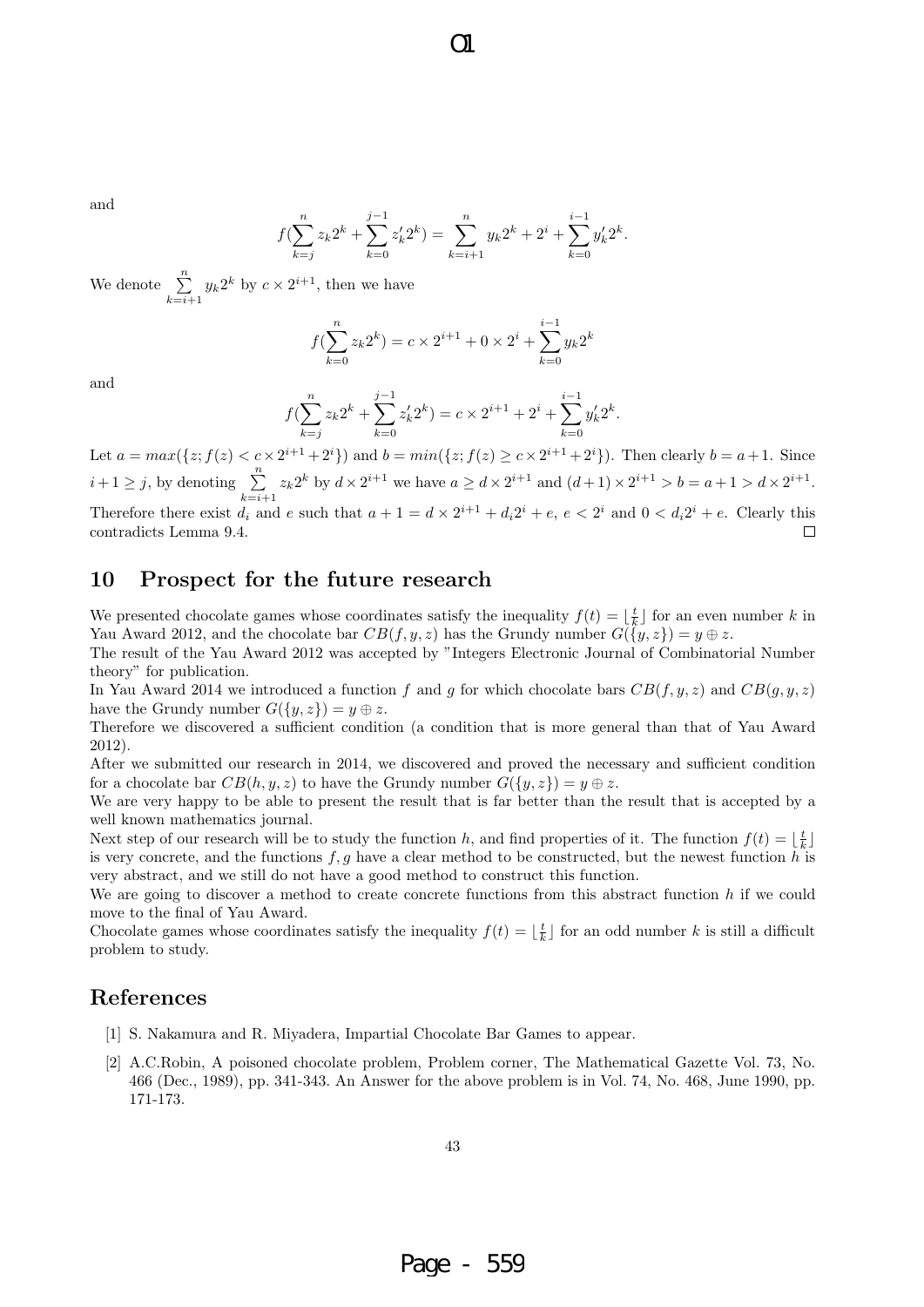and

$$f(\sum_{k=j}^{n} z_k 2^k + \sum_{k=0}^{j-1} z'_k 2^k) = \sum_{k=i+1}^{n} y_k 2^k + 2^i + \sum_{k=0}^{i-1} y'_k 2^k.$$

We denote $\sum_{k=i+1}^{n} y_k 2^k$ by $c \times 2^{i+1}$, then we have

$$f(\sum_{k=0}^{n} z_k 2^k) = c \times 2^{i+1} + 0 \times 2^i + \sum_{k=0}^{i-1} y_k 2^k$$

and

$$f(\sum_{k=j}^{n} z_k 2^k + \sum_{k=0}^{j-1} z'_k 2^k) = c \times 2^{i+1} + 2^i + \sum_{k=0}^{i-1} y'_k 2^k.$$

Let $a = max(\{z; f(z) < c \times 2^{i+1} + 2^i\})$ and $b = min(\{z; f(z) \geq c \times 2^{i+1} + 2^i\})$. Then clearly $b = a+1$. Since $i+1 \geq j$, by denoting $\sum_{k=i+1}^{n} z_k 2^k$ by $d \times 2^{i+1}$ we have $a \geq d \times 2^{i+1}$ and $(d+1) \times 2^{i+1} > b = a+1 > d \times 2^{i+1}$. Therefore there exist $d_i$ and $e$ such that $a+1 = d \times 2^{i+1} + d_i 2^i + e$, $e < 2^i$ and $0 < d_i 2^i + e$. Clearly this contradicts Lemma 9.4. □

## 10 Prospect for the future research

We presented chocolate games whose coordinates satisfy the inequality $f(t) = \lfloor \frac{t}{k} \rfloor$ for an even number $k$ in Yau Award 2012, and the chocolate bar $CB(f, y, z)$ has the Grundy number $G(\{y, z\}) = y \oplus z$.

The result of the Yau Award 2012 was accepted by "Integers Electronic Journal of Combinatorial Number theory" for publication.

In Yau Award 2014 we introduced a function $f$ and $g$ for which chocolate bars $CB(f, y, z)$ and $CB(g, y, z)$ have the Grundy number $G(\{y, z\}) = y \oplus z$.

Therefore we discovered a sufficient condition (a condition that is more general than that of Yau Award 2012).

After we submitted our research in 2014, we discovered and proved the necessary and sufficient condition for a chocolate bar $CB(h, y, z)$ to have the Grundy number $G(\{y, z\}) = y \oplus z$.

We are very happy to be able to present the result that is far better than the result that is accepted by a well known mathematics journal.

Next step of our research will be to study the function $h$, and find properties of it. The function $f(t) = \lfloor \frac{t}{k} \rfloor$ is very concrete, and the functions $f, g$ have a clear method to be constructed, but the newest function $h$ is very abstract, and we still do not have a good method to construct this function.

We are going to discover a method to create concrete functions from this abstract function $h$ if we could move to the final of Yau Award.

Chocolate games whose coordinates satisfy the inequality $f(t) = \lfloor \frac{t}{k} \rfloor$ for an odd number $k$ is still a difficult problem to study.

## References

[1] S. Nakamura and R. Miyadera, Impartial Chocolate Bar Games to appear.

[2] A.C.Robin, A poisoned chocolate problem, Problem corner, The Mathematical Gazette Vol. 73, No. 466 (Dec., 1989), pp. 341-343. An Answer for the above problem is in Vol. 74, No. 468, June 1990, pp. 171-173.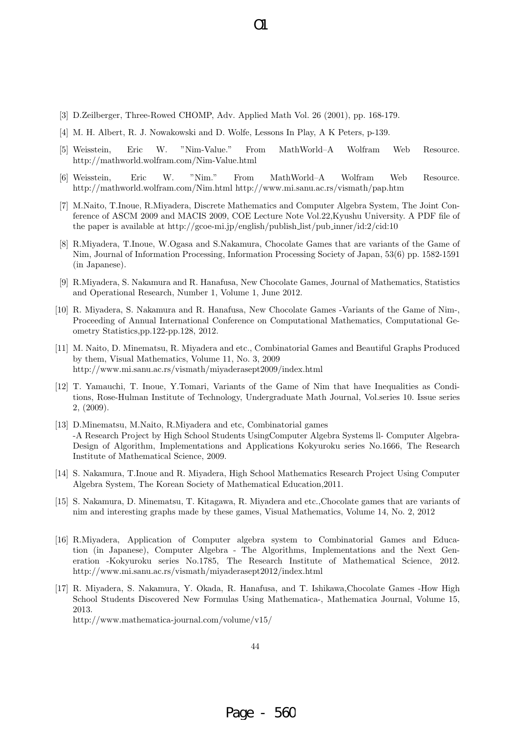[3] D.Zeilberger, Three-Rowed CHOMP, Adv. Applied Math Vol. 26 (2001), pp. 168-179.

[4] M. H. Albert, R. J. Nowakowski and D. Wolfe, Lessons In Play, A K Peters, p-139.

[5] Weisstein, Eric W. "Nim-Value." From MathWorld–A Wolfram Web Resource. http://mathworld.wolfram.com/Nim-Value.html

[6] Weisstein, Eric W. "Nim." From MathWorld–A Wolfram Web Resource. http://mathworld.wolfram.com/Nim.html http://www.mi.sanu.ac.rs/vismath/pap.htm

[7] M.Naito, T.Inoue, R.Miyadera, Discrete Mathematics and Computer Algebra System, The Joint Conference of ASCM 2009 and MACIS 2009, COE Lecture Note Vol.22,Kyushu University. A PDF file of the paper is available at http://gcoe-mi.jp/english/publish_list/pub_inner/id:2/cid:10

[8] R.Miyadera, T.Inoue, W.Ogasa and S.Nakamura, Chocolate Games that are variants of the Game of Nim, Journal of Information Processing, Information Processing Society of Japan, 53(6) pp. 1582-1591 (in Japanese).

[9] R.Miyadera, S. Nakamura and R. Hanafusa, New Chocolate Games, Journal of Mathematics, Statistics and Operational Research, Number 1, Volume 1, June 2012.

[10] R. Miyadera, S. Nakamura and R. Hanafusa, New Chocolate Games -Variants of the Game of Nim-, Proceeding of Annual International Conference on Computational Mathematics, Computational Geometry Statistics,pp.122-pp.128, 2012.

[11] M. Naito, D. Minematsu, R. Miyadera and etc., Combinatorial Games and Beautiful Graphs Produced by them, Visual Mathematics, Volume 11, No. 3, 2009 http://www.mi.sanu.ac.rs/vismath/miyaderasept2009/index.html

[12] T. Yamauchi, T. Inoue, Y.Tomari, Variants of the Game of Nim that have Inequalities as Conditions, Rose-Hulman Institute of Technology, Undergraduate Math Journal, Vol.series 10. Issue series 2, (2009).

[13] D.Minematsu, M.Naito, R.Miyadera and etc, Combinatorial games -A Research Project by High School Students UsingComputer Algebra Systems ll- Computer Algebra-Design of Algorithm, Implementations and Applications Kokyuroku series No.1666, The Research Institute of Mathematical Science, 2009.

[14] S. Nakamura, T.Inoue and R. Miyadera, High School Mathematics Research Project Using Computer Algebra System, The Korean Society of Mathematical Education,2011.

[15] S. Nakamura, D. Minematsu, T. Kitagawa, R. Miyadera and etc.,Chocolate games that are variants of nim and interesting graphs made by these games, Visual Mathematics, Volume 14, No. 2, 2012

[16] R.Miyadera, Application of Computer algebra system to Combinatorial Games and Education (in Japanese), Computer Algebra - The Algorithms, Implementations and the Next Generation -Kokyuroku series No.1785, The Research Institute of Mathematical Science, 2012. http://www.mi.sanu.ac.rs/vismath/miyaderasept2012/index.html

[17] R. Miyadera, S. Nakamura, Y. Okada, R. Hanafusa, and T. Ishikawa,Chocolate Games -How High School Students Discovered New Formulas Using Mathematica-, Mathematica Journal, Volume 15, 2013.
http://www.mathematica-journal.com/volume/v15/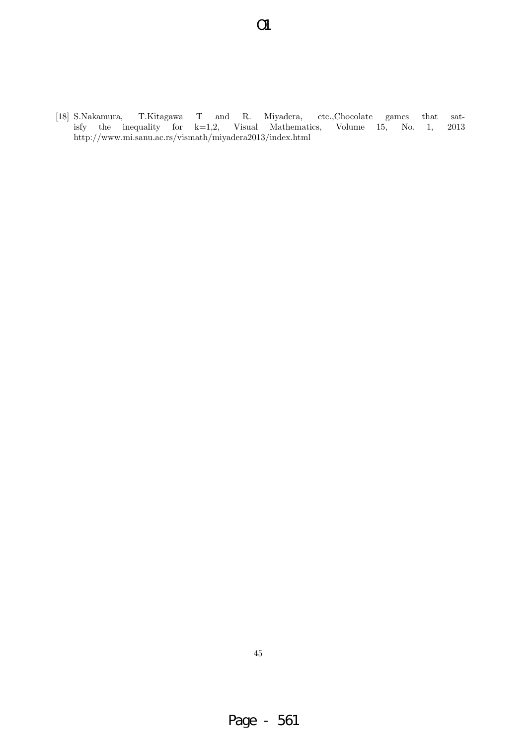[18] S.Nakamura, T.Kitagawa T and R. Miyadera, etc.,Chocolate games that satisfy the inequality for k=1,2, Visual Mathematics, Volume 15, No. 1, 2013 http://www.mi.sanu.ac.rs/vismath/miyadera2013/index.html